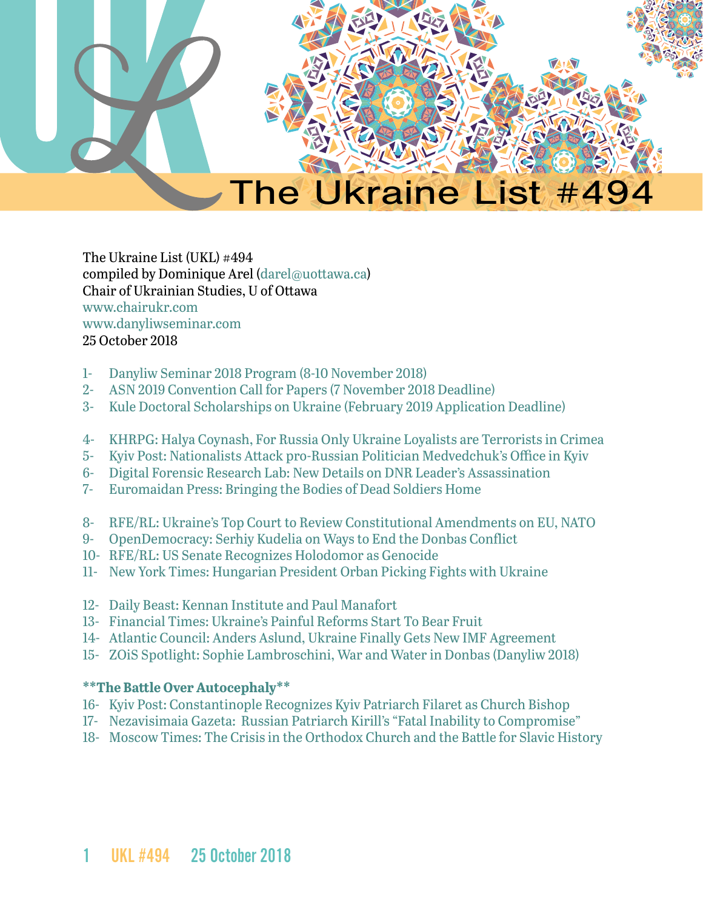# The Ukraine List #494

The Ukraine List (UKL) #494
compiled by Dominique Arel (darel@uottawa.ca)
Chair of Ukrainian Studies, U of Ottawa
www.chairukr.com
www.danyliwseminar.com
25 October 2018

1- Danyliw Seminar 2018 Program (8-10 November 2018)
2- ASN 2019 Convention Call for Papers (7 November 2018 Deadline)
3- Kule Doctoral Scholarships on Ukraine (February 2019 Application Deadline)

4- KHRPG: Halya Coynash, For Russia Only Ukraine Loyalists are Terrorists in Crimea
5- Kyiv Post: Nationalists Attack pro-Russian Politician Medvedchuk's Office in Kyiv
6- Digital Forensic Research Lab: New Details on DNR Leader's Assassination
7- Euromaidan Press: Bringing the Bodies of Dead Soldiers Home

8- RFE/RL: Ukraine's Top Court to Review Constitutional Amendments on EU, NATO
9- OpenDemocracy: Serhiy Kudelia on Ways to End the Donbas Conflict
10- RFE/RL: US Senate Recognizes Holodomor as Genocide
11- New York Times: Hungarian President Orban Picking Fights with Ukraine

12- Daily Beast: Kennan Institute and Paul Manafort
13- Financial Times: Ukraine's Painful Reforms Start To Bear Fruit
14- Atlantic Council: Anders Aslund, Ukraine Finally Gets New IMF Agreement
15- ZOiS Spotlight: Sophie Lambroschini, War and Water in Donbas (Danyliw 2018)

**The Battle Over Autocephaly**

16- Kyiv Post: Constantinople Recognizes Kyiv Patriarch Filaret as Church Bishop
17- Nezavisimaia Gazeta: Russian Patriarch Kirill's "Fatal Inability to Compromise"
18- Moscow Times: The Crisis in the Orthodox Church and the Battle for Slavic History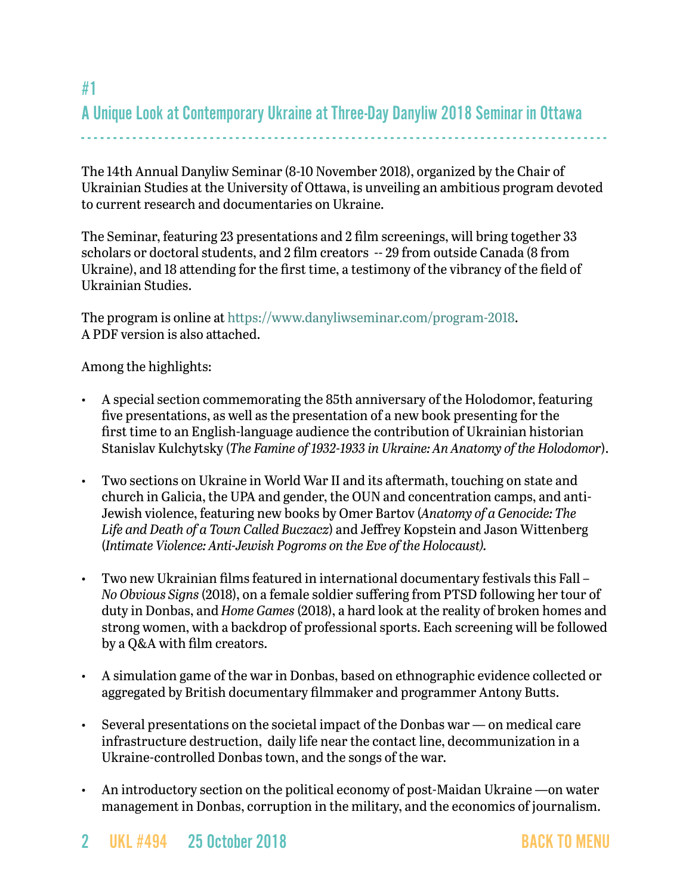## #1

## A Unique Look at Contemporary Ukraine at Three-Day Danyliw 2018 Seminar in Ottawa

The 14th Annual Danyliw Seminar (8-10 November 2018), organized by the Chair of Ukrainian Studies at the University of Ottawa, is unveiling an ambitious program devoted to current research and documentaries on Ukraine.

The Seminar, featuring 23 presentations and 2 film screenings, will bring together 33 scholars or doctoral students, and 2 film creators -- 29 from outside Canada (8 from Ukraine), and 18 attending for the first time, a testimony of the vibrancy of the field of Ukrainian Studies.

The program is online at https://www.danyliwseminar.com/program-2018.
A PDF version is also attached.

Among the highlights:

- A special section commemorating the 85th anniversary of the Holodomor, featuring five presentations, as well as the presentation of a new book presenting for the first time to an English-language audience the contribution of Ukrainian historian Stanislav Kulchytsky (*The Famine of 1932-1933 in Ukraine: An Anatomy of the Holodomor*).

- Two sections on Ukraine in World War II and its aftermath, touching on state and church in Galicia, the UPA and gender, the OUN and concentration camps, and anti-Jewish violence, featuring new books by Omer Bartov (*Anatomy of a Genocide: The Life and Death of a Town Called Buczacz*) and Jeffrey Kopstein and Jason Wittenberg (*Intimate Violence: Anti-Jewish Pogroms on the Eve of the Holocaust).*

- Two new Ukrainian films featured in international documentary festivals this Fall – *No Obvious Signs* (2018), on a female soldier suffering from PTSD following her tour of duty in Donbas, and *Home Games* (2018), a hard look at the reality of broken homes and strong women, with a backdrop of professional sports. Each screening will be followed by a Q&A with film creators.

- A simulation game of the war in Donbas, based on ethnographic evidence collected or aggregated by British documentary filmmaker and programmer Antony Butts.

- Several presentations on the societal impact of the Donbas war — on medical care infrastructure destruction, daily life near the contact line, decommunization in a Ukraine-controlled Donbas town, and the songs of the war.

- An introductory section on the political economy of post-Maidan Ukraine —on water management in Donbas, corruption in the military, and the economics of journalism.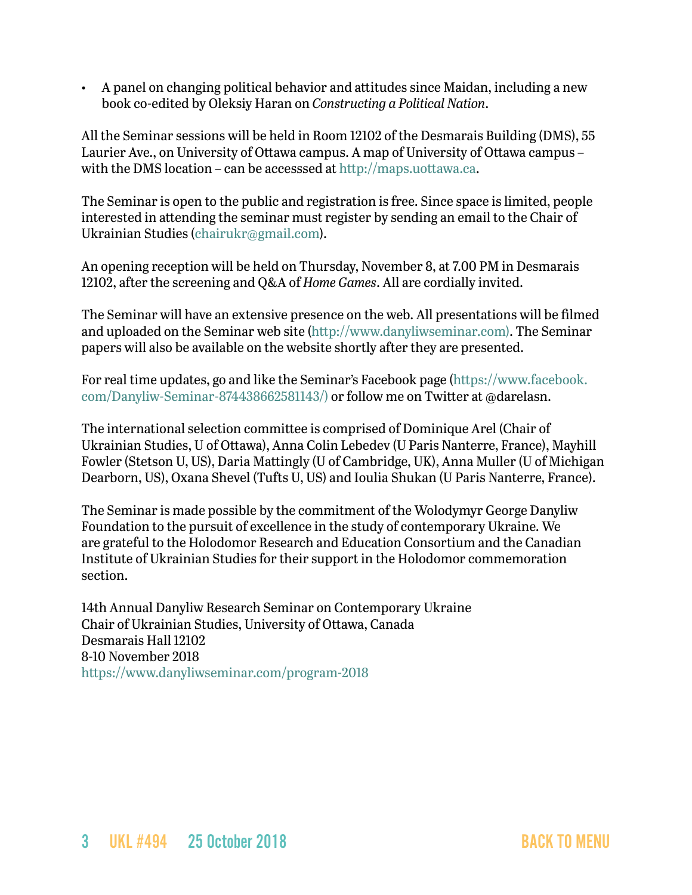- A panel on changing political behavior and attitudes since Maidan, including a new book co-edited by Oleksiy Haran on *Constructing a Political Nation*.

All the Seminar sessions will be held in Room 12102 of the Desmarais Building (DMS), 55 Laurier Ave., on University of Ottawa campus. A map of University of Ottawa campus – with the DMS location – can be accesssed at http://maps.uottawa.ca.

The Seminar is open to the public and registration is free. Since space is limited, people interested in attending the seminar must register by sending an email to the Chair of Ukrainian Studies (chairukr@gmail.com).

An opening reception will be held on Thursday, November 8, at 7.00 PM in Desmarais 12102, after the screening and Q&A of *Home Games*. All are cordially invited.

The Seminar will have an extensive presence on the web. All presentations will be filmed and uploaded on the Seminar web site (http://www.danyliwseminar.com). The Seminar papers will also be available on the website shortly after they are presented.

For real time updates, go and like the Seminar's Facebook page (https://www.facebook.com/Danyliw-Seminar-874438662581143/) or follow me on Twitter at @darelasn.

The international selection committee is comprised of Dominique Arel (Chair of Ukrainian Studies, U of Ottawa), Anna Colin Lebedev (U Paris Nanterre, France), Mayhill Fowler (Stetson U, US), Daria Mattingly (U of Cambridge, UK), Anna Muller (U of Michigan Dearborn, US), Oxana Shevel (Tufts U, US) and Ioulia Shukan (U Paris Nanterre, France).

The Seminar is made possible by the commitment of the Wolodymyr George Danyliw Foundation to the pursuit of excellence in the study of contemporary Ukraine. We are grateful to the Holodomor Research and Education Consortium and the Canadian Institute of Ukrainian Studies for their support in the Holodomor commemoration section.

14th Annual Danyliw Research Seminar on Contemporary Ukraine
Chair of Ukrainian Studies, University of Ottawa, Canada
Desmarais Hall 12102
8-10 November 2018
https://www.danyliwseminar.com/program-2018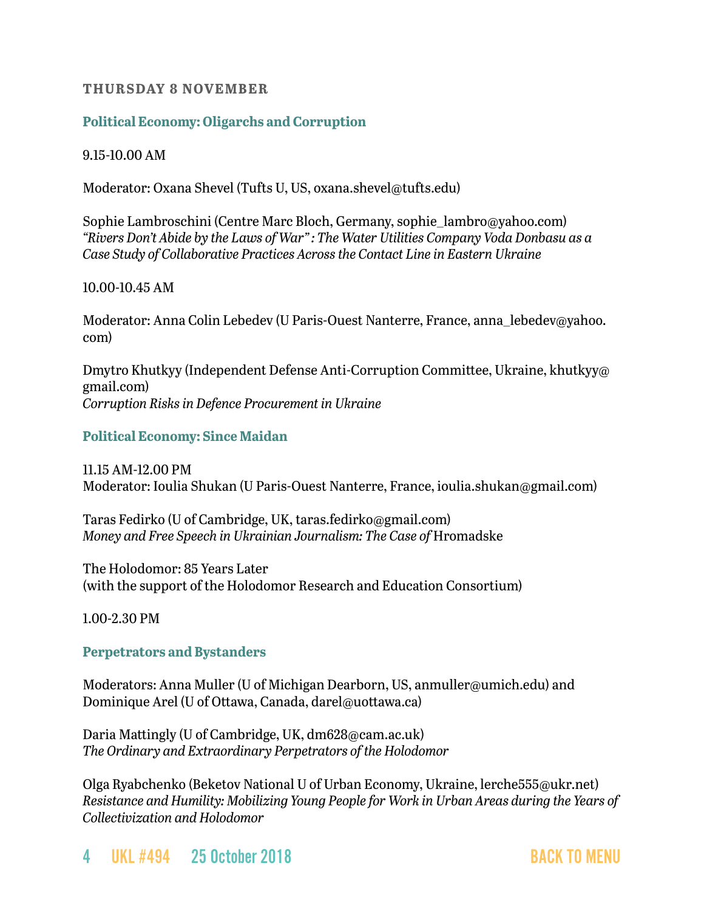### THURSDAY 8 NOVEMBER

#### Political Economy: Oligarchs and Corruption

9.15-10.00 AM

Moderator: Oxana Shevel (Tufts U, US, oxana.shevel@tufts.edu)

Sophie Lambroschini (Centre Marc Bloch, Germany, sophie_lambro@yahoo.com)
*"Rivers Don't Abide by the Laws of War": The Water Utilities Company Voda Donbasu as a Case Study of Collaborative Practices Across the Contact Line in Eastern Ukraine*

10.00-10.45 AM

Moderator: Anna Colin Lebedev (U Paris-Ouest Nanterre, France, anna_lebedev@yahoo.com)

Dmytro Khutkyy (Independent Defense Anti-Corruption Committee, Ukraine, khutkyy@gmail.com)
*Corruption Risks in Defence Procurement in Ukraine*

#### Political Economy: Since Maidan

11.15 AM-12.00 PM
Moderator: Ioulia Shukan (U Paris-Ouest Nanterre, France, ioulia.shukan@gmail.com)

Taras Fedirko (U of Cambridge, UK, taras.fedirko@gmail.com)
*Money and Free Speech in Ukrainian Journalism: The Case of* Hromadske

The Holodomor: 85 Years Later
(with the support of the Holodomor Research and Education Consortium)

1.00-2.30 PM

#### Perpetrators and Bystanders

Moderators: Anna Muller (U of Michigan Dearborn, US, anmuller@umich.edu) and Dominique Arel (U of Ottawa, Canada, darel@uottawa.ca)

Daria Mattingly (U of Cambridge, UK, dm628@cam.ac.uk)
*The Ordinary and Extraordinary Perpetrators of the Holodomor*

Olga Ryabchenko (Beketov National U of Urban Economy, Ukraine, lerche555@ukr.net)
*Resistance and Humility: Mobilizing Young People for Work in Urban Areas during the Years of Collectivization and Holodomor*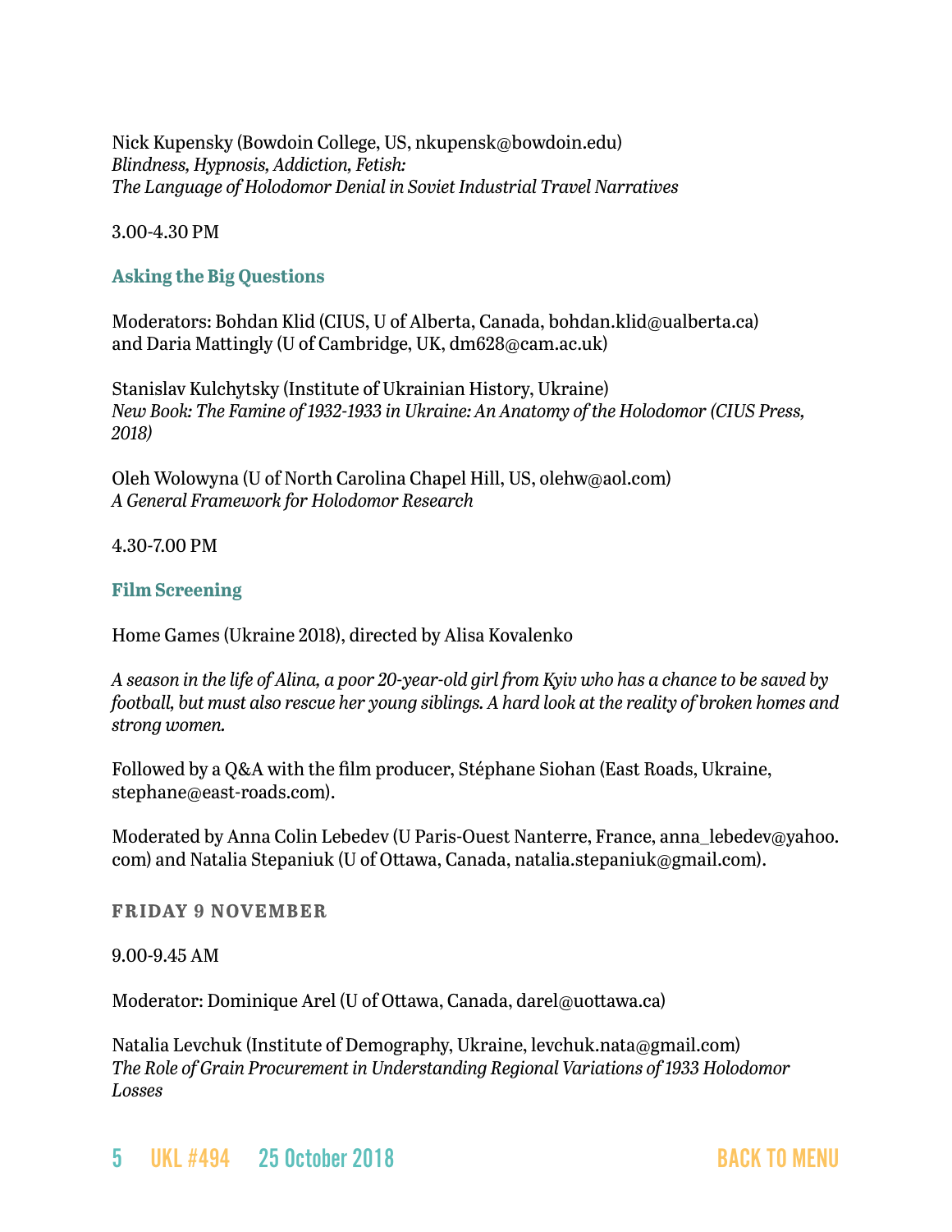Nick Kupensky (Bowdoin College, US, nkupensk@bowdoin.edu)
*Blindness, Hypnosis, Addiction, Fetish:*
*The Language of Holodomor Denial in Soviet Industrial Travel Narratives*

3.00-4.30 PM

### Asking the Big Questions

Moderators: Bohdan Klid (CIUS, U of Alberta, Canada, bohdan.klid@ualberta.ca) and Daria Mattingly (U of Cambridge, UK, dm628@cam.ac.uk)

Stanislav Kulchytsky (Institute of Ukrainian History, Ukraine)
*New Book: The Famine of 1932-1933 in Ukraine: An Anatomy of the Holodomor (CIUS Press, 2018)*

Oleh Wolowyna (U of North Carolina Chapel Hill, US, olehw@aol.com)
*A General Framework for Holodomor Research*

4.30-7.00 PM

### Film Screening

Home Games (Ukraine 2018), directed by Alisa Kovalenko

*A season in the life of Alina, a poor 20-year-old girl from Kyiv who has a chance to be saved by football, but must also rescue her young siblings. A hard look at the reality of broken homes and strong women.*

Followed by a Q&A with the film producer, Stéphane Siohan (East Roads, Ukraine, stephane@east-roads.com).

Moderated by Anna Colin Lebedev (U Paris-Ouest Nanterre, France, anna_lebedev@yahoo.com) and Natalia Stepaniuk (U of Ottawa, Canada, natalia.stepaniuk@gmail.com).

**FRIDAY 9 NOVEMBER**

9.00-9.45 AM

Moderator: Dominique Arel (U of Ottawa, Canada, darel@uottawa.ca)

Natalia Levchuk (Institute of Demography, Ukraine, levchuk.nata@gmail.com)
*The Role of Grain Procurement in Understanding Regional Variations of 1933 Holodomor Losses*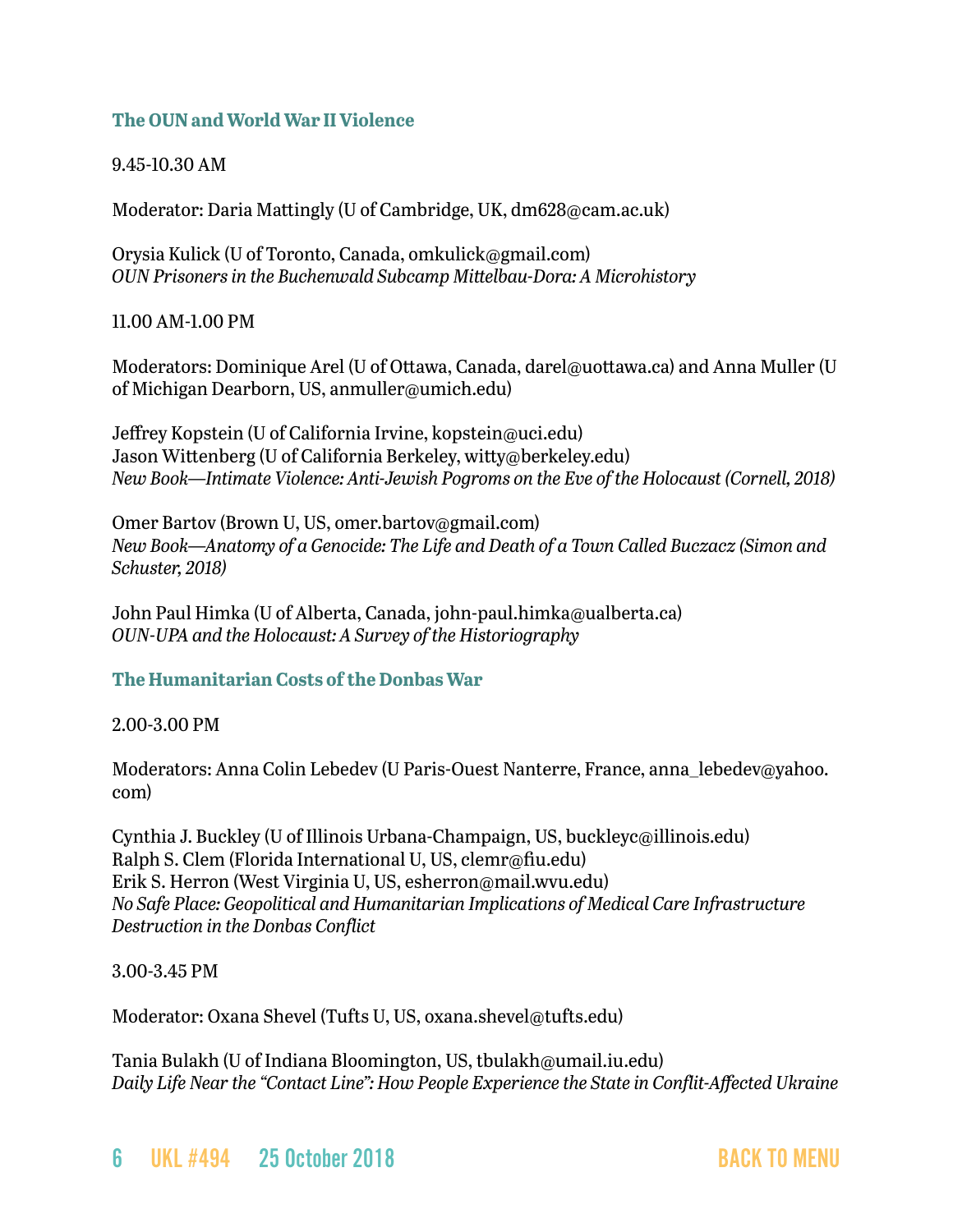### The OUN and World War II Violence

9.45-10.30 AM

Moderator: Daria Mattingly (U of Cambridge, UK, dm628@cam.ac.uk)

Orysia Kulick (U of Toronto, Canada, omkulick@gmail.com)
*OUN Prisoners in the Buchenwald Subcamp Mittelbau-Dora: A Microhistory*

11.00 AM-1.00 PM

Moderators: Dominique Arel (U of Ottawa, Canada, darel@uottawa.ca) and Anna Muller (U of Michigan Dearborn, US, anmuller@umich.edu)

Jeffrey Kopstein (U of California Irvine, kopstein@uci.edu)
Jason Wittenberg (U of California Berkeley, witty@berkeley.edu)
*New Book—Intimate Violence: Anti-Jewish Pogroms on the Eve of the Holocaust (Cornell, 2018)*

Omer Bartov (Brown U, US, omer.bartov@gmail.com)
*New Book—Anatomy of a Genocide: The Life and Death of a Town Called Buczacz (Simon and Schuster, 2018)*

John Paul Himka (U of Alberta, Canada, john-paul.himka@ualberta.ca)
*OUN-UPA and the Holocaust: A Survey of the Historiography*

### The Humanitarian Costs of the Donbas War

2.00-3.00 PM

Moderators: Anna Colin Lebedev (U Paris-Ouest Nanterre, France, anna_lebedev@yahoo.com)

Cynthia J. Buckley (U of Illinois Urbana-Champaign, US, buckleyc@illinois.edu)
Ralph S. Clem (Florida International U, US, clemr@fiu.edu)
Erik S. Herron (West Virginia U, US, esherron@mail.wvu.edu)
*No Safe Place: Geopolitical and Humanitarian Implications of Medical Care Infrastructure Destruction in the Donbas Conflict*

3.00-3.45 PM

Moderator: Oxana Shevel (Tufts U, US, oxana.shevel@tufts.edu)

Tania Bulakh (U of Indiana Bloomington, US, tbulakh@umail.iu.edu)
*Daily Life Near the "Contact Line": How People Experience the State in Conflit-Affected Ukraine*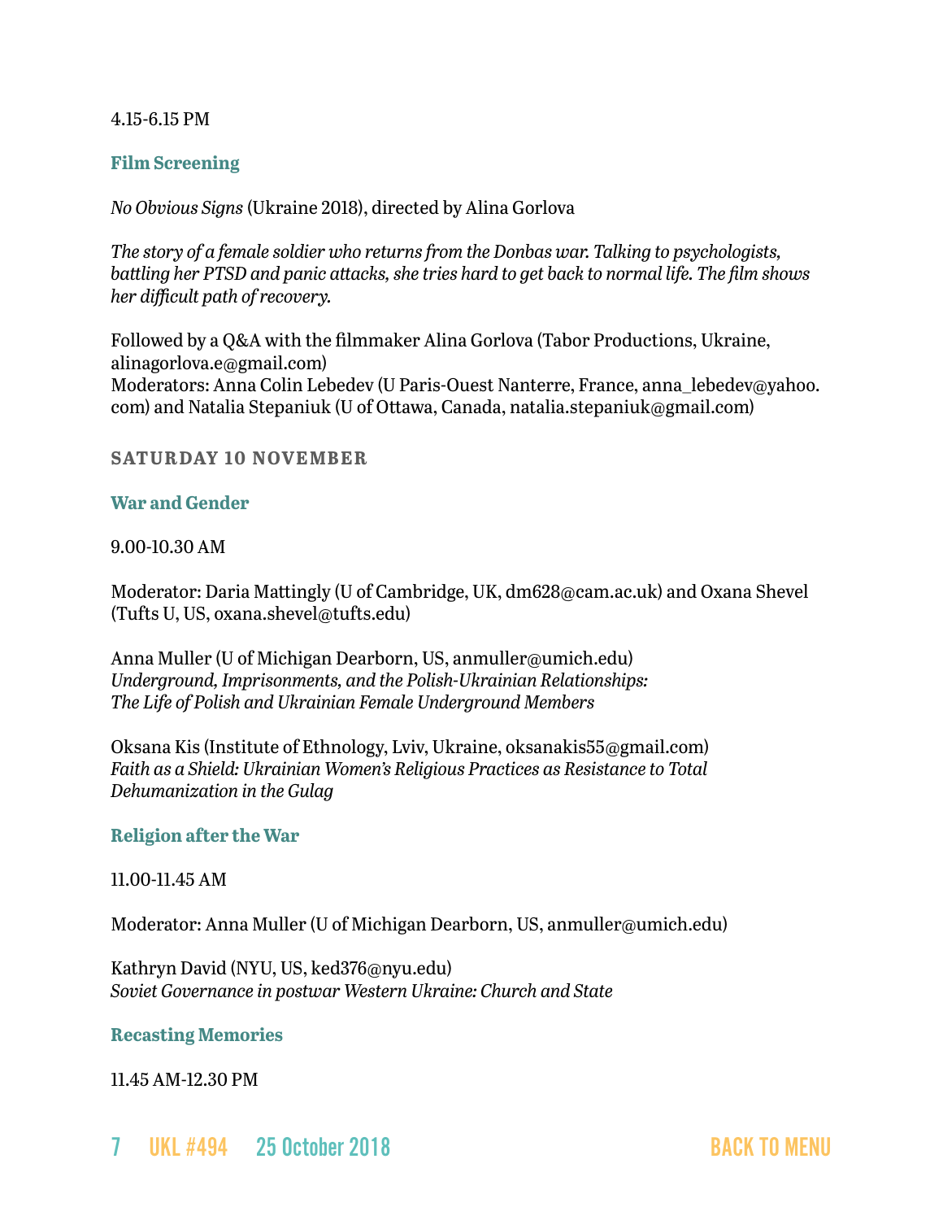4.15-6.15 PM

### Film Screening

*No Obvious Signs* (Ukraine 2018), directed by Alina Gorlova

*The story of a female soldier who returns from the Donbas war. Talking to psychologists, battling her PTSD and panic attacks, she tries hard to get back to normal life. The film shows her difficult path of recovery.*

Followed by a Q&A with the filmmaker Alina Gorlova (Tabor Productions, Ukraine, alinagorlova.e@gmail.com)
Moderators: Anna Colin Lebedev (U Paris-Ouest Nanterre, France, anna_lebedev@yahoo.com) and Natalia Stepaniuk (U of Ottawa, Canada, natalia.stepaniuk@gmail.com)

## SATURDAY 10 NOVEMBER

### War and Gender

9.00-10.30 AM

Moderator: Daria Mattingly (U of Cambridge, UK, dm628@cam.ac.uk) and Oxana Shevel (Tufts U, US, oxana.shevel@tufts.edu)

Anna Muller (U of Michigan Dearborn, US, anmuller@umich.edu)
*Underground, Imprisonments, and the Polish-Ukrainian Relationships: The Life of Polish and Ukrainian Female Underground Members*

Oksana Kis (Institute of Ethnology, Lviv, Ukraine, oksanakis55@gmail.com)
*Faith as a Shield: Ukrainian Women's Religious Practices as Resistance to Total Dehumanization in the Gulag*

### Religion after the War

11.00-11.45 AM

Moderator: Anna Muller (U of Michigan Dearborn, US, anmuller@umich.edu)

Kathryn David (NYU, US, ked376@nyu.edu)
*Soviet Governance in postwar Western Ukraine: Church and State*

### Recasting Memories

11.45 AM-12.30 PM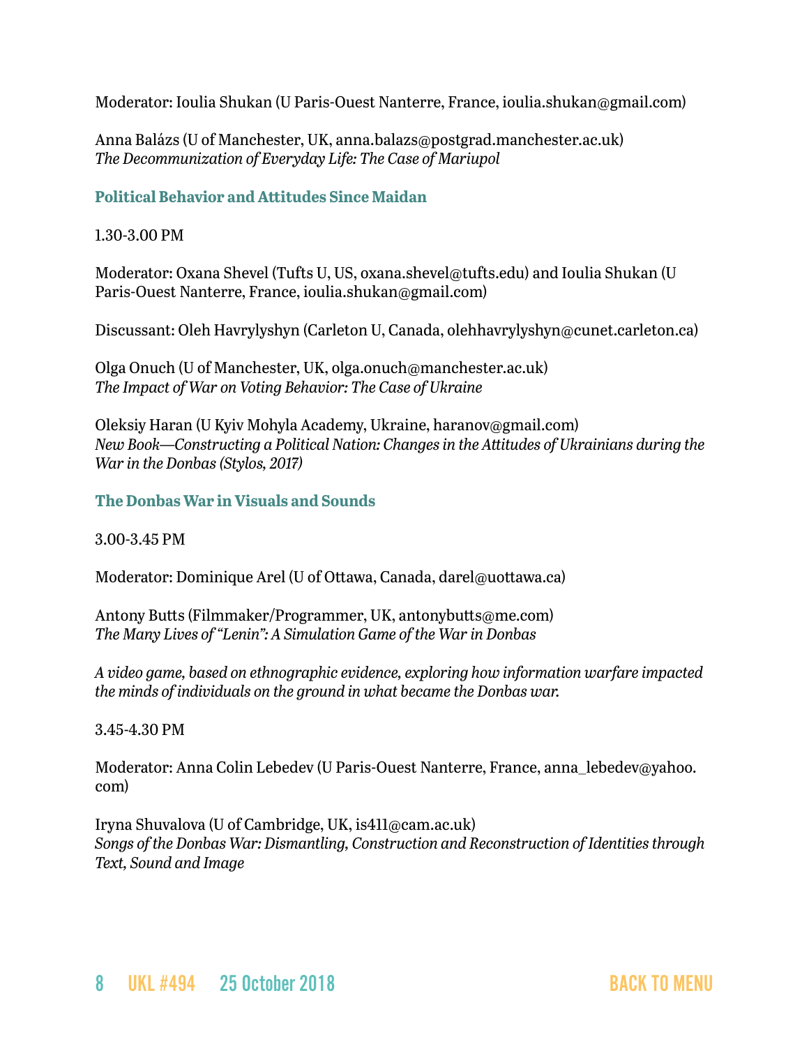Moderator: Ioulia Shukan (U Paris-Ouest Nanterre, France, ioulia.shukan@gmail.com)

Anna Balázs (U of Manchester, UK, anna.balazs@postgrad.manchester.ac.uk)
*The Decommunization of Everyday Life: The Case of Mariupol*

### Political Behavior and Attitudes Since Maidan

1.30-3.00 PM

Moderator: Oxana Shevel (Tufts U, US, oxana.shevel@tufts.edu) and Ioulia Shukan (U Paris-Ouest Nanterre, France, ioulia.shukan@gmail.com)

Discussant: Oleh Havrylyshyn (Carleton U, Canada, olehhavrylyshyn@cunet.carleton.ca)

Olga Onuch (U of Manchester, UK, olga.onuch@manchester.ac.uk)
*The Impact of War on Voting Behavior: The Case of Ukraine*

Oleksiy Haran (U Kyiv Mohyla Academy, Ukraine, haranov@gmail.com)
*New Book—Constructing a Political Nation: Changes in the Attitudes of Ukrainians during the War in the Donbas (Stylos, 2017)*

### The Donbas War in Visuals and Sounds

3.00-3.45 PM

Moderator: Dominique Arel (U of Ottawa, Canada, darel@uottawa.ca)

Antony Butts (Filmmaker/Programmer, UK, antonybutts@me.com)
*The Many Lives of "Lenin": A Simulation Game of the War in Donbas*

*A video game, based on ethnographic evidence, exploring how information warfare impacted the minds of individuals on the ground in what became the Donbas war.*

3.45-4.30 PM

Moderator: Anna Colin Lebedev (U Paris-Ouest Nanterre, France, anna_lebedev@yahoo.com)

Iryna Shuvalova (U of Cambridge, UK, is411@cam.ac.uk)
*Songs of the Donbas War: Dismantling, Construction and Reconstruction of Identities through Text, Sound and Image*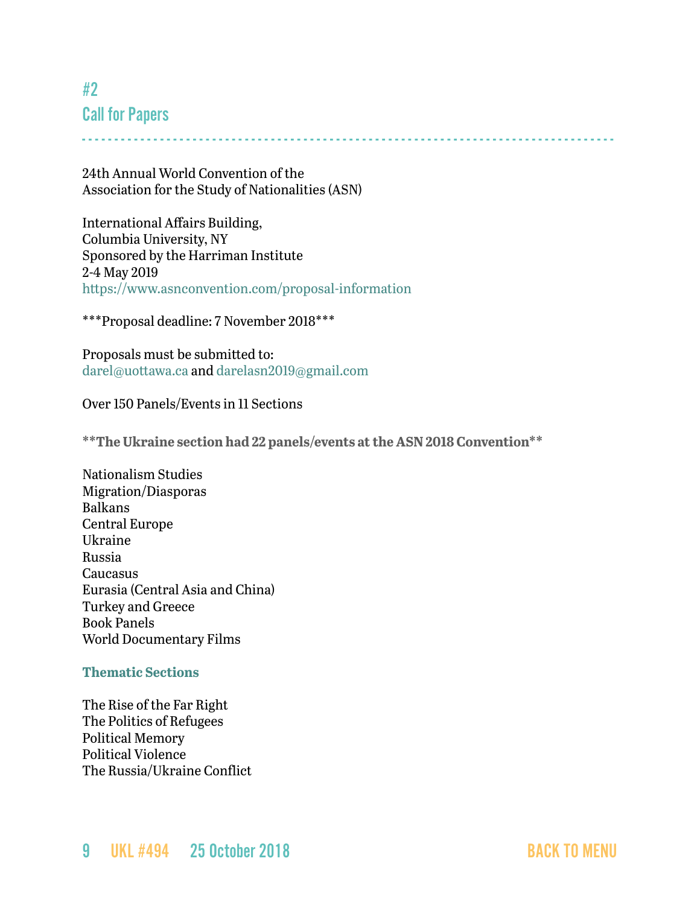## #2
## Call for Papers

24th Annual World Convention of the
Association for the Study of Nationalities (ASN)

International Affairs Building,
Columbia University, NY
Sponsored by the Harriman Institute
2-4 May 2019
https://www.asnconvention.com/proposal-information

***Proposal deadline: 7 November 2018***

Proposals must be submitted to:
darel@uottawa.ca and darelasn2019@gmail.com

Over 150 Panels/Events in 11 Sections

**The Ukraine section had 22 panels/events at the ASN 2018 Convention**

Nationalism Studies
Migration/Diasporas
Balkans
Central Europe
Ukraine
Russia
Caucasus
Eurasia (Central Asia and China)
Turkey and Greece
Book Panels
World Documentary Films

**Thematic Sections**

The Rise of the Far Right
The Politics of Refugees
Political Memory
Political Violence
The Russia/Ukraine Conflict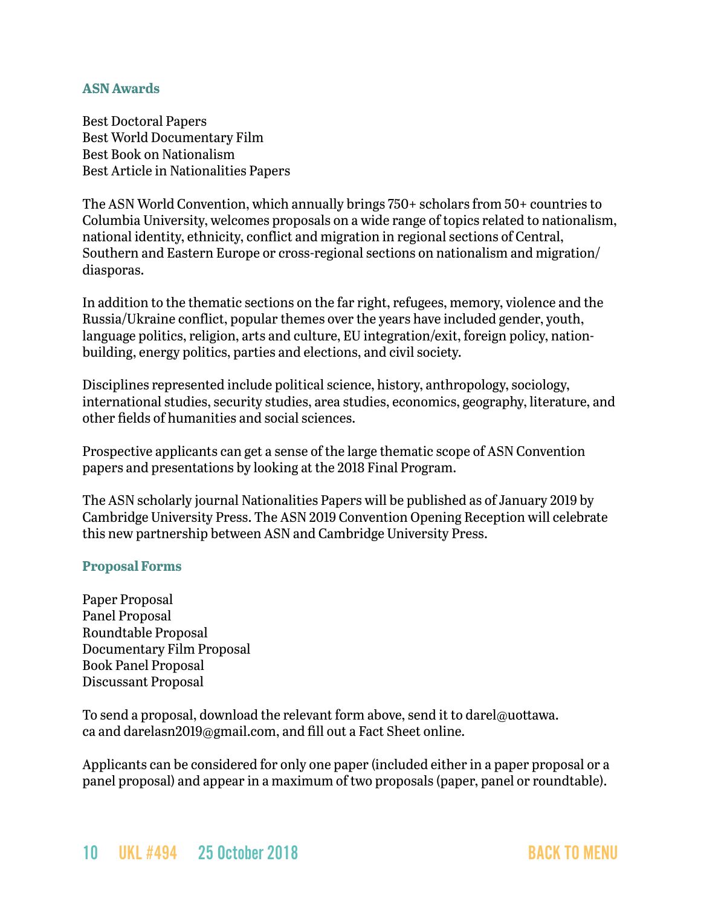### ASN Awards

Best Doctoral Papers
Best World Documentary Film
Best Book on Nationalism
Best Article in Nationalities Papers

The ASN World Convention, which annually brings 750+ scholars from 50+ countries to Columbia University, welcomes proposals on a wide range of topics related to nationalism, national identity, ethnicity, conflict and migration in regional sections of Central, Southern and Eastern Europe or cross-regional sections on nationalism and migration/diasporas.

In addition to the thematic sections on the far right, refugees, memory, violence and the Russia/Ukraine conflict, popular themes over the years have included gender, youth, language politics, religion, arts and culture, EU integration/exit, foreign policy, nation-building, energy politics, parties and elections, and civil society.

Disciplines represented include political science, history, anthropology, sociology, international studies, security studies, area studies, economics, geography, literature, and other fields of humanities and social sciences.

Prospective applicants can get a sense of the large thematic scope of ASN Convention papers and presentations by looking at the 2018 Final Program.

The ASN scholarly journal Nationalities Papers will be published as of January 2019 by Cambridge University Press. The ASN 2019 Convention Opening Reception will celebrate this new partnership between ASN and Cambridge University Press.

### Proposal Forms

Paper Proposal
Panel Proposal
Roundtable Proposal
Documentary Film Proposal
Book Panel Proposal
Discussant Proposal

To send a proposal, download the relevant form above, send it to darel@uottawa.ca and darelasn2019@gmail.com, and fill out a Fact Sheet online.

Applicants can be considered for only one paper (included either in a paper proposal or a panel proposal) and appear in a maximum of two proposals (paper, panel or roundtable).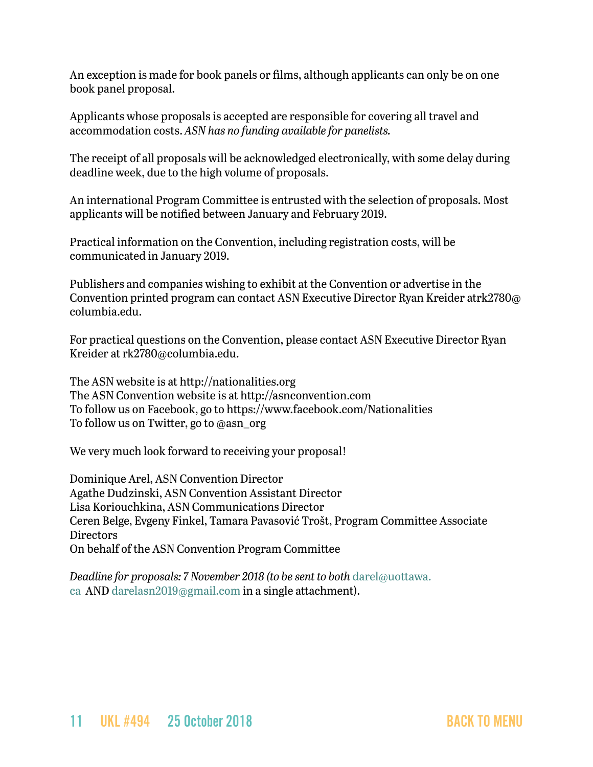An exception is made for book panels or films, although applicants can only be on one book panel proposal.

Applicants whose proposals is accepted are responsible for covering all travel and accommodation costs. *ASN has no funding available for panelists.*

The receipt of all proposals will be acknowledged electronically, with some delay during deadline week, due to the high volume of proposals.

An international Program Committee is entrusted with the selection of proposals. Most applicants will be notified between January and February 2019.

Practical information on the Convention, including registration costs, will be communicated in January 2019.

Publishers and companies wishing to exhibit at the Convention or advertise in the Convention printed program can contact ASN Executive Director Ryan Kreider atrk2780@columbia.edu.

For practical questions on the Convention, please contact ASN Executive Director Ryan Kreider at rk2780@columbia.edu.

The ASN website is at http://nationalities.org  
The ASN Convention website is at http://asnconvention.com  
To follow us on Facebook, go to https://www.facebook.com/Nationalities  
To follow us on Twitter, go to @asn_org

We very much look forward to receiving your proposal!

Dominique Arel, ASN Convention Director  
Agathe Dudzinski, ASN Convention Assistant Director  
Lisa Koriouchkina, ASN Communications Director  
Ceren Belge, Evgeny Finkel, Tamara Pavasović Trošt, Program Committee Associate Directors  
On behalf of the ASN Convention Program Committee

*Deadline for proposals: 7 November 2018 (to be sent to both* darel@uottawa.ca AND darelasn2019@gmail.com in a single attachment).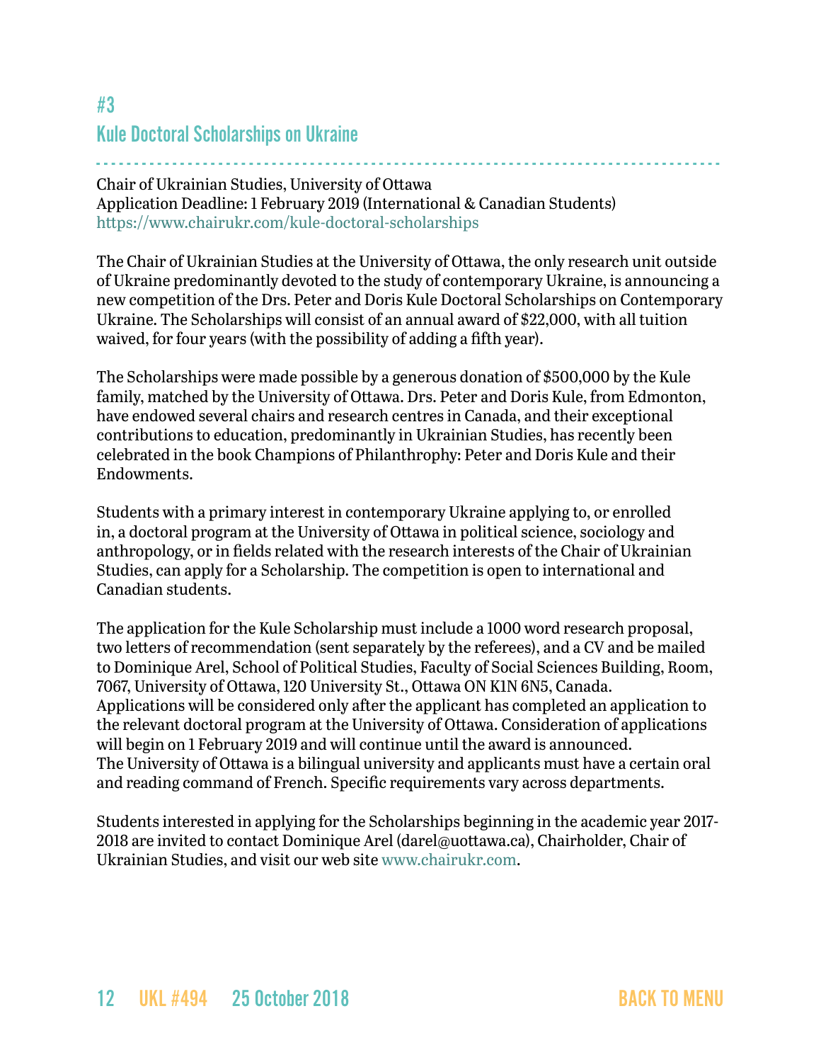## #3
## Kule Doctoral Scholarships on Ukraine

Chair of Ukrainian Studies, University of Ottawa
Application Deadline: 1 February 2019 (International & Canadian Students)
https://www.chairukr.com/kule-doctoral-scholarships

The Chair of Ukrainian Studies at the University of Ottawa, the only research unit outside of Ukraine predominantly devoted to the study of contemporary Ukraine, is announcing a new competition of the Drs. Peter and Doris Kule Doctoral Scholarships on Contemporary Ukraine. The Scholarships will consist of an annual award of $22,000, with all tuition waived, for four years (with the possibility of adding a fifth year).

The Scholarships were made possible by a generous donation of $500,000 by the Kule family, matched by the University of Ottawa. Drs. Peter and Doris Kule, from Edmonton, have endowed several chairs and research centres in Canada, and their exceptional contributions to education, predominantly in Ukrainian Studies, has recently been celebrated in the book Champions of Philanthrophy: Peter and Doris Kule and their Endowments.

Students with a primary interest in contemporary Ukraine applying to, or enrolled in, a doctoral program at the University of Ottawa in political science, sociology and anthropology, or in fields related with the research interests of the Chair of Ukrainian Studies, can apply for a Scholarship. The competition is open to international and Canadian students.

The application for the Kule Scholarship must include a 1000 word research proposal, two letters of recommendation (sent separately by the referees), and a CV and be mailed to Dominique Arel, School of Political Studies, Faculty of Social Sciences Building, Room, 7067, University of Ottawa, 120 University St., Ottawa ON K1N 6N5, Canada. Applications will be considered only after the applicant has completed an application to the relevant doctoral program at the University of Ottawa. Consideration of applications will begin on 1 February 2019 and will continue until the award is announced.
The University of Ottawa is a bilingual university and applicants must have a certain oral and reading command of French. Specific requirements vary across departments.

Students interested in applying for the Scholarships beginning in the academic year 2017-2018 are invited to contact Dominique Arel (darel@uottawa.ca), Chairholder, Chair of Ukrainian Studies, and visit our web site www.chairukr.com.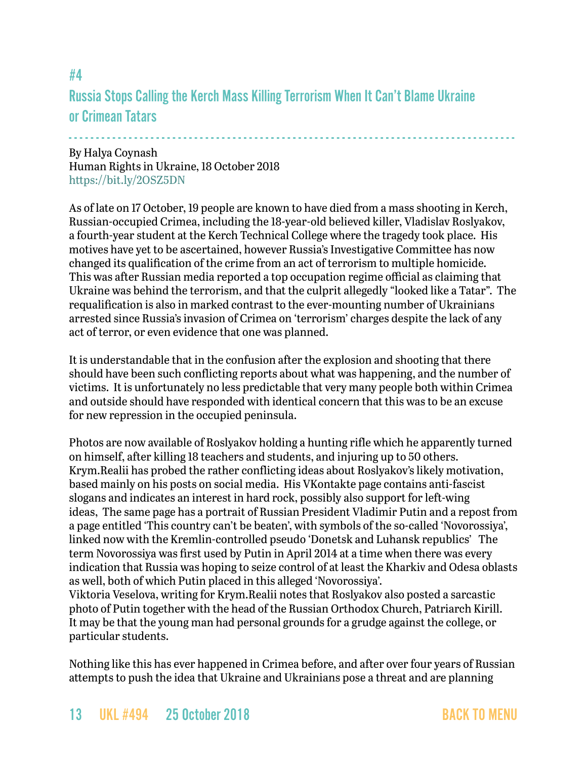## #4

## Russia Stops Calling the Kerch Mass Killing Terrorism When It Can't Blame Ukraine or Crimean Tatars

By Halya Coynash
Human Rights in Ukraine, 18 October 2018
https://bit.ly/2OSZ5DN

As of late on 17 October, 19 people are known to have died from a mass shooting in Kerch, Russian-occupied Crimea, including the 18-year-old believed killer, Vladislav Roslyakov, a fourth-year student at the Kerch Technical College where the tragedy took place. His motives have yet to be ascertained, however Russia's Investigative Committee has now changed its qualification of the crime from an act of terrorism to multiple homicide. This was after Russian media reported a top occupation regime official as claiming that Ukraine was behind the terrorism, and that the culprit allegedly "looked like a Tatar". The requalification is also in marked contrast to the ever-mounting number of Ukrainians arrested since Russia's invasion of Crimea on 'terrorism' charges despite the lack of any act of terror, or even evidence that one was planned.

It is understandable that in the confusion after the explosion and shooting that there should have been such conflicting reports about what was happening, and the number of victims. It is unfortunately no less predictable that very many people both within Crimea and outside should have responded with identical concern that this was to be an excuse for new repression in the occupied peninsula.

Photos are now available of Roslyakov holding a hunting rifle which he apparently turned on himself, after killing 18 teachers and students, and injuring up to 50 others. Krym.Realii has probed the rather conflicting ideas about Roslyakov's likely motivation, based mainly on his posts on social media. His VKontakte page contains anti-fascist slogans and indicates an interest in hard rock, possibly also support for left-wing ideas, The same page has a portrait of Russian President Vladimir Putin and a repost from a page entitled 'This country can't be beaten', with symbols of the so-called 'Novorossiya', linked now with the Kremlin-controlled pseudo 'Donetsk and Luhansk republics' The term Novorossiya was first used by Putin in April 2014 at a time when there was every indication that Russia was hoping to seize control of at least the Kharkiv and Odesa oblasts as well, both of which Putin placed in this alleged 'Novorossiya'.
Viktoria Veselova, writing for Krym.Realii notes that Roslyakov also posted a sarcastic photo of Putin together with the head of the Russian Orthodox Church, Patriarch Kirill. It may be that the young man had personal grounds for a grudge against the college, or particular students.

Nothing like this has ever happened in Crimea before, and after over four years of Russian attempts to push the idea that Ukraine and Ukrainians pose a threat and are planning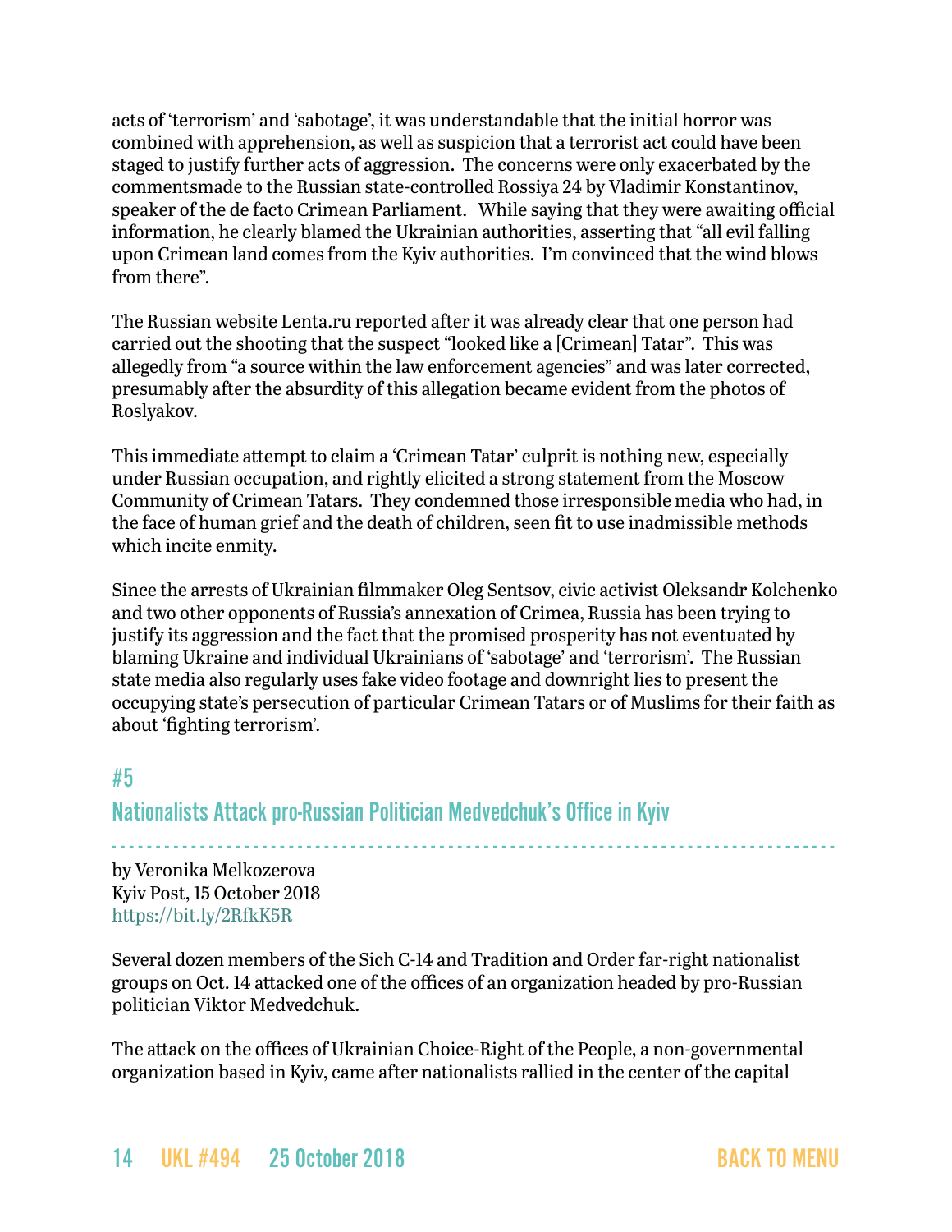acts of 'terrorism' and 'sabotage', it was understandable that the initial horror was combined with apprehension, as well as suspicion that a terrorist act could have been staged to justify further acts of aggression. The concerns were only exacerbated by the commentsmade to the Russian state-controlled Rossiya 24 by Vladimir Konstantinov, speaker of the de facto Crimean Parliament. While saying that they were awaiting official information, he clearly blamed the Ukrainian authorities, asserting that "all evil falling upon Crimean land comes from the Kyiv authorities. I'm convinced that the wind blows from there".

The Russian website Lenta.ru reported after it was already clear that one person had carried out the shooting that the suspect "looked like a [Crimean] Tatar". This was allegedly from "a source within the law enforcement agencies" and was later corrected, presumably after the absurdity of this allegation became evident from the photos of Roslyakov.

This immediate attempt to claim a 'Crimean Tatar' culprit is nothing new, especially under Russian occupation, and rightly elicited a strong statement from the Moscow Community of Crimean Tatars. They condemned those irresponsible media who had, in the face of human grief and the death of children, seen fit to use inadmissible methods which incite enmity.

Since the arrests of Ukrainian filmmaker Oleg Sentsov, civic activist Oleksandr Kolchenko and two other opponents of Russia's annexation of Crimea, Russia has been trying to justify its aggression and the fact that the promised prosperity has not eventuated by blaming Ukraine and individual Ukrainians of 'sabotage' and 'terrorism'. The Russian state media also regularly uses fake video footage and downright lies to present the occupying state's persecution of particular Crimean Tatars or of Muslims for their faith as about 'fighting terrorism'.

## #5

## Nationalists Attack pro-Russian Politician Medvedchuk's Office in Kyiv

by Veronika Melkozerova  
Kyiv Post, 15 October 2018  
https://bit.ly/2RfkK5R

Several dozen members of the Sich C-14 and Tradition and Order far-right nationalist groups on Oct. 14 attacked one of the offices of an organization headed by pro-Russian politician Viktor Medvedchuk.

The attack on the offices of Ukrainian Choice-Right of the People, a non-governmental organization based in Kyiv, came after nationalists rallied in the center of the capital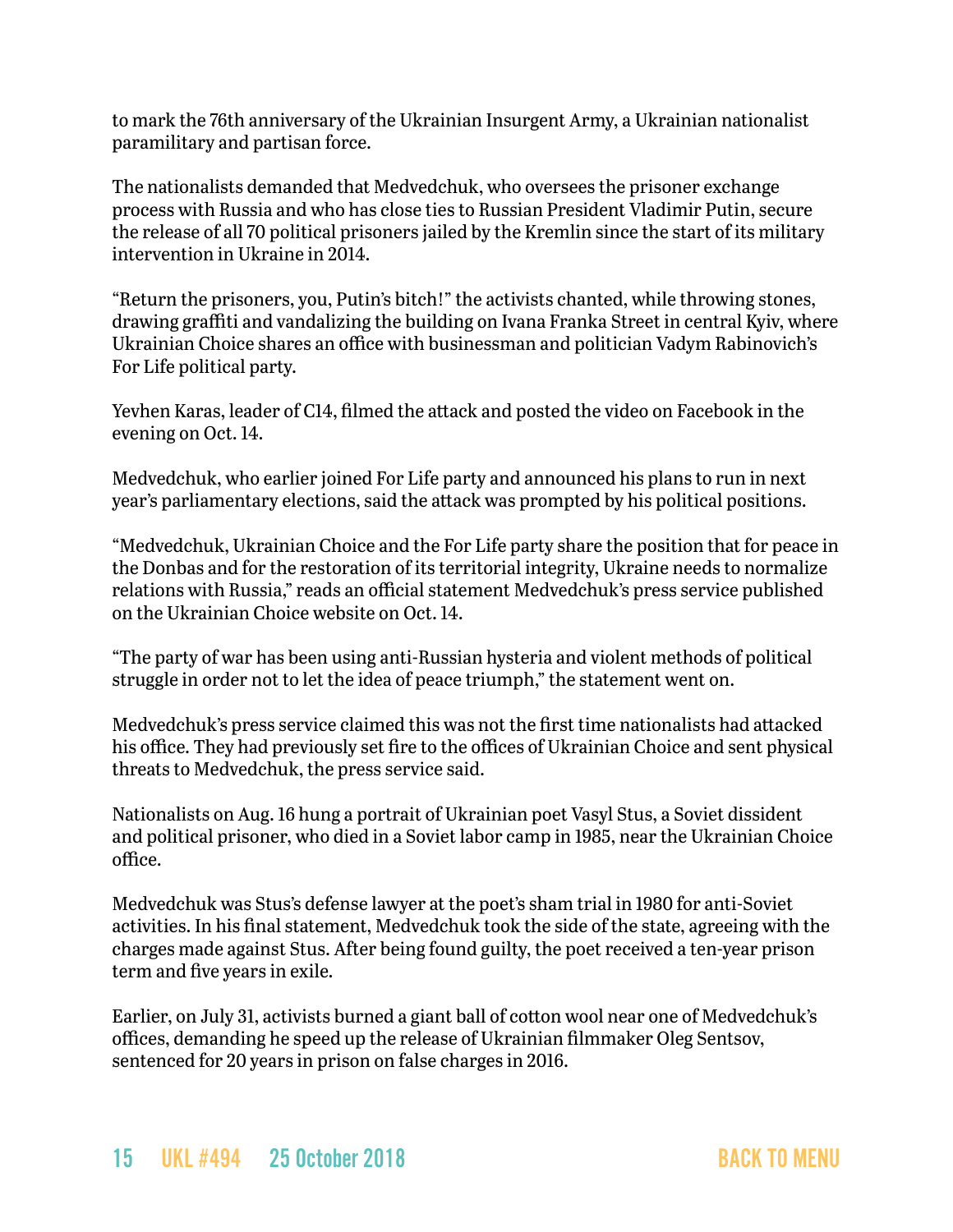to mark the 76th anniversary of the Ukrainian Insurgent Army, a Ukrainian nationalist paramilitary and partisan force.

The nationalists demanded that Medvedchuk, who oversees the prisoner exchange process with Russia and who has close ties to Russian President Vladimir Putin, secure the release of all 70 political prisoners jailed by the Kremlin since the start of its military intervention in Ukraine in 2014.

"Return the prisoners, you, Putin's bitch!" the activists chanted, while throwing stones, drawing graffiti and vandalizing the building on Ivana Franka Street in central Kyiv, where Ukrainian Choice shares an office with businessman and politician Vadym Rabinovich's For Life political party.

Yevhen Karas, leader of C14, filmed the attack and posted the video on Facebook in the evening on Oct. 14.

Medvedchuk, who earlier joined For Life party and announced his plans to run in next year's parliamentary elections, said the attack was prompted by his political positions.

"Medvedchuk, Ukrainian Choice and the For Life party share the position that for peace in the Donbas and for the restoration of its territorial integrity, Ukraine needs to normalize relations with Russia," reads an official statement Medvedchuk's press service published on the Ukrainian Choice website on Oct. 14.

"The party of war has been using anti-Russian hysteria and violent methods of political struggle in order not to let the idea of peace triumph," the statement went on.

Medvedchuk's press service claimed this was not the first time nationalists had attacked his office. They had previously set fire to the offices of Ukrainian Choice and sent physical threats to Medvedchuk, the press service said.

Nationalists on Aug. 16 hung a portrait of Ukrainian poet Vasyl Stus, a Soviet dissident and political prisoner, who died in a Soviet labor camp in 1985, near the Ukrainian Choice office.

Medvedchuk was Stus's defense lawyer at the poet's sham trial in 1980 for anti-Soviet activities. In his final statement, Medvedchuk took the side of the state, agreeing with the charges made against Stus. After being found guilty, the poet received a ten-year prison term and five years in exile.

Earlier, on July 31, activists burned a giant ball of cotton wool near one of Medvedchuk's offices, demanding he speed up the release of Ukrainian filmmaker Oleg Sentsov, sentenced for 20 years in prison on false charges in 2016.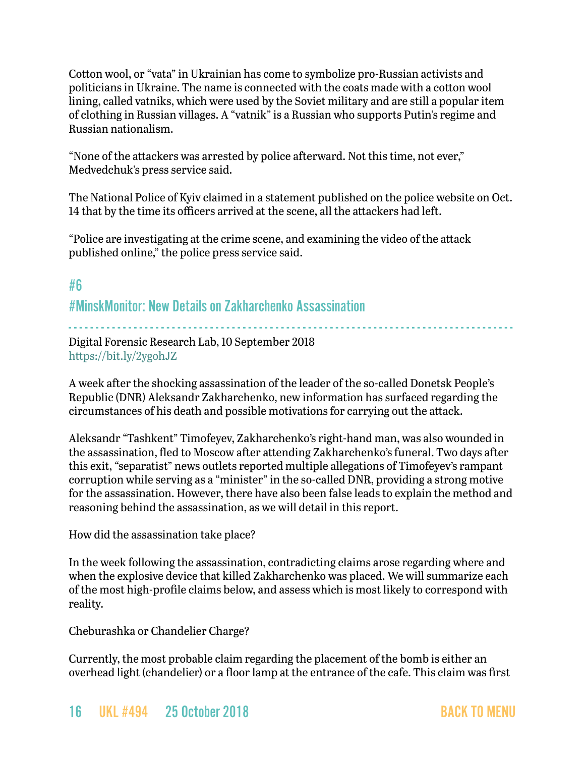Cotton wool, or "vata" in Ukrainian has come to symbolize pro-Russian activists and politicians in Ukraine. The name is connected with the coats made with a cotton wool lining, called vatniks, which were used by the Soviet military and are still a popular item of clothing in Russian villages. A "vatnik" is a Russian who supports Putin's regime and Russian nationalism.

"None of the attackers was arrested by police afterward. Not this time, not ever," Medvedchuk's press service said.

The National Police of Kyiv claimed in a statement published on the police website on Oct. 14 that by the time its officers arrived at the scene, all the attackers had left.

"Police are investigating at the crime scene, and examining the video of the attack published online," the police press service said.

## #6

## #MinskMonitor: New Details on Zakharchenko Assassination

Digital Forensic Research Lab, 10 September 2018
https://bit.ly/2ygohJZ

A week after the shocking assassination of the leader of the so-called Donetsk People's Republic (DNR) Aleksandr Zakharchenko, new information has surfaced regarding the circumstances of his death and possible motivations for carrying out the attack.

Aleksandr "Tashkent" Timofeyev, Zakharchenko's right-hand man, was also wounded in the assassination, fled to Moscow after attending Zakharchenko's funeral. Two days after this exit, "separatist" news outlets reported multiple allegations of Timofeyev's rampant corruption while serving as a "minister" in the so-called DNR, providing a strong motive for the assassination. However, there have also been false leads to explain the method and reasoning behind the assassination, as we will detail in this report.

How did the assassination take place?

In the week following the assassination, contradicting claims arose regarding where and when the explosive device that killed Zakharchenko was placed. We will summarize each of the most high-profile claims below, and assess which is most likely to correspond with reality.

Cheburashka or Chandelier Charge?

Currently, the most probable claim regarding the placement of the bomb is either an overhead light (chandelier) or a floor lamp at the entrance of the cafe. This claim was first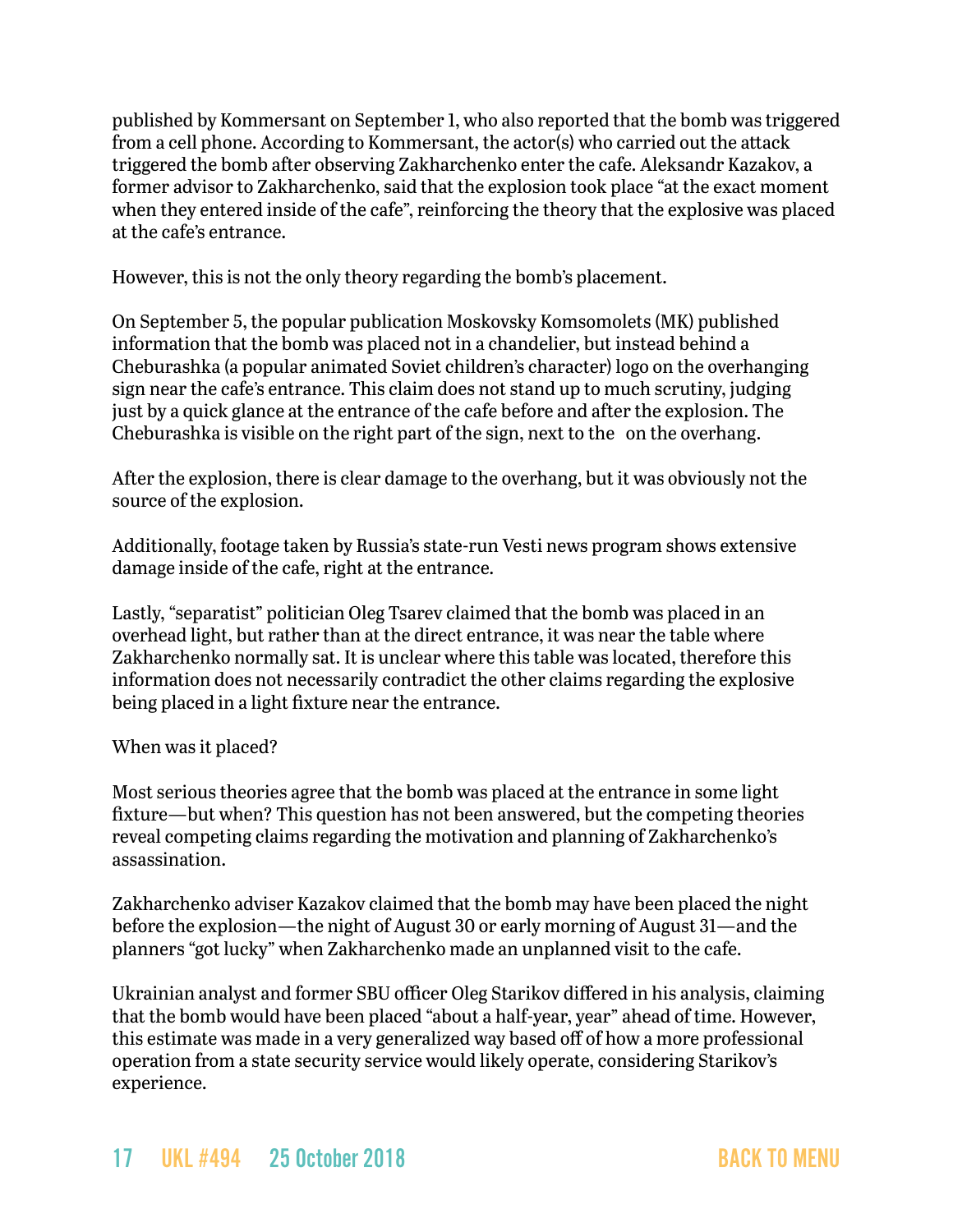published by Kommersant on September 1, who also reported that the bomb was triggered from a cell phone. According to Kommersant, the actor(s) who carried out the attack triggered the bomb after observing Zakharchenko enter the cafe. Aleksandr Kazakov, a former advisor to Zakharchenko, said that the explosion took place "at the exact moment when they entered inside of the cafe", reinforcing the theory that the explosive was placed at the cafe's entrance.

However, this is not the only theory regarding the bomb's placement.

On September 5, the popular publication Moskovsky Komsomolets (MK) published information that the bomb was placed not in a chandelier, but instead behind a Cheburashka (a popular animated Soviet children's character) logo on the overhanging sign near the cafe's entrance. This claim does not stand up to much scrutiny, judging just by a quick glance at the entrance of the cafe before and after the explosion. The Cheburashka is visible on the right part of the sign, next to the  on the overhang.

After the explosion, there is clear damage to the overhang, but it was obviously not the source of the explosion.

Additionally, footage taken by Russia's state-run Vesti news program shows extensive damage inside of the cafe, right at the entrance.

Lastly, "separatist" politician Oleg Tsarev claimed that the bomb was placed in an overhead light, but rather than at the direct entrance, it was near the table where Zakharchenko normally sat. It is unclear where this table was located, therefore this information does not necessarily contradict the other claims regarding the explosive being placed in a light fixture near the entrance.

When was it placed?

Most serious theories agree that the bomb was placed at the entrance in some light fixture—but when? This question has not been answered, but the competing theories reveal competing claims regarding the motivation and planning of Zakharchenko's assassination.

Zakharchenko adviser Kazakov claimed that the bomb may have been placed the night before the explosion—the night of August 30 or early morning of August 31—and the planners "got lucky" when Zakharchenko made an unplanned visit to the cafe.

Ukrainian analyst and former SBU officer Oleg Starikov differed in his analysis, claiming that the bomb would have been placed "about a half-year, year" ahead of time. However, this estimate was made in a very generalized way based off of how a more professional operation from a state security service would likely operate, considering Starikov's experience.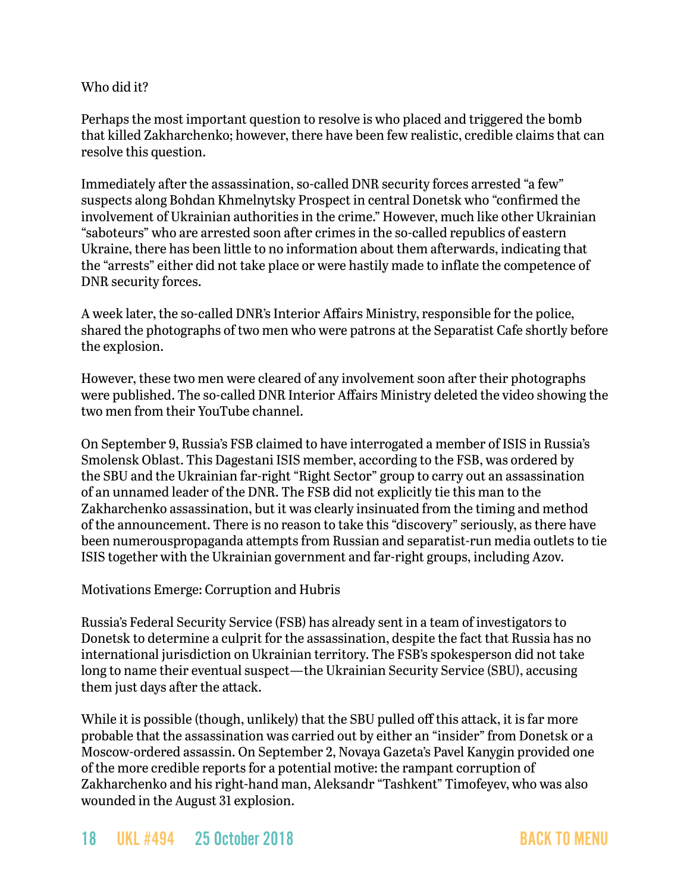## Who did it?

Perhaps the most important question to resolve is who placed and triggered the bomb that killed Zakharchenko; however, there have been few realistic, credible claims that can resolve this question.

Immediately after the assassination, so-called DNR security forces arrested "a few" suspects along Bohdan Khmelnytsky Prospect in central Donetsk who "confirmed the involvement of Ukrainian authorities in the crime." However, much like other Ukrainian "saboteurs" who are arrested soon after crimes in the so-called republics of eastern Ukraine, there has been little to no information about them afterwards, indicating that the "arrests" either did not take place or were hastily made to inflate the competence of DNR security forces.

A week later, the so-called DNR's Interior Affairs Ministry, responsible for the police, shared the photographs of two men who were patrons at the Separatist Cafe shortly before the explosion.

However, these two men were cleared of any involvement soon after their photographs were published. The so-called DNR Interior Affairs Ministry deleted the video showing the two men from their YouTube channel.

On September 9, Russia's FSB claimed to have interrogated a member of ISIS in Russia's Smolensk Oblast. This Dagestani ISIS member, according to the FSB, was ordered by the SBU and the Ukrainian far-right "Right Sector" group to carry out an assassination of an unnamed leader of the DNR. The FSB did not explicitly tie this man to the Zakharchenko assassination, but it was clearly insinuated from the timing and method of the announcement. There is no reason to take this "discovery" seriously, as there have been numerouspropaganda attempts from Russian and separatist-run media outlets to tie ISIS together with the Ukrainian government and far-right groups, including Azov.

## Motivations Emerge: Corruption and Hubris

Russia's Federal Security Service (FSB) has already sent in a team of investigators to Donetsk to determine a culprit for the assassination, despite the fact that Russia has no international jurisdiction on Ukrainian territory. The FSB's spokesperson did not take long to name their eventual suspect—the Ukrainian Security Service (SBU), accusing them just days after the attack.

While it is possible (though, unlikely) that the SBU pulled off this attack, it is far more probable that the assassination was carried out by either an "insider" from Donetsk or a Moscow-ordered assassin. On September 2, Novaya Gazeta's Pavel Kanygin provided one of the more credible reports for a potential motive: the rampant corruption of Zakharchenko and his right-hand man, Aleksandr "Tashkent" Timofeyev, who was also wounded in the August 31 explosion.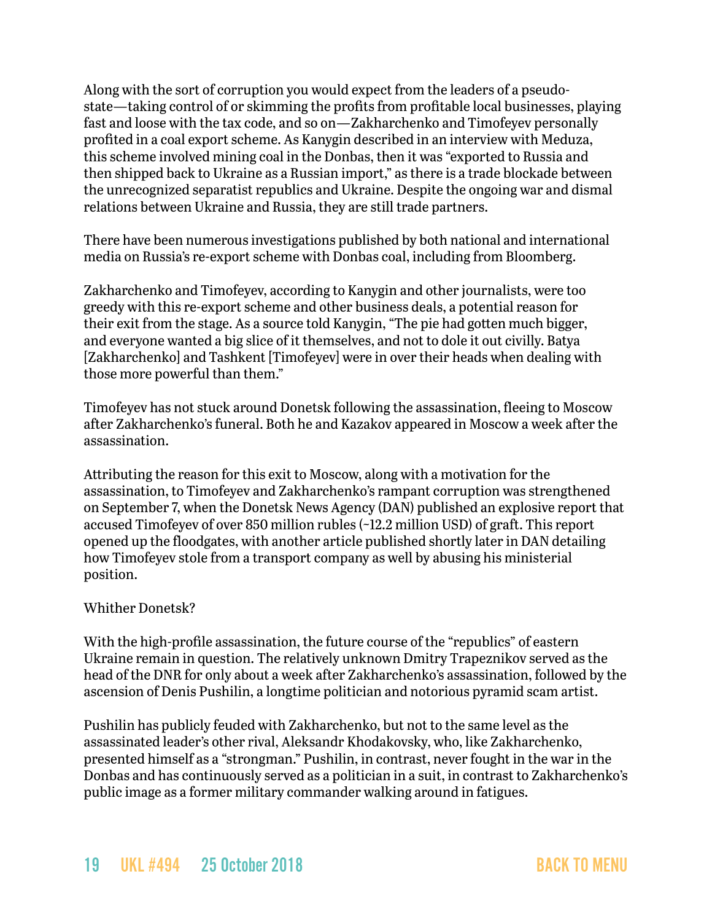Along with the sort of corruption you would expect from the leaders of a pseudo-state—taking control of or skimming the profits from profitable local businesses, playing fast and loose with the tax code, and so on—Zakharchenko and Timofeyev personally profited in a coal export scheme. As Kanygin described in an interview with Meduza, this scheme involved mining coal in the Donbas, then it was "exported to Russia and then shipped back to Ukraine as a Russian import," as there is a trade blockade between the unrecognized separatist republics and Ukraine. Despite the ongoing war and dismal relations between Ukraine and Russia, they are still trade partners.

There have been numerous investigations published by both national and international media on Russia's re-export scheme with Donbas coal, including from Bloomberg.

Zakharchenko and Timofeyev, according to Kanygin and other journalists, were too greedy with this re-export scheme and other business deals, a potential reason for their exit from the stage. As a source told Kanygin, "The pie had gotten much bigger, and everyone wanted a big slice of it themselves, and not to dole it out civilly. Batya [Zakharchenko] and Tashkent [Timofeyev] were in over their heads when dealing with those more powerful than them."

Timofeyev has not stuck around Donetsk following the assassination, fleeing to Moscow after Zakharchenko's funeral. Both he and Kazakov appeared in Moscow a week after the assassination.

Attributing the reason for this exit to Moscow, along with a motivation for the assassination, to Timofeyev and Zakharchenko's rampant corruption was strengthened on September 7, when the Donetsk News Agency (DAN) published an explosive report that accused Timofeyev of over 850 million rubles (~12.2 million USD) of graft. This report opened up the floodgates, with another article published shortly later in DAN detailing how Timofeyev stole from a transport company as well by abusing his ministerial position.

## Whither Donetsk?

With the high-profile assassination, the future course of the "republics" of eastern Ukraine remain in question. The relatively unknown Dmitry Trapeznikov served as the head of the DNR for only about a week after Zakharchenko's assassination, followed by the ascension of Denis Pushilin, a longtime politician and notorious pyramid scam artist.

Pushilin has publicly feuded with Zakharchenko, but not to the same level as the assassinated leader's other rival, Aleksandr Khodakovsky, who, like Zakharchenko, presented himself as a "strongman." Pushilin, in contrast, never fought in the war in the Donbas and has continuously served as a politician in a suit, in contrast to Zakharchenko's public image as a former military commander walking around in fatigues.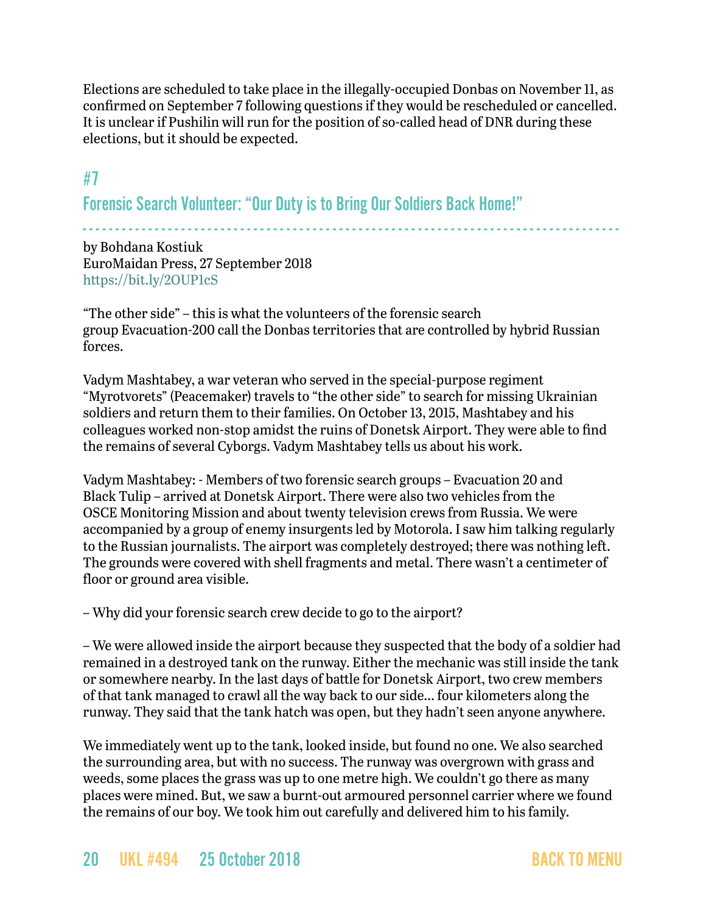Elections are scheduled to take place in the illegally-occupied Donbas on November 11, as confirmed on September 7 following questions if they would be rescheduled or cancelled. It is unclear if Pushilin will run for the position of so-called head of DNR during these elections, but it should be expected.

## #7

## Forensic Search Volunteer: "Our Duty is to Bring Our Soldiers Back Home!"

by Bohdana Kostiuk
EuroMaidan Press, 27 September 2018
https://bit.ly/2OUP1cS

"The other side" – this is what the volunteers of the forensic search group Evacuation-200 call the Donbas territories that are controlled by hybrid Russian forces.

Vadym Mashtabey, a war veteran who served in the special-purpose regiment "Myrotvorets" (Peacemaker) travels to "the other side" to search for missing Ukrainian soldiers and return them to their families. On October 13, 2015, Mashtabey and his colleagues worked non-stop amidst the ruins of Donetsk Airport. They were able to find the remains of several Cyborgs. Vadym Mashtabey tells us about his work.

Vadym Mashtabey: - Members of two forensic search groups – Evacuation 20 and Black Tulip – arrived at Donetsk Airport. There were also two vehicles from the OSCE Monitoring Mission and about twenty television crews from Russia. We were accompanied by a group of enemy insurgents led by Motorola. I saw him talking regularly to the Russian journalists. The airport was completely destroyed; there was nothing left. The grounds were covered with shell fragments and metal. There wasn't a centimeter of floor or ground area visible.

– Why did your forensic search crew decide to go to the airport?

– We were allowed inside the airport because they suspected that the body of a soldier had remained in a destroyed tank on the runway. Either the mechanic was still inside the tank or somewhere nearby. In the last days of battle for Donetsk Airport, two crew members of that tank managed to crawl all the way back to our side… four kilometers along the runway. They said that the tank hatch was open, but they hadn't seen anyone anywhere.

We immediately went up to the tank, looked inside, but found no one. We also searched the surrounding area, but with no success. The runway was overgrown with grass and weeds, some places the grass was up to one metre high. We couldn't go there as many places were mined. But, we saw a burnt-out armoured personnel carrier where we found the remains of our boy. We took him out carefully and delivered him to his family.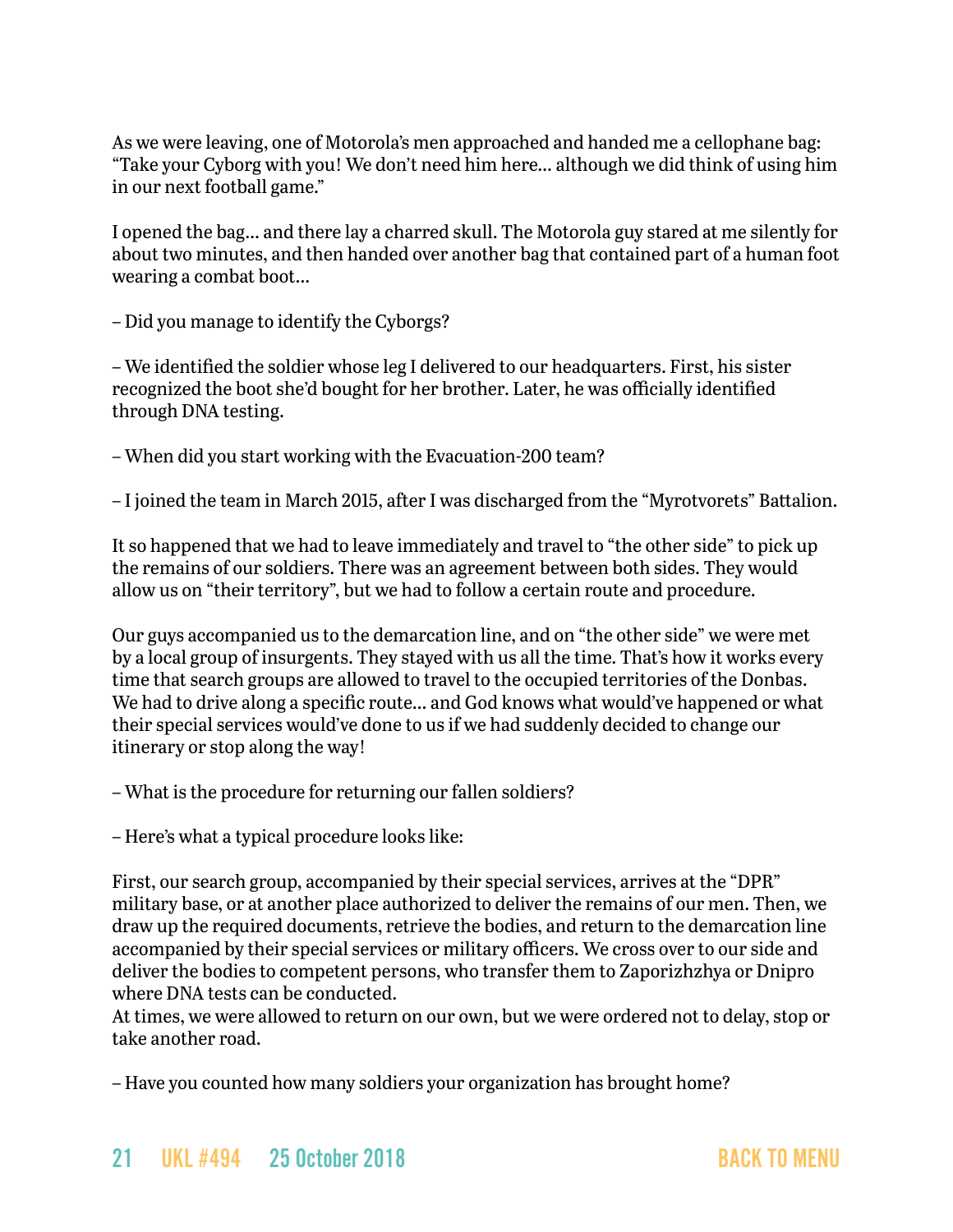As we were leaving, one of Motorola's men approached and handed me a cellophane bag: "Take your Cyborg with you! We don't need him here… although we did think of using him in our next football game."

I opened the bag… and there lay a charred skull. The Motorola guy stared at me silently for about two minutes, and then handed over another bag that contained part of a human foot wearing a combat boot…

– Did you manage to identify the Cyborgs?

– We identified the soldier whose leg I delivered to our headquarters. First, his sister recognized the boot she'd bought for her brother. Later, he was officially identified through DNA testing.

– When did you start working with the Evacuation-200 team?

– I joined the team in March 2015, after I was discharged from the "Myrotvorets" Battalion.

It so happened that we had to leave immediately and travel to "the other side" to pick up the remains of our soldiers. There was an agreement between both sides. They would allow us on "their territory", but we had to follow a certain route and procedure.

Our guys accompanied us to the demarcation line, and on "the other side" we were met by a local group of insurgents. They stayed with us all the time. That's how it works every time that search groups are allowed to travel to the occupied territories of the Donbas. We had to drive along a specific route… and God knows what would've happened or what their special services would've done to us if we had suddenly decided to change our itinerary or stop along the way!

– What is the procedure for returning our fallen soldiers?

– Here's what a typical procedure looks like:

First, our search group, accompanied by their special services, arrives at the "DPR" military base, or at another place authorized to deliver the remains of our men. Then, we draw up the required documents, retrieve the bodies, and return to the demarcation line accompanied by their special services or military officers. We cross over to our side and deliver the bodies to competent persons, who transfer them to Zaporizhzhya or Dnipro where DNA tests can be conducted.
At times, we were allowed to return on our own, but we were ordered not to delay, stop or take another road.

– Have you counted how many soldiers your organization has brought home?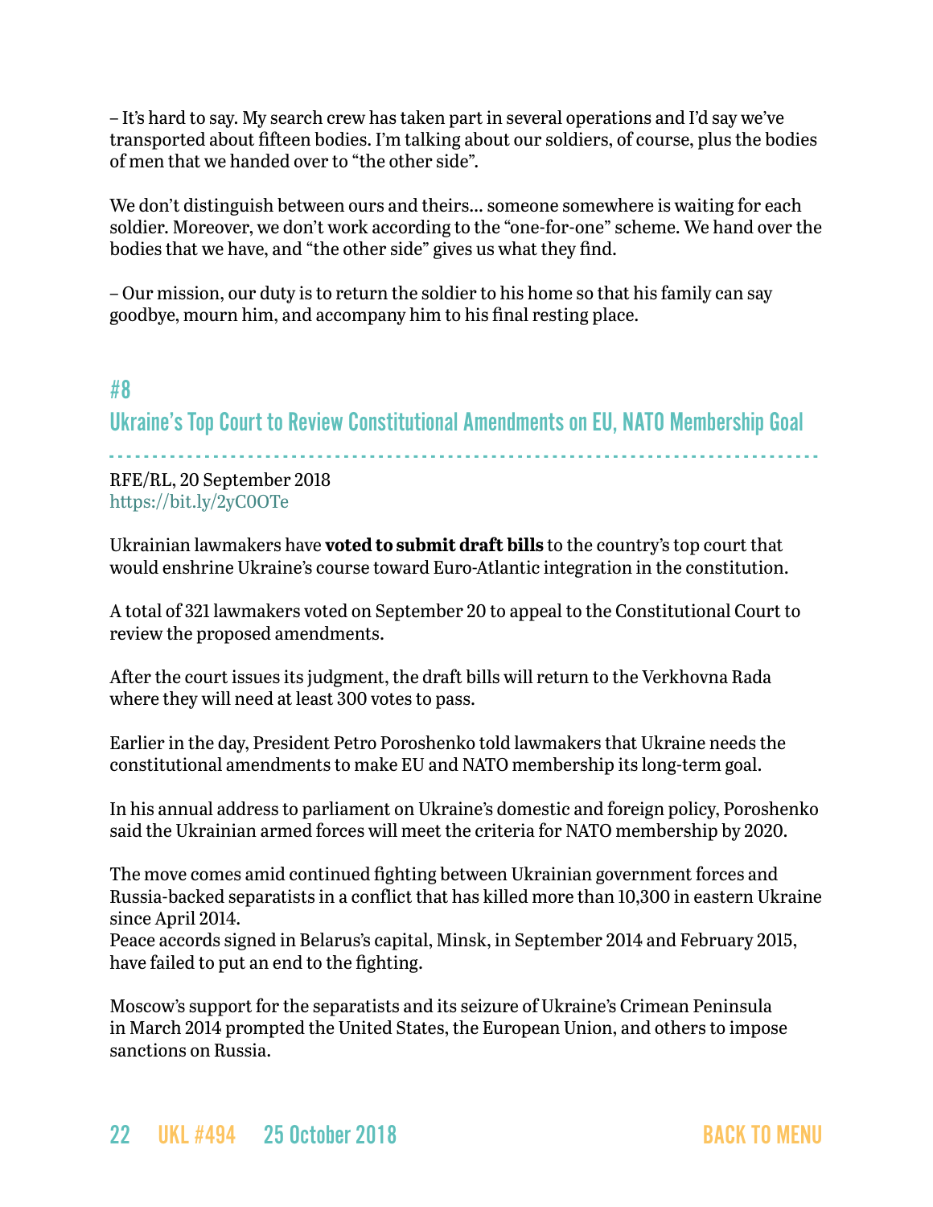– It's hard to say. My search crew has taken part in several operations and I'd say we've transported about fifteen bodies. I'm talking about our soldiers, of course, plus the bodies of men that we handed over to "the other side".

We don't distinguish between ours and theirs... someone somewhere is waiting for each soldier. Moreover, we don't work according to the "one-for-one" scheme. We hand over the bodies that we have, and "the other side" gives us what they find.

– Our mission, our duty is to return the soldier to his home so that his family can say goodbye, mourn him, and accompany him to his final resting place.

## #8

## Ukraine's Top Court to Review Constitutional Amendments on EU, NATO Membership Goal

RFE/RL, 20 September 2018
https://bit.ly/2yC0OTe

Ukrainian lawmakers have **voted to submit draft bills** to the country's top court that would enshrine Ukraine's course toward Euro-Atlantic integration in the constitution.

A total of 321 lawmakers voted on September 20 to appeal to the Constitutional Court to review the proposed amendments.

After the court issues its judgment, the draft bills will return to the Verkhovna Rada where they will need at least 300 votes to pass.

Earlier in the day, President Petro Poroshenko told lawmakers that Ukraine needs the constitutional amendments to make EU and NATO membership its long-term goal.

In his annual address to parliament on Ukraine's domestic and foreign policy, Poroshenko said the Ukrainian armed forces will meet the criteria for NATO membership by 2020.

The move comes amid continued fighting between Ukrainian government forces and Russia-backed separatists in a conflict that has killed more than 10,300 in eastern Ukraine since April 2014.
Peace accords signed in Belarus's capital, Minsk, in September 2014 and February 2015, have failed to put an end to the fighting.

Moscow's support for the separatists and its seizure of Ukraine's Crimean Peninsula in March 2014 prompted the United States, the European Union, and others to impose sanctions on Russia.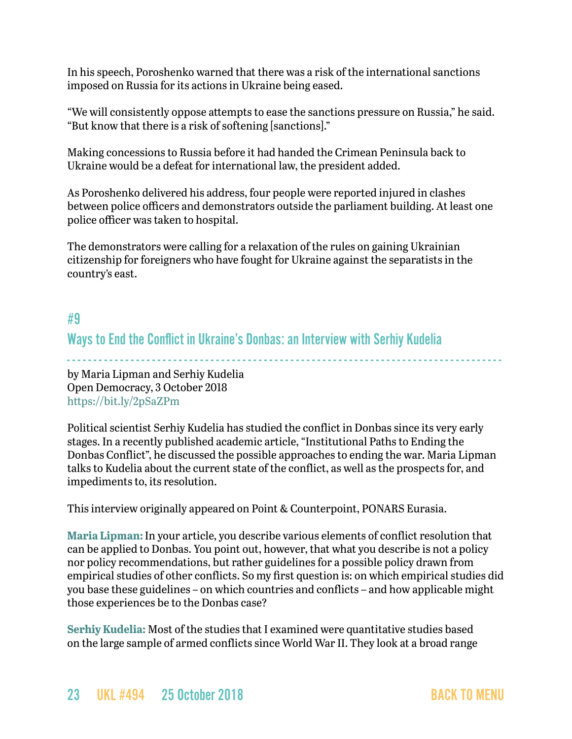In his speech, Poroshenko warned that there was a risk of the international sanctions imposed on Russia for its actions in Ukraine being eased.

"We will consistently oppose attempts to ease the sanctions pressure on Russia," he said. "But know that there is a risk of softening [sanctions]."

Making concessions to Russia before it had handed the Crimean Peninsula back to Ukraine would be a defeat for international law, the president added.

As Poroshenko delivered his address, four people were reported injured in clashes between police officers and demonstrators outside the parliament building. At least one police officer was taken to hospital.

The demonstrators were calling for a relaxation of the rules on gaining Ukrainian citizenship for foreigners who have fought for Ukraine against the separatists in the country's east.

## #9

## Ways to End the Conflict in Ukraine's Donbas: an Interview with Serhiy Kudelia

by Maria Lipman and Serhiy Kudelia
Open Democracy, 3 October 2018
https://bit.ly/2pSaZPm

Political scientist Serhiy Kudelia has studied the conflict in Donbas since its very early stages. In a recently published academic article, "Institutional Paths to Ending the Donbas Conflict", he discussed the possible approaches to ending the war. Maria Lipman talks to Kudelia about the current state of the conflict, as well as the prospects for, and impediments to, its resolution.

This interview originally appeared on Point & Counterpoint, PONARS Eurasia.

**Maria Lipman:** In your article, you describe various elements of conflict resolution that can be applied to Donbas. You point out, however, that what you describe is not a policy nor policy recommendations, but rather guidelines for a possible policy drawn from empirical studies of other conflicts. So my first question is: on which empirical studies did you base these guidelines – on which countries and conflicts – and how applicable might those experiences be to the Donbas case?

**Serhiy Kudelia:** Most of the studies that I examined were quantitative studies based on the large sample of armed conflicts since World War II. They look at a broad range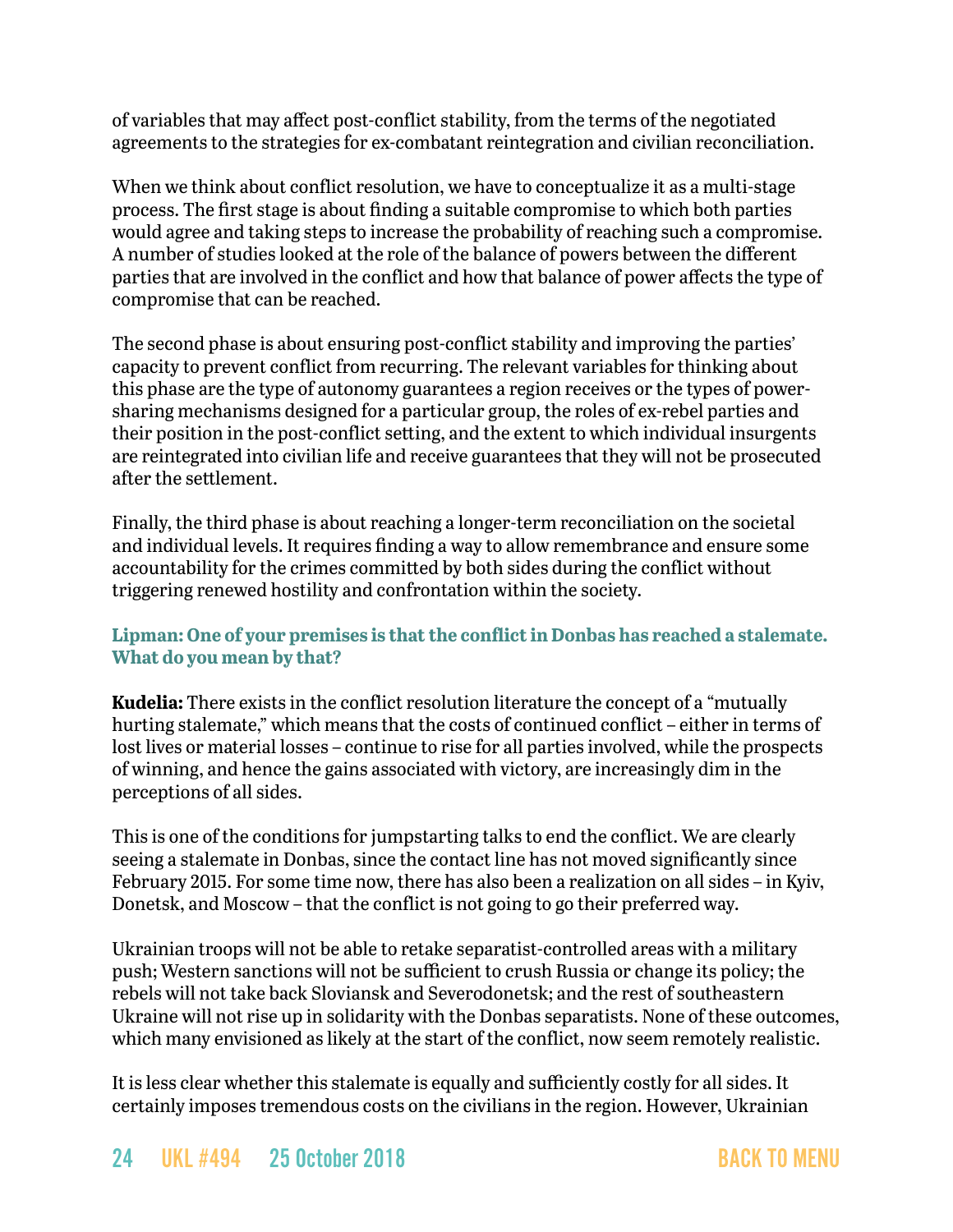of variables that may affect post-conflict stability, from the terms of the negotiated agreements to the strategies for ex-combatant reintegration and civilian reconciliation.

When we think about conflict resolution, we have to conceptualize it as a multi-stage process. The first stage is about finding a suitable compromise to which both parties would agree and taking steps to increase the probability of reaching such a compromise. A number of studies looked at the role of the balance of powers between the different parties that are involved in the conflict and how that balance of power affects the type of compromise that can be reached.

The second phase is about ensuring post-conflict stability and improving the parties' capacity to prevent conflict from recurring. The relevant variables for thinking about this phase are the type of autonomy guarantees a region receives or the types of power-sharing mechanisms designed for a particular group, the roles of ex-rebel parties and their position in the post-conflict setting, and the extent to which individual insurgents are reintegrated into civilian life and receive guarantees that they will not be prosecuted after the settlement.

Finally, the third phase is about reaching a longer-term reconciliation on the societal and individual levels. It requires finding a way to allow remembrance and ensure some accountability for the crimes committed by both sides during the conflict without triggering renewed hostility and confrontation within the society.

**Lipman: One of your premises is that the conflict in Donbas has reached a stalemate. What do you mean by that?**

**Kudelia:** There exists in the conflict resolution literature the concept of a "mutually hurting stalemate," which means that the costs of continued conflict – either in terms of lost lives or material losses – continue to rise for all parties involved, while the prospects of winning, and hence the gains associated with victory, are increasingly dim in the perceptions of all sides.

This is one of the conditions for jumpstarting talks to end the conflict. We are clearly seeing a stalemate in Donbas, since the contact line has not moved significantly since February 2015. For some time now, there has also been a realization on all sides – in Kyiv, Donetsk, and Moscow – that the conflict is not going to go their preferred way.

Ukrainian troops will not be able to retake separatist-controlled areas with a military push; Western sanctions will not be sufficient to crush Russia or change its policy; the rebels will not take back Sloviansk and Severodonetsk; and the rest of southeastern Ukraine will not rise up in solidarity with the Donbas separatists. None of these outcomes, which many envisioned as likely at the start of the conflict, now seem remotely realistic.

It is less clear whether this stalemate is equally and sufficiently costly for all sides. It certainly imposes tremendous costs on the civilians in the region. However, Ukrainian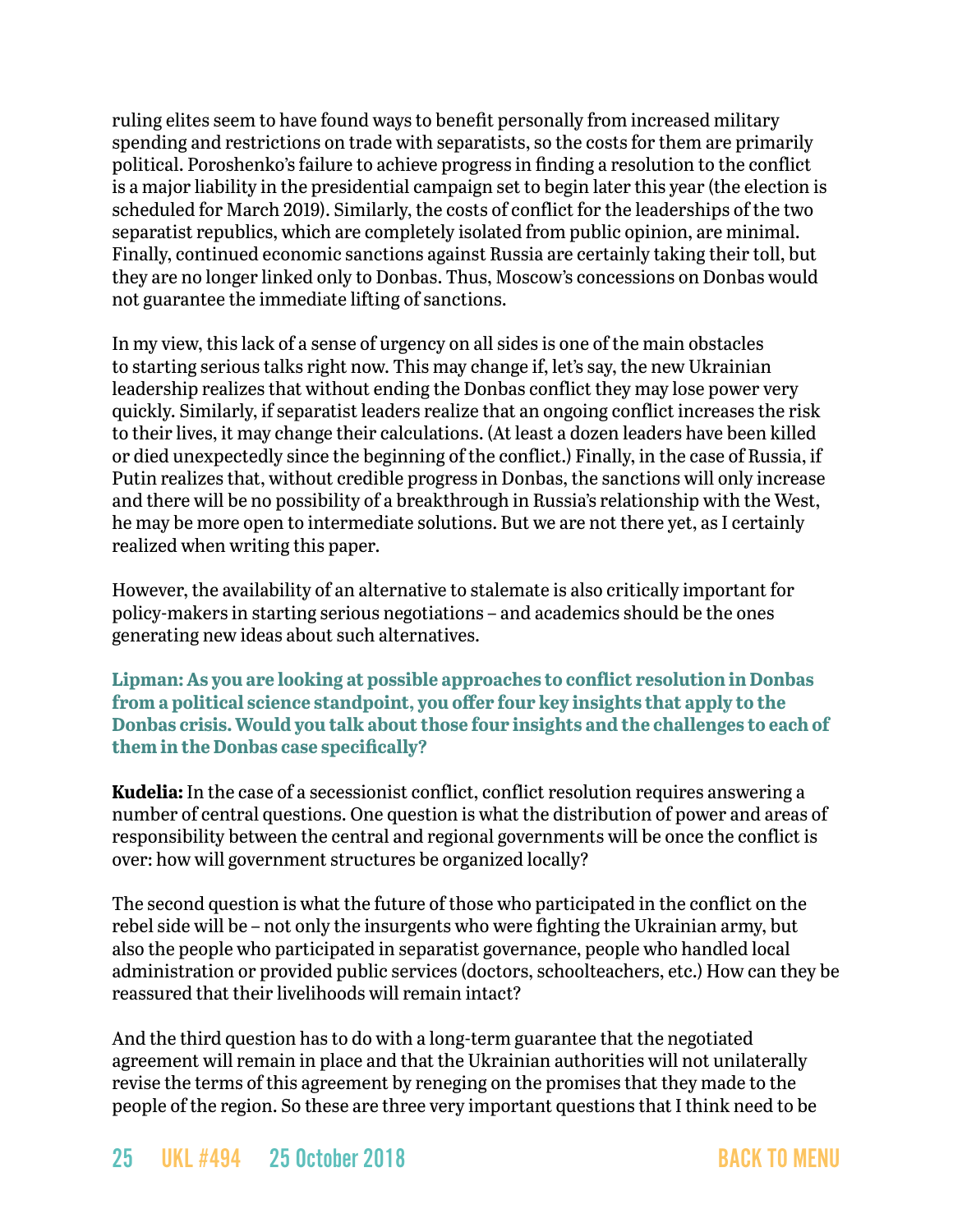ruling elites seem to have found ways to benefit personally from increased military spending and restrictions on trade with separatists, so the costs for them are primarily political. Poroshenko's failure to achieve progress in finding a resolution to the conflict is a major liability in the presidential campaign set to begin later this year (the election is scheduled for March 2019). Similarly, the costs of conflict for the leaderships of the two separatist republics, which are completely isolated from public opinion, are minimal. Finally, continued economic sanctions against Russia are certainly taking their toll, but they are no longer linked only to Donbas. Thus, Moscow's concessions on Donbas would not guarantee the immediate lifting of sanctions.

In my view, this lack of a sense of urgency on all sides is one of the main obstacles to starting serious talks right now. This may change if, let's say, the new Ukrainian leadership realizes that without ending the Donbas conflict they may lose power very quickly. Similarly, if separatist leaders realize that an ongoing conflict increases the risk to their lives, it may change their calculations. (At least a dozen leaders have been killed or died unexpectedly since the beginning of the conflict.) Finally, in the case of Russia, if Putin realizes that, without credible progress in Donbas, the sanctions will only increase and there will be no possibility of a breakthrough in Russia's relationship with the West, he may be more open to intermediate solutions. But we are not there yet, as I certainly realized when writing this paper.

However, the availability of an alternative to stalemate is also critically important for policy-makers in starting serious negotiations – and academics should be the ones generating new ideas about such alternatives.

**Lipman: As you are looking at possible approaches to conflict resolution in Donbas from a political science standpoint, you offer four key insights that apply to the Donbas crisis. Would you talk about those four insights and the challenges to each of them in the Donbas case specifically?**

**Kudelia:** In the case of a secessionist conflict, conflict resolution requires answering a number of central questions. One question is what the distribution of power and areas of responsibility between the central and regional governments will be once the conflict is over: how will government structures be organized locally?

The second question is what the future of those who participated in the conflict on the rebel side will be – not only the insurgents who were fighting the Ukrainian army, but also the people who participated in separatist governance, people who handled local administration or provided public services (doctors, schoolteachers, etc.) How can they be reassured that their livelihoods will remain intact?

And the third question has to do with a long-term guarantee that the negotiated agreement will remain in place and that the Ukrainian authorities will not unilaterally revise the terms of this agreement by reneging on the promises that they made to the people of the region. So these are three very important questions that I think need to be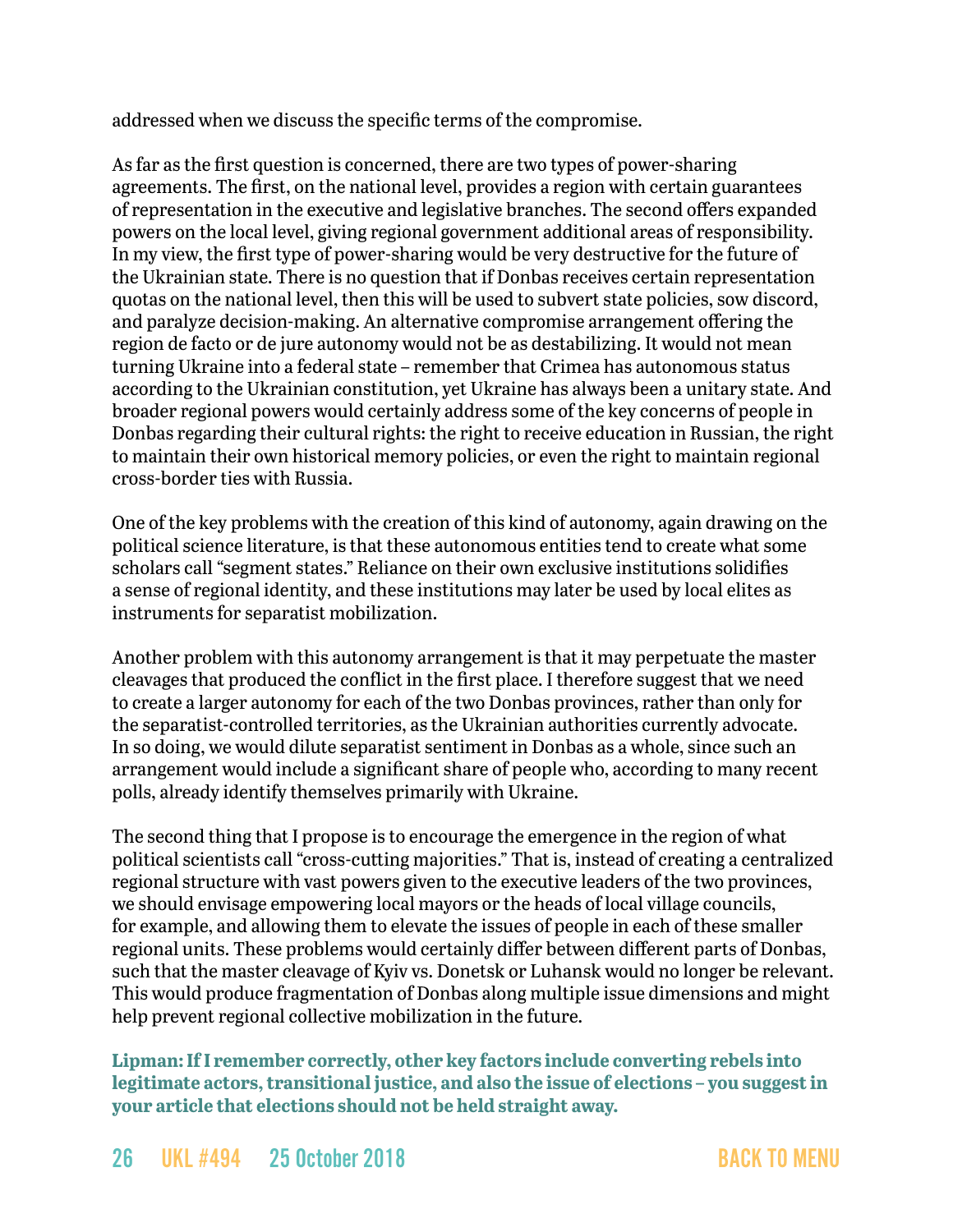addressed when we discuss the specific terms of the compromise.

As far as the first question is concerned, there are two types of power-sharing agreements. The first, on the national level, provides a region with certain guarantees of representation in the executive and legislative branches. The second offers expanded powers on the local level, giving regional government additional areas of responsibility. In my view, the first type of power-sharing would be very destructive for the future of the Ukrainian state. There is no question that if Donbas receives certain representation quotas on the national level, then this will be used to subvert state policies, sow discord, and paralyze decision-making. An alternative compromise arrangement offering the region de facto or de jure autonomy would not be as destabilizing. It would not mean turning Ukraine into a federal state – remember that Crimea has autonomous status according to the Ukrainian constitution, yet Ukraine has always been a unitary state. And broader regional powers would certainly address some of the key concerns of people in Donbas regarding their cultural rights: the right to receive education in Russian, the right to maintain their own historical memory policies, or even the right to maintain regional cross-border ties with Russia.

One of the key problems with the creation of this kind of autonomy, again drawing on the political science literature, is that these autonomous entities tend to create what some scholars call "segment states." Reliance on their own exclusive institutions solidifies a sense of regional identity, and these institutions may later be used by local elites as instruments for separatist mobilization.

Another problem with this autonomy arrangement is that it may perpetuate the master cleavages that produced the conflict in the first place. I therefore suggest that we need to create a larger autonomy for each of the two Donbas provinces, rather than only for the separatist-controlled territories, as the Ukrainian authorities currently advocate. In so doing, we would dilute separatist sentiment in Donbas as a whole, since such an arrangement would include a significant share of people who, according to many recent polls, already identify themselves primarily with Ukraine.

The second thing that I propose is to encourage the emergence in the region of what political scientists call "cross-cutting majorities." That is, instead of creating a centralized regional structure with vast powers given to the executive leaders of the two provinces, we should envisage empowering local mayors or the heads of local village councils, for example, and allowing them to elevate the issues of people in each of these smaller regional units. These problems would certainly differ between different parts of Donbas, such that the master cleavage of Kyiv vs. Donetsk or Luhansk would no longer be relevant. This would produce fragmentation of Donbas along multiple issue dimensions and might help prevent regional collective mobilization in the future.

**Lipman: If I remember correctly, other key factors include converting rebels into legitimate actors, transitional justice, and also the issue of elections – you suggest in your article that elections should not be held straight away.**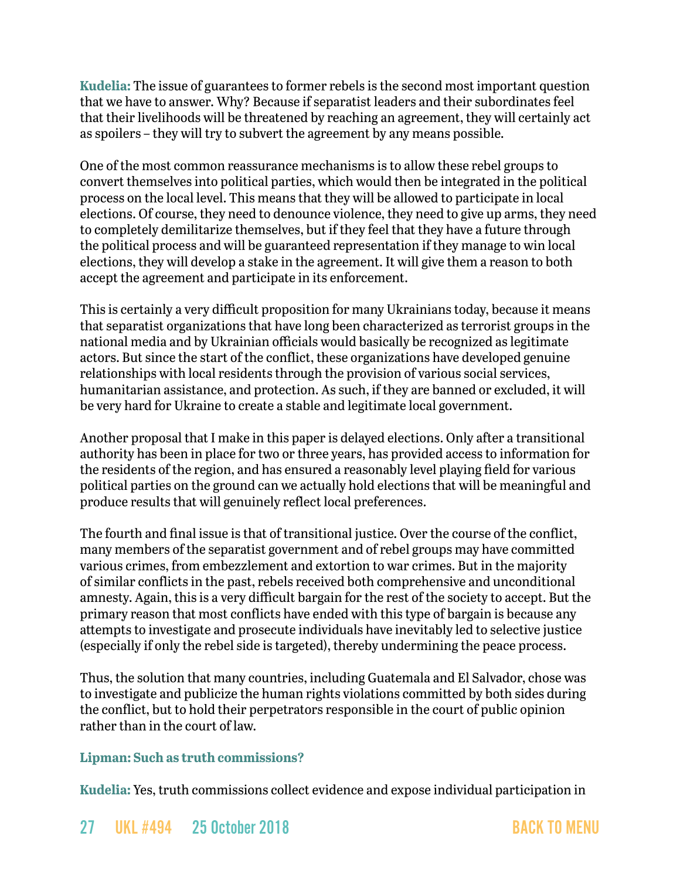**Kudelia:** The issue of guarantees to former rebels is the second most important question that we have to answer. Why? Because if separatist leaders and their subordinates feel that their livelihoods will be threatened by reaching an agreement, they will certainly act as spoilers – they will try to subvert the agreement by any means possible.

One of the most common reassurance mechanisms is to allow these rebel groups to convert themselves into political parties, which would then be integrated in the political process on the local level. This means that they will be allowed to participate in local elections. Of course, they need to denounce violence, they need to give up arms, they need to completely demilitarize themselves, but if they feel that they have a future through the political process and will be guaranteed representation if they manage to win local elections, they will develop a stake in the agreement. It will give them a reason to both accept the agreement and participate in its enforcement.

This is certainly a very difficult proposition for many Ukrainians today, because it means that separatist organizations that have long been characterized as terrorist groups in the national media and by Ukrainian officials would basically be recognized as legitimate actors. But since the start of the conflict, these organizations have developed genuine relationships with local residents through the provision of various social services, humanitarian assistance, and protection. As such, if they are banned or excluded, it will be very hard for Ukraine to create a stable and legitimate local government.

Another proposal that I make in this paper is delayed elections. Only after a transitional authority has been in place for two or three years, has provided access to information for the residents of the region, and has ensured a reasonably level playing field for various political parties on the ground can we actually hold elections that will be meaningful and produce results that will genuinely reflect local preferences.

The fourth and final issue is that of transitional justice. Over the course of the conflict, many members of the separatist government and of rebel groups may have committed various crimes, from embezzlement and extortion to war crimes. But in the majority of similar conflicts in the past, rebels received both comprehensive and unconditional amnesty. Again, this is a very difficult bargain for the rest of the society to accept. But the primary reason that most conflicts have ended with this type of bargain is because any attempts to investigate and prosecute individuals have inevitably led to selective justice (especially if only the rebel side is targeted), thereby undermining the peace process.

Thus, the solution that many countries, including Guatemala and El Salvador, chose was to investigate and publicize the human rights violations committed by both sides during the conflict, but to hold their perpetrators responsible in the court of public opinion rather than in the court of law.

**Lipman: Such as truth commissions?**

**Kudelia:** Yes, truth commissions collect evidence and expose individual participation in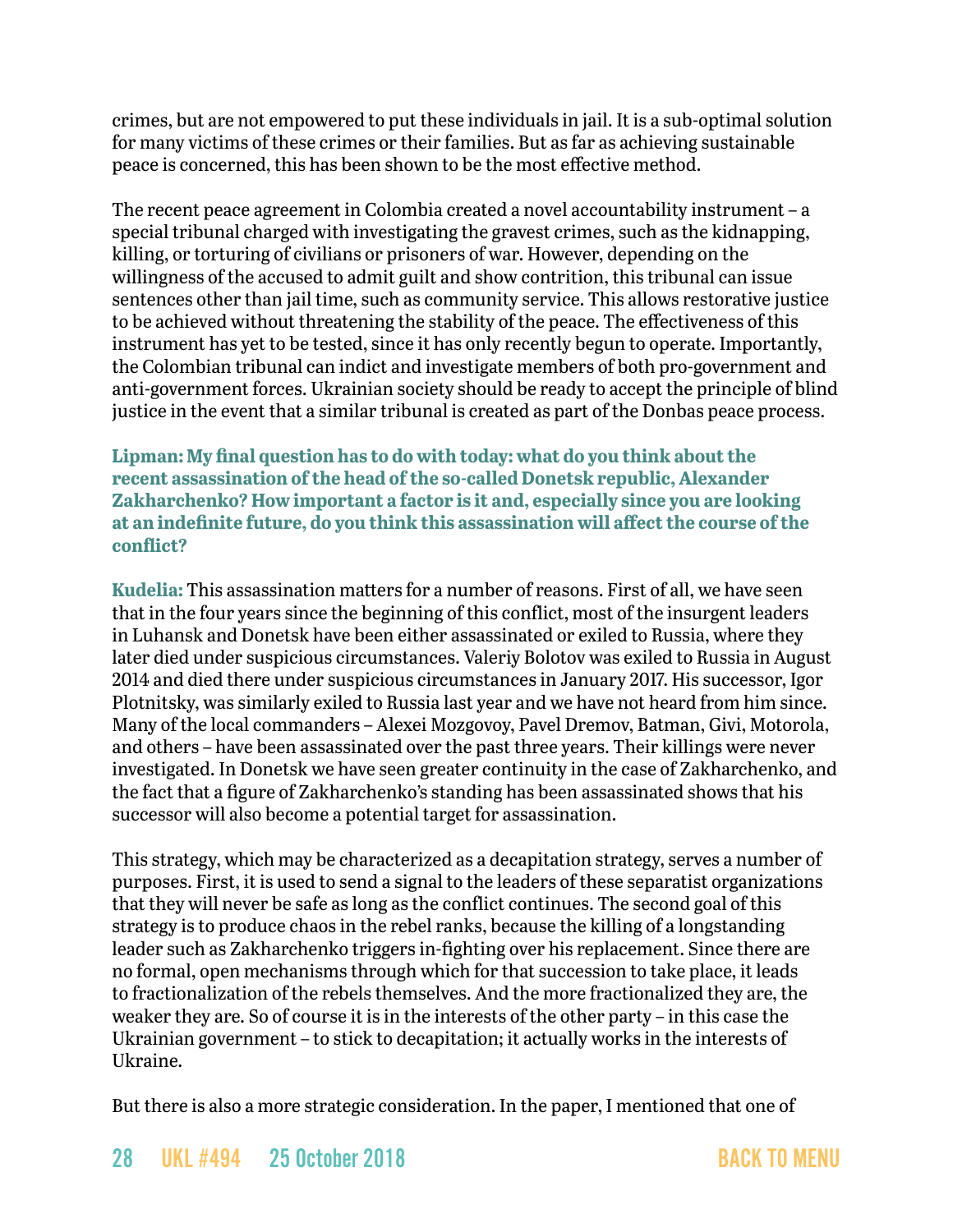crimes, but are not empowered to put these individuals in jail. It is a sub-optimal solution for many victims of these crimes or their families. But as far as achieving sustainable peace is concerned, this has been shown to be the most effective method.

The recent peace agreement in Colombia created a novel accountability instrument – a special tribunal charged with investigating the gravest crimes, such as the kidnapping, killing, or torturing of civilians or prisoners of war. However, depending on the willingness of the accused to admit guilt and show contrition, this tribunal can issue sentences other than jail time, such as community service. This allows restorative justice to be achieved without threatening the stability of the peace. The effectiveness of this instrument has yet to be tested, since it has only recently begun to operate. Importantly, the Colombian tribunal can indict and investigate members of both pro-government and anti-government forces. Ukrainian society should be ready to accept the principle of blind justice in the event that a similar tribunal is created as part of the Donbas peace process.

**Lipman: My final question has to do with today: what do you think about the recent assassination of the head of the so-called Donetsk republic, Alexander Zakharchenko? How important a factor is it and, especially since you are looking at an indefinite future, do you think this assassination will affect the course of the conflict?**

**Kudelia:** This assassination matters for a number of reasons. First of all, we have seen that in the four years since the beginning of this conflict, most of the insurgent leaders in Luhansk and Donetsk have been either assassinated or exiled to Russia, where they later died under suspicious circumstances. Valeriy Bolotov was exiled to Russia in August 2014 and died there under suspicious circumstances in January 2017. His successor, Igor Plotnitsky, was similarly exiled to Russia last year and we have not heard from him since. Many of the local commanders – Alexei Mozgovoy, Pavel Dremov, Batman, Givi, Motorola, and others – have been assassinated over the past three years. Their killings were never investigated. In Donetsk we have seen greater continuity in the case of Zakharchenko, and the fact that a figure of Zakharchenko's standing has been assassinated shows that his successor will also become a potential target for assassination.

This strategy, which may be characterized as a decapitation strategy, serves a number of purposes. First, it is used to send a signal to the leaders of these separatist organizations that they will never be safe as long as the conflict continues. The second goal of this strategy is to produce chaos in the rebel ranks, because the killing of a longstanding leader such as Zakharchenko triggers in-fighting over his replacement. Since there are no formal, open mechanisms through which for that succession to take place, it leads to fractionalization of the rebels themselves. And the more fractionalized they are, the weaker they are. So of course it is in the interests of the other party – in this case the Ukrainian government – to stick to decapitation; it actually works in the interests of Ukraine.

But there is also a more strategic consideration. In the paper, I mentioned that one of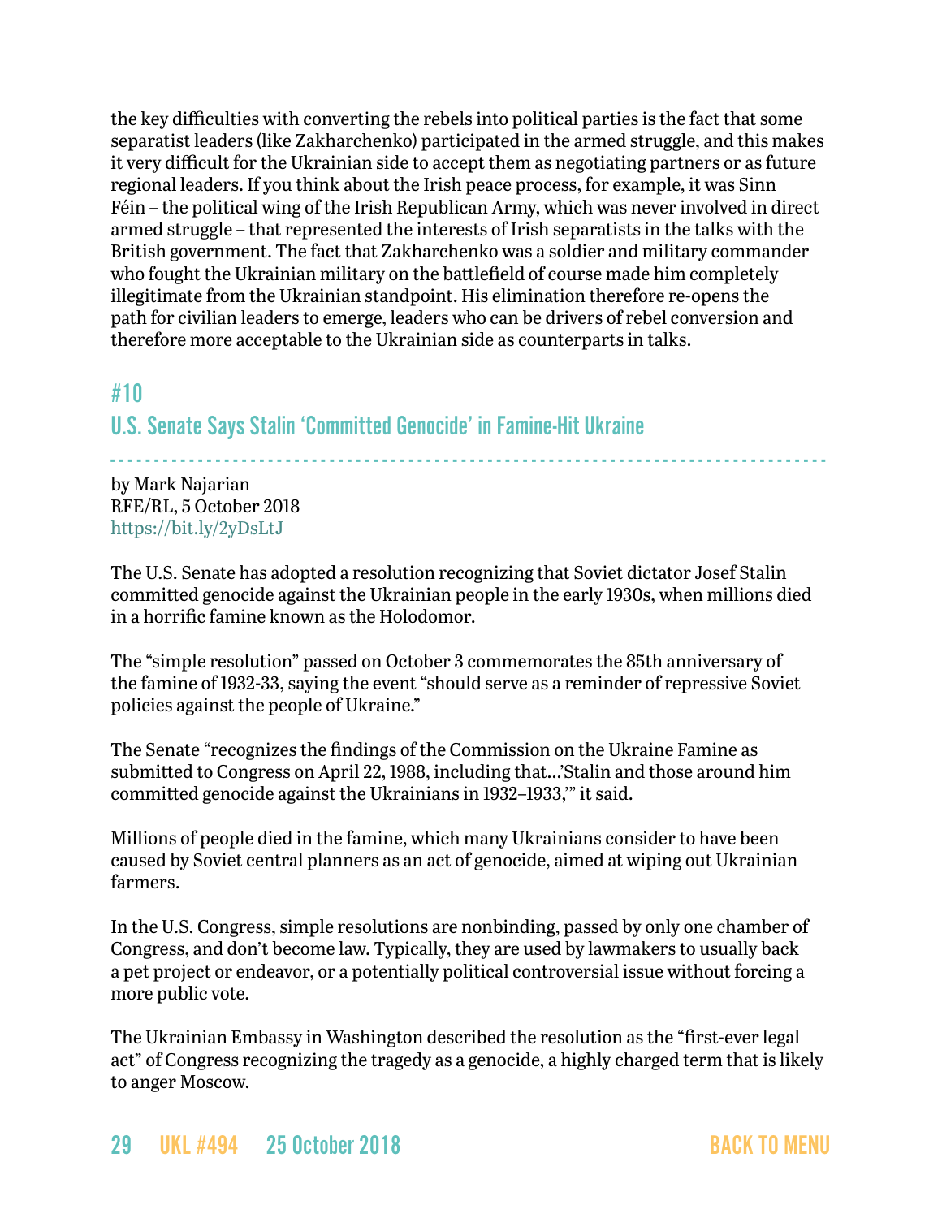the key difficulties with converting the rebels into political parties is the fact that some separatist leaders (like Zakharchenko) participated in the armed struggle, and this makes it very difficult for the Ukrainian side to accept them as negotiating partners or as future regional leaders. If you think about the Irish peace process, for example, it was Sinn Féin – the political wing of the Irish Republican Army, which was never involved in direct armed struggle – that represented the interests of Irish separatists in the talks with the British government. The fact that Zakharchenko was a soldier and military commander who fought the Ukrainian military on the battlefield of course made him completely illegitimate from the Ukrainian standpoint. His elimination therefore re-opens the path for civilian leaders to emerge, leaders who can be drivers of rebel conversion and therefore more acceptable to the Ukrainian side as counterparts in talks.

## #10

## U.S. Senate Says Stalin 'Committed Genocide' in Famine-Hit Ukraine

by Mark Najarian
RFE/RL, 5 October 2018
https://bit.ly/2yDsLtJ

The U.S. Senate has adopted a resolution recognizing that Soviet dictator Josef Stalin committed genocide against the Ukrainian people in the early 1930s, when millions died in a horrific famine known as the Holodomor.

The "simple resolution" passed on October 3 commemorates the 85th anniversary of the famine of 1932-33, saying the event "should serve as a reminder of repressive Soviet policies against the people of Ukraine."

The Senate "recognizes the findings of the Commission on the Ukraine Famine as submitted to Congress on April 22, 1988, including that…'Stalin and those around him committed genocide against the Ukrainians in 1932–1933,'" it said.

Millions of people died in the famine, which many Ukrainians consider to have been caused by Soviet central planners as an act of genocide, aimed at wiping out Ukrainian farmers.

In the U.S. Congress, simple resolutions are nonbinding, passed by only one chamber of Congress, and don't become law. Typically, they are used by lawmakers to usually back a pet project or endeavor, or a potentially political controversial issue without forcing a more public vote.

The Ukrainian Embassy in Washington described the resolution as the "first-ever legal act" of Congress recognizing the tragedy as a genocide, a highly charged term that is likely to anger Moscow.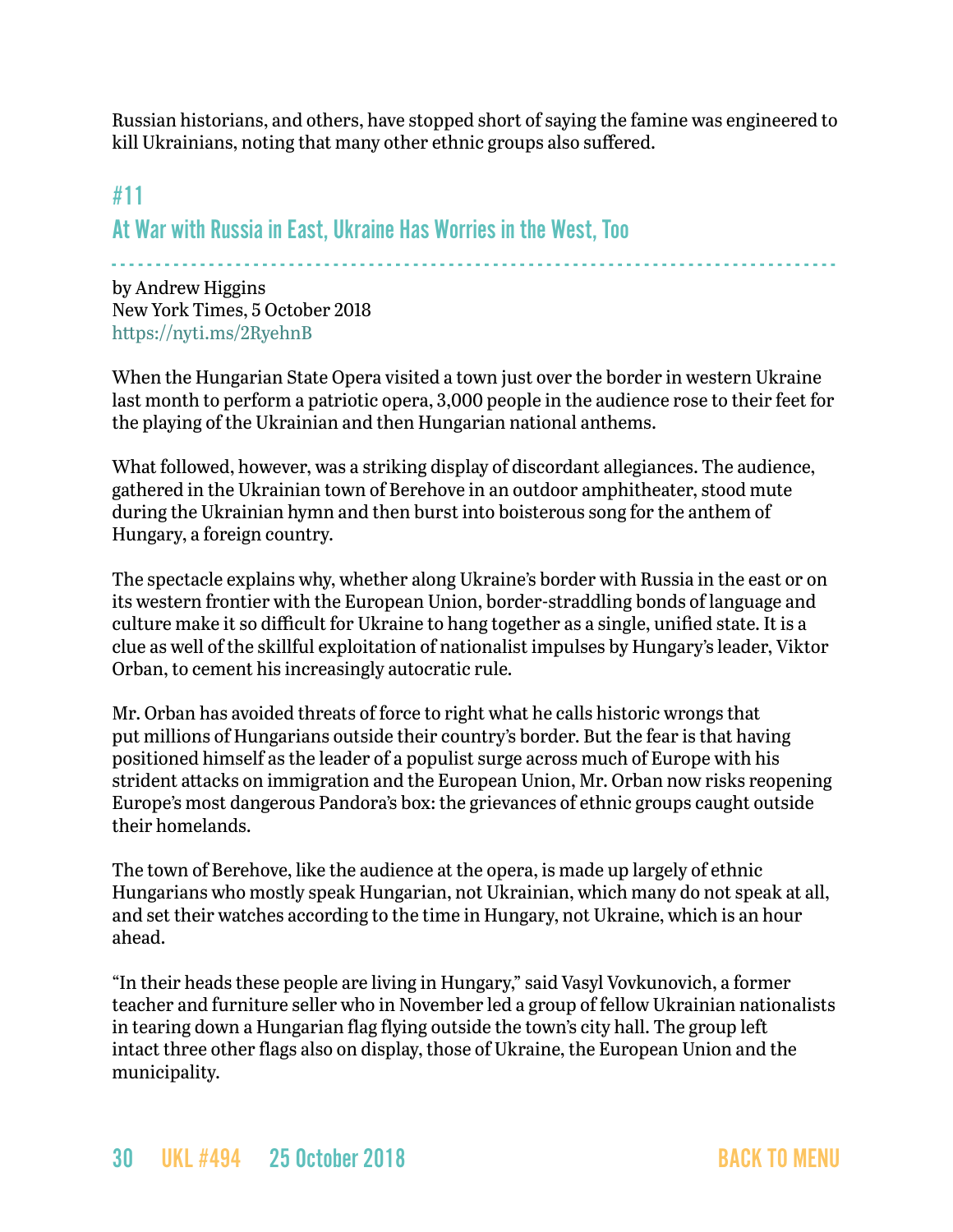Russian historians, and others, have stopped short of saying the famine was engineered to kill Ukrainians, noting that many other ethnic groups also suffered.

## #11

## At War with Russia in East, Ukraine Has Worries in the West, Too

by Andrew Higgins
New York Times, 5 October 2018
https://nyti.ms/2RyehnB

When the Hungarian State Opera visited a town just over the border in western Ukraine last month to perform a patriotic opera, 3,000 people in the audience rose to their feet for the playing of the Ukrainian and then Hungarian national anthems.

What followed, however, was a striking display of discordant allegiances. The audience, gathered in the Ukrainian town of Berehove in an outdoor amphitheater, stood mute during the Ukrainian hymn and then burst into boisterous song for the anthem of Hungary, a foreign country.

The spectacle explains why, whether along Ukraine's border with Russia in the east or on its western frontier with the European Union, border-straddling bonds of language and culture make it so difficult for Ukraine to hang together as a single, unified state. It is a clue as well of the skillful exploitation of nationalist impulses by Hungary's leader, Viktor Orban, to cement his increasingly autocratic rule.

Mr. Orban has avoided threats of force to right what he calls historic wrongs that put millions of Hungarians outside their country's border. But the fear is that having positioned himself as the leader of a populist surge across much of Europe with his strident attacks on immigration and the European Union, Mr. Orban now risks reopening Europe's most dangerous Pandora's box: the grievances of ethnic groups caught outside their homelands.

The town of Berehove, like the audience at the opera, is made up largely of ethnic Hungarians who mostly speak Hungarian, not Ukrainian, which many do not speak at all, and set their watches according to the time in Hungary, not Ukraine, which is an hour ahead.

"In their heads these people are living in Hungary," said Vasyl Vovkunovich, a former teacher and furniture seller who in November led a group of fellow Ukrainian nationalists in tearing down a Hungarian flag flying outside the town's city hall. The group left intact three other flags also on display, those of Ukraine, the European Union and the municipality.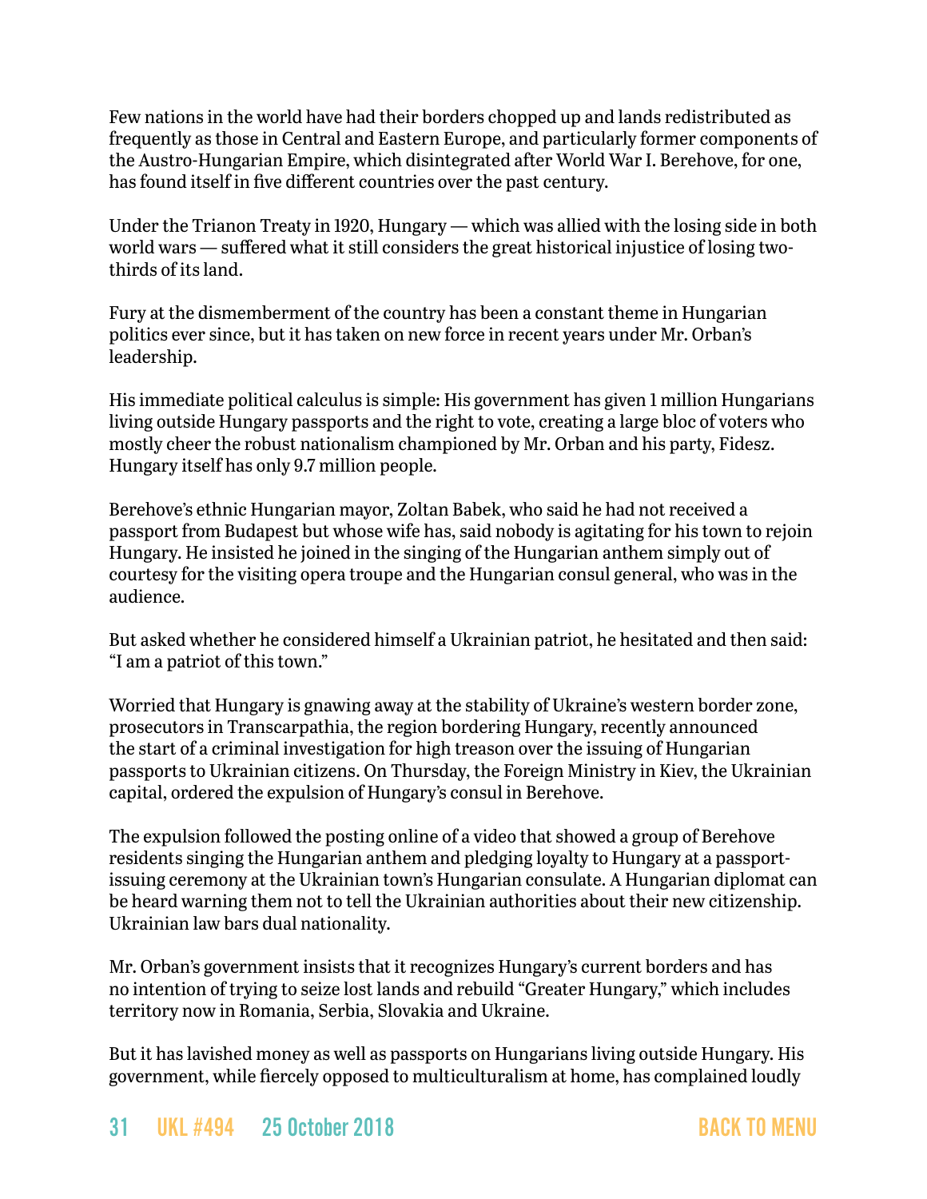Few nations in the world have had their borders chopped up and lands redistributed as frequently as those in Central and Eastern Europe, and particularly former components of the Austro-Hungarian Empire, which disintegrated after World War I. Berehove, for one, has found itself in five different countries over the past century.

Under the Trianon Treaty in 1920, Hungary — which was allied with the losing side in both world wars — suffered what it still considers the great historical injustice of losing two-thirds of its land.

Fury at the dismemberment of the country has been a constant theme in Hungarian politics ever since, but it has taken on new force in recent years under Mr. Orban's leadership.

His immediate political calculus is simple: His government has given 1 million Hungarians living outside Hungary passports and the right to vote, creating a large bloc of voters who mostly cheer the robust nationalism championed by Mr. Orban and his party, Fidesz. Hungary itself has only 9.7 million people.

Berehove's ethnic Hungarian mayor, Zoltan Babek, who said he had not received a passport from Budapest but whose wife has, said nobody is agitating for his town to rejoin Hungary. He insisted he joined in the singing of the Hungarian anthem simply out of courtesy for the visiting opera troupe and the Hungarian consul general, who was in the audience.

But asked whether he considered himself a Ukrainian patriot, he hesitated and then said: "I am a patriot of this town."

Worried that Hungary is gnawing away at the stability of Ukraine's western border zone, prosecutors in Transcarpathia, the region bordering Hungary, recently announced the start of a criminal investigation for high treason over the issuing of Hungarian passports to Ukrainian citizens. On Thursday, the Foreign Ministry in Kiev, the Ukrainian capital, ordered the expulsion of Hungary's consul in Berehove.

The expulsion followed the posting online of a video that showed a group of Berehove residents singing the Hungarian anthem and pledging loyalty to Hungary at a passport-issuing ceremony at the Ukrainian town's Hungarian consulate. A Hungarian diplomat can be heard warning them not to tell the Ukrainian authorities about their new citizenship. Ukrainian law bars dual nationality.

Mr. Orban's government insists that it recognizes Hungary's current borders and has no intention of trying to seize lost lands and rebuild "Greater Hungary," which includes territory now in Romania, Serbia, Slovakia and Ukraine.

But it has lavished money as well as passports on Hungarians living outside Hungary. His government, while fiercely opposed to multiculturalism at home, has complained loudly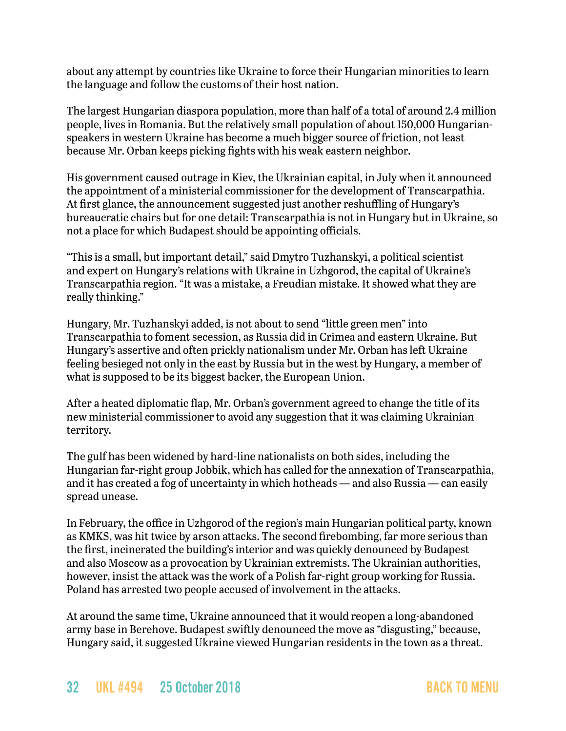about any attempt by countries like Ukraine to force their Hungarian minorities to learn the language and follow the customs of their host nation.

The largest Hungarian diaspora population, more than half of a total of around 2.4 million people, lives in Romania. But the relatively small population of about 150,000 Hungarian-speakers in western Ukraine has become a much bigger source of friction, not least because Mr. Orban keeps picking fights with his weak eastern neighbor.

His government caused outrage in Kiev, the Ukrainian capital, in July when it announced the appointment of a ministerial commissioner for the development of Transcarpathia. At first glance, the announcement suggested just another reshuffling of Hungary's bureaucratic chairs but for one detail: Transcarpathia is not in Hungary but in Ukraine, so not a place for which Budapest should be appointing officials.

"This is a small, but important detail," said Dmytro Tuzhanskyi, a political scientist and expert on Hungary's relations with Ukraine in Uzhgorod, the capital of Ukraine's Transcarpathia region. "It was a mistake, a Freudian mistake. It showed what they are really thinking."

Hungary, Mr. Tuzhanskyi added, is not about to send "little green men" into Transcarpathia to foment secession, as Russia did in Crimea and eastern Ukraine. But Hungary's assertive and often prickly nationalism under Mr. Orban has left Ukraine feeling besieged not only in the east by Russia but in the west by Hungary, a member of what is supposed to be its biggest backer, the European Union.

After a heated diplomatic flap, Mr. Orban's government agreed to change the title of its new ministerial commissioner to avoid any suggestion that it was claiming Ukrainian territory.

The gulf has been widened by hard-line nationalists on both sides, including the Hungarian far-right group Jobbik, which has called for the annexation of Transcarpathia, and it has created a fog of uncertainty in which hotheads — and also Russia — can easily spread unease.

In February, the office in Uzhgorod of the region's main Hungarian political party, known as KMKS, was hit twice by arson attacks. The second firebombing, far more serious than the first, incinerated the building's interior and was quickly denounced by Budapest and also Moscow as a provocation by Ukrainian extremists. The Ukrainian authorities, however, insist the attack was the work of a Polish far-right group working for Russia. Poland has arrested two people accused of involvement in the attacks.

At around the same time, Ukraine announced that it would reopen a long-abandoned army base in Berehove. Budapest swiftly denounced the move as "disgusting," because, Hungary said, it suggested Ukraine viewed Hungarian residents in the town as a threat.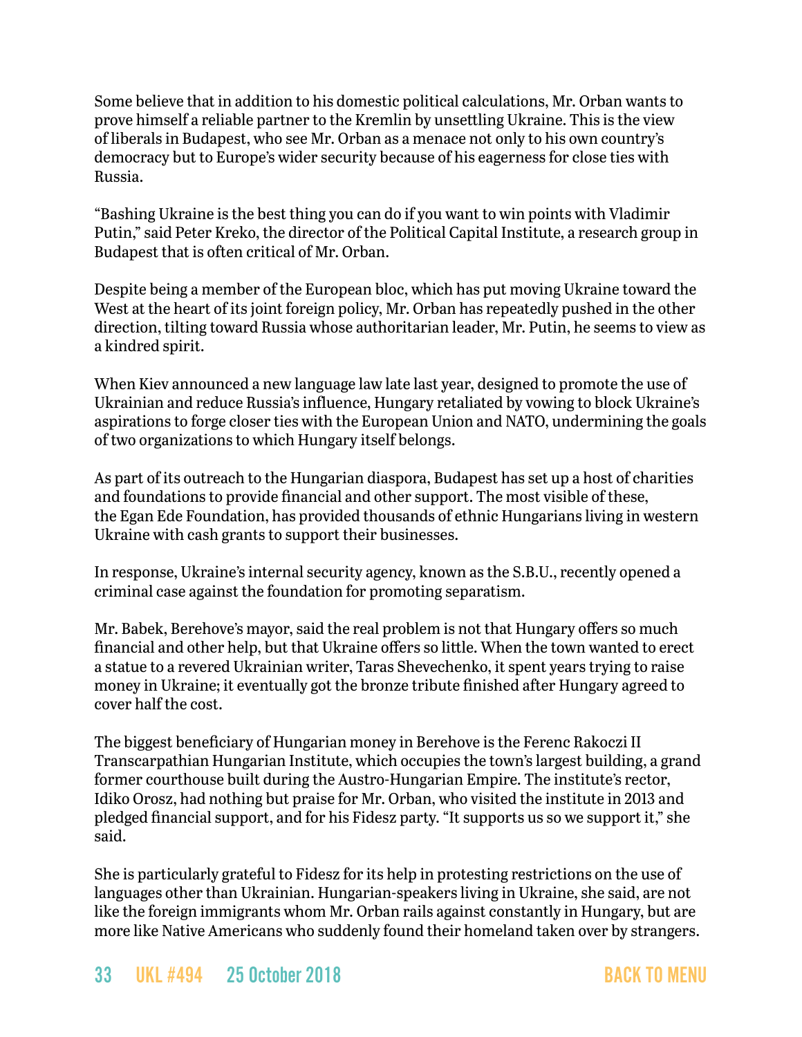Some believe that in addition to his domestic political calculations, Mr. Orban wants to prove himself a reliable partner to the Kremlin by unsettling Ukraine. This is the view of liberals in Budapest, who see Mr. Orban as a menace not only to his own country's democracy but to Europe's wider security because of his eagerness for close ties with Russia.

"Bashing Ukraine is the best thing you can do if you want to win points with Vladimir Putin," said Peter Kreko, the director of the Political Capital Institute, a research group in Budapest that is often critical of Mr. Orban.

Despite being a member of the European bloc, which has put moving Ukraine toward the West at the heart of its joint foreign policy, Mr. Orban has repeatedly pushed in the other direction, tilting toward Russia whose authoritarian leader, Mr. Putin, he seems to view as a kindred spirit.

When Kiev announced a new language law late last year, designed to promote the use of Ukrainian and reduce Russia's influence, Hungary retaliated by vowing to block Ukraine's aspirations to forge closer ties with the European Union and NATO, undermining the goals of two organizations to which Hungary itself belongs.

As part of its outreach to the Hungarian diaspora, Budapest has set up a host of charities and foundations to provide financial and other support. The most visible of these, the Egan Ede Foundation, has provided thousands of ethnic Hungarians living in western Ukraine with cash grants to support their businesses.

In response, Ukraine's internal security agency, known as the S.B.U., recently opened a criminal case against the foundation for promoting separatism.

Mr. Babek, Berehove's mayor, said the real problem is not that Hungary offers so much financial and other help, but that Ukraine offers so little. When the town wanted to erect a statue to a revered Ukrainian writer, Taras Shevechenko, it spent years trying to raise money in Ukraine; it eventually got the bronze tribute finished after Hungary agreed to cover half the cost.

The biggest beneficiary of Hungarian money in Berehove is the Ferenc Rakoczi II Transcarpathian Hungarian Institute, which occupies the town's largest building, a grand former courthouse built during the Austro-Hungarian Empire. The institute's rector, Idiko Orosz, had nothing but praise for Mr. Orban, who visited the institute in 2013 and pledged financial support, and for his Fidesz party. "It supports us so we support it," she said.

She is particularly grateful to Fidesz for its help in protesting restrictions on the use of languages other than Ukrainian. Hungarian-speakers living in Ukraine, she said, are not like the foreign immigrants whom Mr. Orban rails against constantly in Hungary, but are more like Native Americans who suddenly found their homeland taken over by strangers.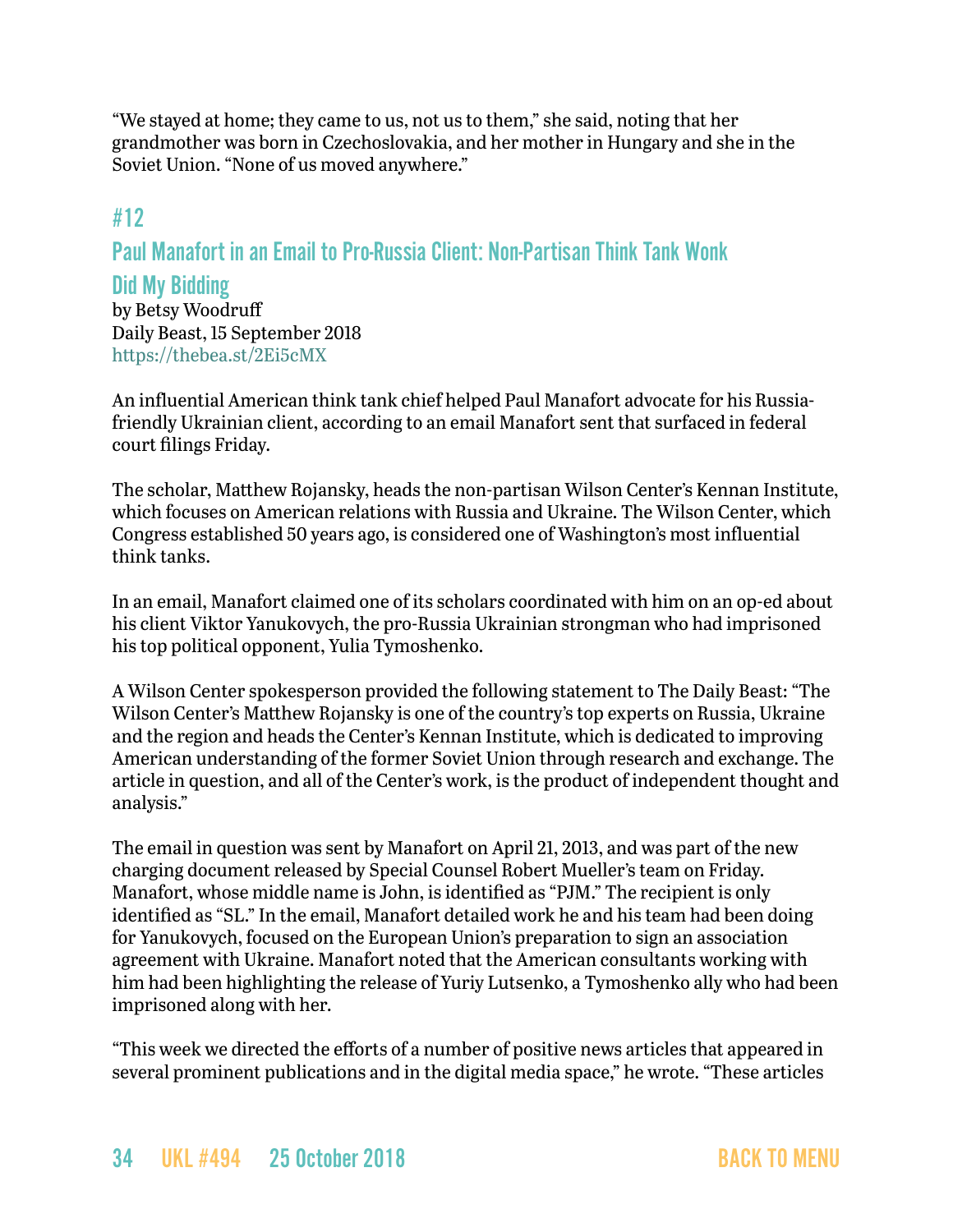“We stayed at home; they came to us, not us to them,” she said, noting that her grandmother was born in Czechoslovakia, and her mother in Hungary and she in the Soviet Union. “None of us moved anywhere.”

## #12

## Paul Manafort in an Email to Pro-Russia Client: Non-Partisan Think Tank Wonk Did My Bidding

by Betsy Woodruff
Daily Beast, 15 September 2018
https://thebea.st/2Ei5cMX

An influential American think tank chief helped Paul Manafort advocate for his Russia-friendly Ukrainian client, according to an email Manafort sent that surfaced in federal court filings Friday.

The scholar, Matthew Rojansky, heads the non-partisan Wilson Center’s Kennan Institute, which focuses on American relations with Russia and Ukraine. The Wilson Center, which Congress established 50 years ago, is considered one of Washington’s most influential think tanks.

In an email, Manafort claimed one of its scholars coordinated with him on an op-ed about his client Viktor Yanukovych, the pro-Russia Ukrainian strongman who had imprisoned his top political opponent, Yulia Tymoshenko.

A Wilson Center spokesperson provided the following statement to The Daily Beast: “The Wilson Center’s Matthew Rojansky is one of the country’s top experts on Russia, Ukraine and the region and heads the Center’s Kennan Institute, which is dedicated to improving American understanding of the former Soviet Union through research and exchange. The article in question, and all of the Center’s work, is the product of independent thought and analysis.”

The email in question was sent by Manafort on April 21, 2013, and was part of the new charging document released by Special Counsel Robert Mueller’s team on Friday. Manafort, whose middle name is John, is identified as “PJM.” The recipient is only identified as “SL.” In the email, Manafort detailed work he and his team had been doing for Yanukovych, focused on the European Union’s preparation to sign an association agreement with Ukraine. Manafort noted that the American consultants working with him had been highlighting the release of Yuriy Lutsenko, a Tymoshenko ally who had been imprisoned along with her.

“This week we directed the efforts of a number of positive news articles that appeared in several prominent publications and in the digital media space,” he wrote. “These articles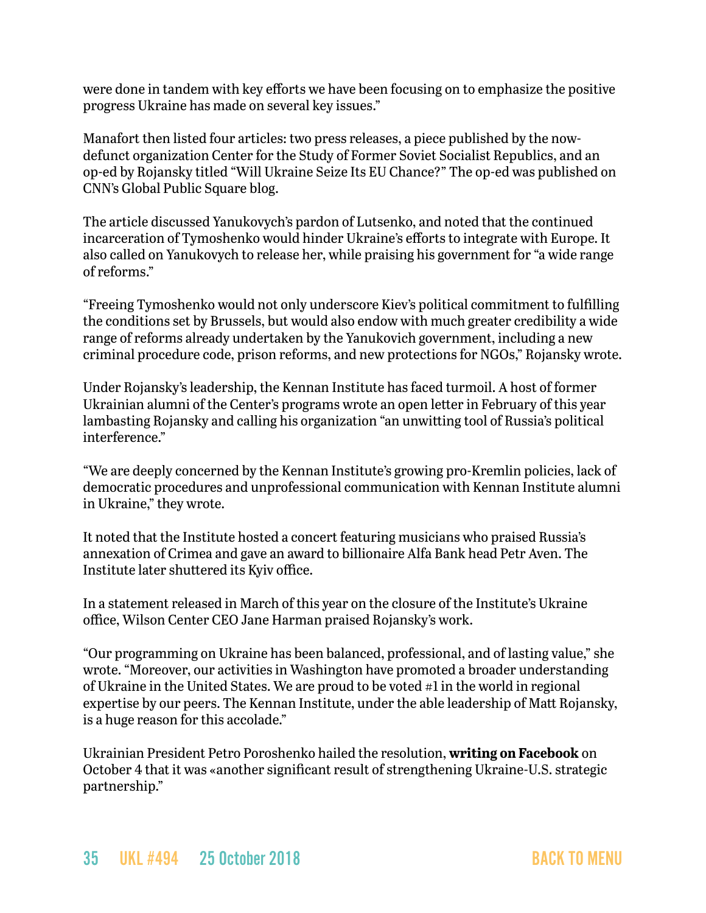were done in tandem with key efforts we have been focusing on to emphasize the positive progress Ukraine has made on several key issues."

Manafort then listed four articles: two press releases, a piece published by the now-defunct organization Center for the Study of Former Soviet Socialist Republics, and an op-ed by Rojansky titled "Will Ukraine Seize Its EU Chance?" The op-ed was published on CNN's Global Public Square blog.

The article discussed Yanukovych's pardon of Lutsenko, and noted that the continued incarceration of Tymoshenko would hinder Ukraine's efforts to integrate with Europe. It also called on Yanukovych to release her, while praising his government for "a wide range of reforms."

"Freeing Tymoshenko would not only underscore Kiev's political commitment to fulfilling the conditions set by Brussels, but would also endow with much greater credibility a wide range of reforms already undertaken by the Yanukovich government, including a new criminal procedure code, prison reforms, and new protections for NGOs," Rojansky wrote.

Under Rojansky's leadership, the Kennan Institute has faced turmoil. A host of former Ukrainian alumni of the Center's programs wrote an open letter in February of this year lambasting Rojansky and calling his organization "an unwitting tool of Russia's political interference."

"We are deeply concerned by the Kennan Institute's growing pro-Kremlin policies, lack of democratic procedures and unprofessional communication with Kennan Institute alumni in Ukraine," they wrote.

It noted that the Institute hosted a concert featuring musicians who praised Russia's annexation of Crimea and gave an award to billionaire Alfa Bank head Petr Aven. The Institute later shuttered its Kyiv office.

In a statement released in March of this year on the closure of the Institute's Ukraine office, Wilson Center CEO Jane Harman praised Rojansky's work.

"Our programming on Ukraine has been balanced, professional, and of lasting value," she wrote. "Moreover, our activities in Washington have promoted a broader understanding of Ukraine in the United States. We are proud to be voted #1 in the world in regional expertise by our peers. The Kennan Institute, under the able leadership of Matt Rojansky, is a huge reason for this accolade."

Ukrainian President Petro Poroshenko hailed the resolution, **writing on Facebook** on October 4 that it was «another significant result of strengthening Ukraine-U.S. strategic partnership."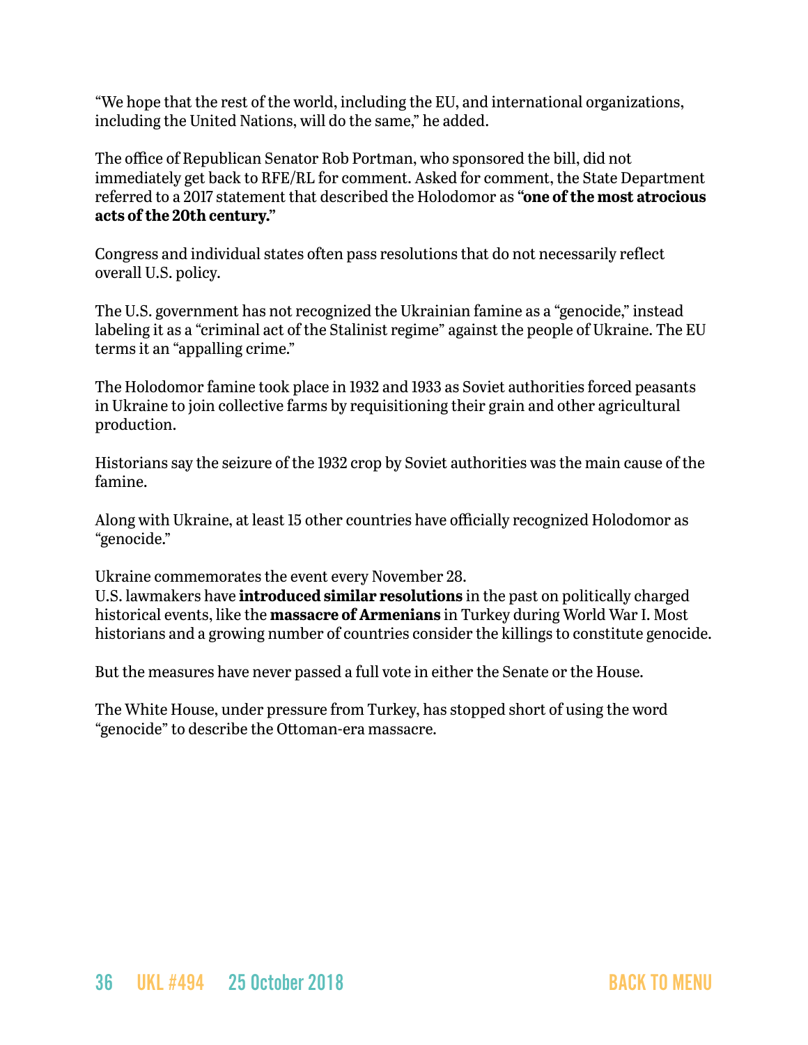“We hope that the rest of the world, including the EU, and international organizations, including the United Nations, will do the same,” he added.

The office of Republican Senator Rob Portman, who sponsored the bill, did not immediately get back to RFE/RL for comment. Asked for comment, the State Department referred to a 2017 statement that described the Holodomor as “**one of the most atrocious acts of the 20th century.**”

Congress and individual states often pass resolutions that do not necessarily reflect overall U.S. policy.

The U.S. government has not recognized the Ukrainian famine as a “genocide,” instead labeling it as a “criminal act of the Stalinist regime” against the people of Ukraine. The EU terms it an “appalling crime.”

The Holodomor famine took place in 1932 and 1933 as Soviet authorities forced peasants in Ukraine to join collective farms by requisitioning their grain and other agricultural production.

Historians say the seizure of the 1932 crop by Soviet authorities was the main cause of the famine.

Along with Ukraine, at least 15 other countries have officially recognized Holodomor as “genocide.”

Ukraine commemorates the event every November 28.
U.S. lawmakers have **introduced similar resolutions** in the past on politically charged historical events, like the **massacre of Armenians** in Turkey during World War I. Most historians and a growing number of countries consider the killings to constitute genocide.

But the measures have never passed a full vote in either the Senate or the House.

The White House, under pressure from Turkey, has stopped short of using the word “genocide” to describe the Ottoman-era massacre.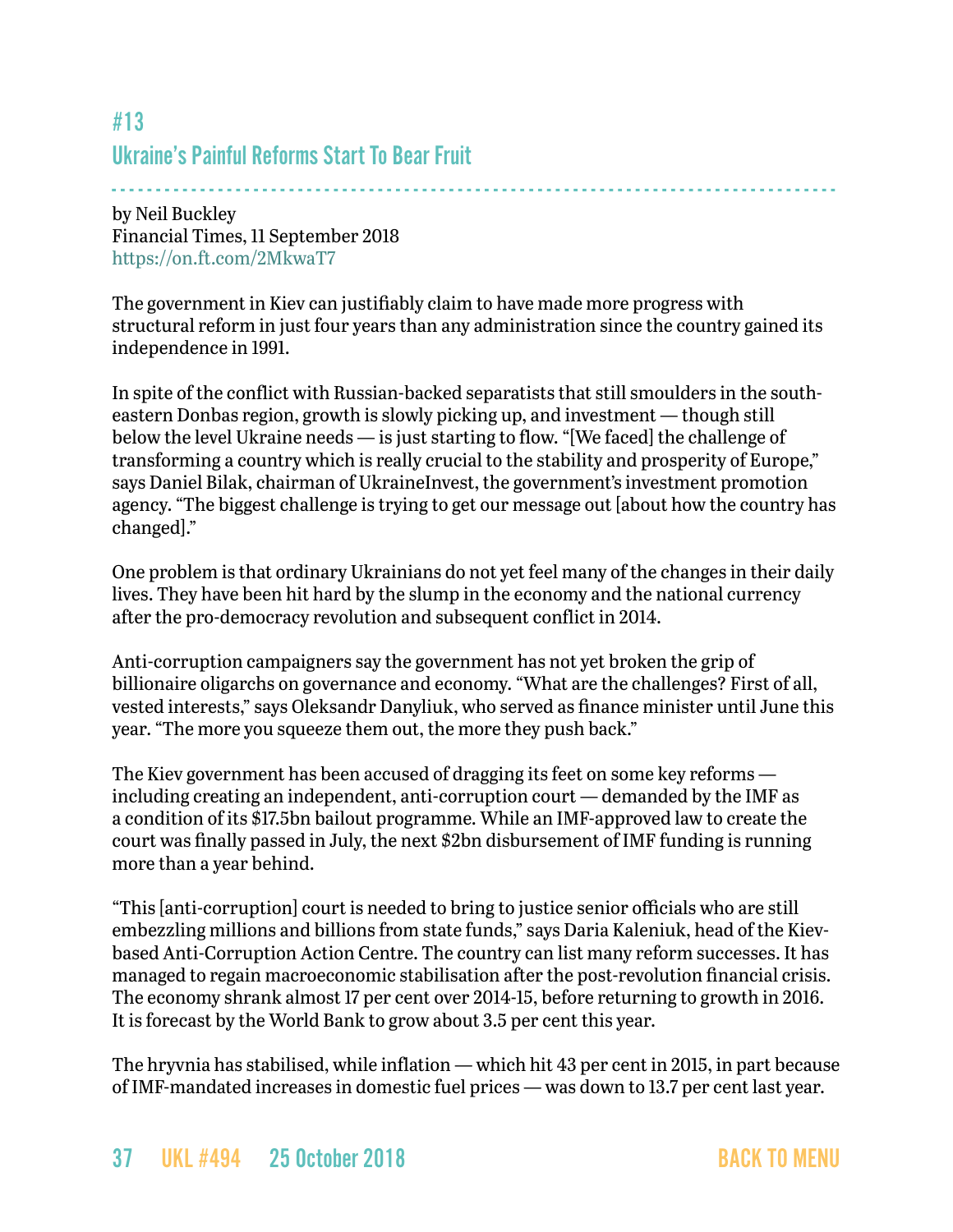## #13
## Ukraine's Painful Reforms Start To Bear Fruit

by Neil Buckley
Financial Times, 11 September 2018
https://on.ft.com/2MkwaT7

The government in Kiev can justifiably claim to have made more progress with structural reform in just four years than any administration since the country gained its independence in 1991.

In spite of the conflict with Russian-backed separatists that still smoulders in the south-eastern Donbas region, growth is slowly picking up, and investment — though still below the level Ukraine needs — is just starting to flow. "[We faced] the challenge of transforming a country which is really crucial to the stability and prosperity of Europe," says Daniel Bilak, chairman of UkraineInvest, the government's investment promotion agency. "The biggest challenge is trying to get our message out [about how the country has changed]."

One problem is that ordinary Ukrainians do not yet feel many of the changes in their daily lives. They have been hit hard by the slump in the economy and the national currency after the pro-democracy revolution and subsequent conflict in 2014.

Anti-corruption campaigners say the government has not yet broken the grip of billionaire oligarchs on governance and economy. "What are the challenges? First of all, vested interests," says Oleksandr Danyliuk, who served as finance minister until June this year. "The more you squeeze them out, the more they push back."

The Kiev government has been accused of dragging its feet on some key reforms — including creating an independent, anti-corruption court — demanded by the IMF as a condition of its $17.5bn bailout programme. While an IMF-approved law to create the court was finally passed in July, the next $2bn disbursement of IMF funding is running more than a year behind.

"This [anti-corruption] court is needed to bring to justice senior officials who are still embezzling millions and billions from state funds," says Daria Kaleniuk, head of the Kiev-based Anti-Corruption Action Centre. The country can list many reform successes. It has managed to regain macroeconomic stabilisation after the post-revolution financial crisis. The economy shrank almost 17 per cent over 2014-15, before returning to growth in 2016. It is forecast by the World Bank to grow about 3.5 per cent this year.

The hryvnia has stabilised, while inflation — which hit 43 per cent in 2015, in part because of IMF-mandated increases in domestic fuel prices — was down to 13.7 per cent last year.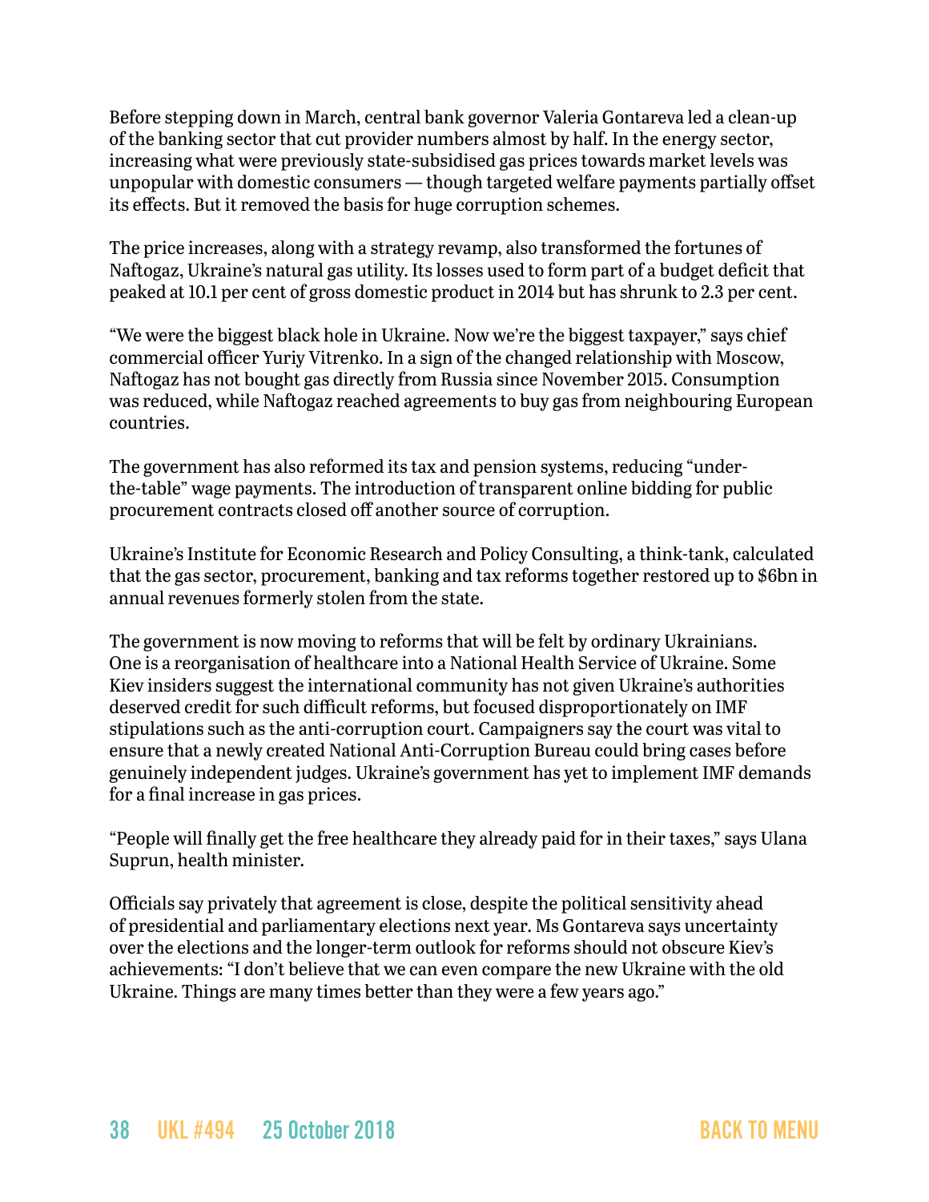Before stepping down in March, central bank governor Valeria Gontareva led a clean-up of the banking sector that cut provider numbers almost by half. In the energy sector, increasing what were previously state-subsidised gas prices towards market levels was unpopular with domestic consumers — though targeted welfare payments partially offset its effects. But it removed the basis for huge corruption schemes.

The price increases, along with a strategy revamp, also transformed the fortunes of Naftogaz, Ukraine's natural gas utility. Its losses used to form part of a budget deficit that peaked at 10.1 per cent of gross domestic product in 2014 but has shrunk to 2.3 per cent.

"We were the biggest black hole in Ukraine. Now we're the biggest taxpayer," says chief commercial officer Yuriy Vitrenko. In a sign of the changed relationship with Moscow, Naftogaz has not bought gas directly from Russia since November 2015. Consumption was reduced, while Naftogaz reached agreements to buy gas from neighbouring European countries.

The government has also reformed its tax and pension systems, reducing "under-the-table" wage payments. The introduction of transparent online bidding for public procurement contracts closed off another source of corruption.

Ukraine's Institute for Economic Research and Policy Consulting, a think-tank, calculated that the gas sector, procurement, banking and tax reforms together restored up to $6bn in annual revenues formerly stolen from the state.

The government is now moving to reforms that will be felt by ordinary Ukrainians. One is a reorganisation of healthcare into a National Health Service of Ukraine. Some Kiev insiders suggest the international community has not given Ukraine's authorities deserved credit for such difficult reforms, but focused disproportionately on IMF stipulations such as the anti-corruption court. Campaigners say the court was vital to ensure that a newly created National Anti-Corruption Bureau could bring cases before genuinely independent judges. Ukraine's government has yet to implement IMF demands for a final increase in gas prices.

"People will finally get the free healthcare they already paid for in their taxes," says Ulana Suprun, health minister.

Officials say privately that agreement is close, despite the political sensitivity ahead of presidential and parliamentary elections next year. Ms Gontareva says uncertainty over the elections and the longer-term outlook for reforms should not obscure Kiev's achievements: "I don't believe that we can even compare the new Ukraine with the old Ukraine. Things are many times better than they were a few years ago."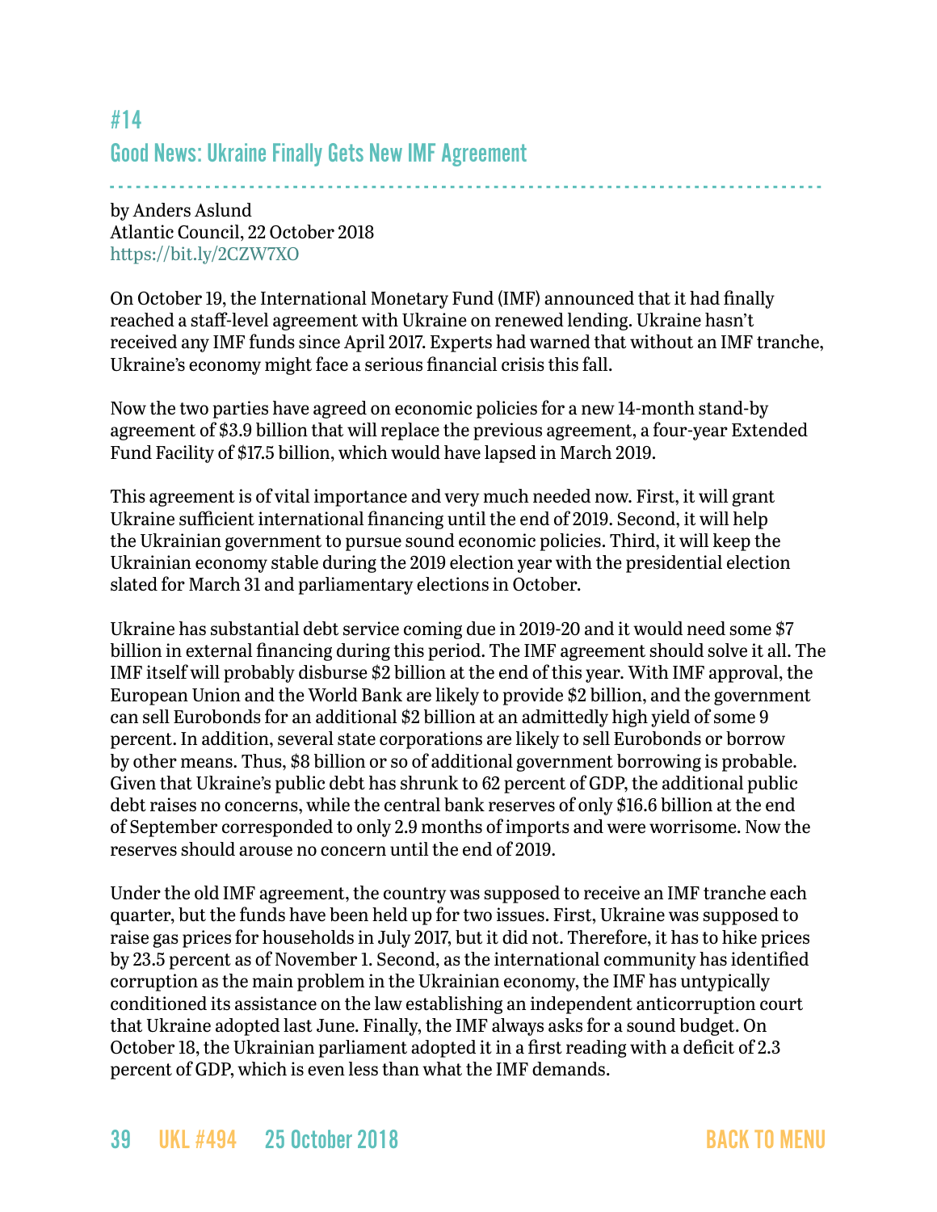## #14

## Good News: Ukraine Finally Gets New IMF Agreement

by Anders Aslund
Atlantic Council, 22 October 2018
https://bit.ly/2CZW7XO

On October 19, the International Monetary Fund (IMF) announced that it had finally reached a staff-level agreement with Ukraine on renewed lending. Ukraine hasn't received any IMF funds since April 2017. Experts had warned that without an IMF tranche, Ukraine's economy might face a serious financial crisis this fall.

Now the two parties have agreed on economic policies for a new 14-month stand-by agreement of $3.9 billion that will replace the previous agreement, a four-year Extended Fund Facility of $17.5 billion, which would have lapsed in March 2019.

This agreement is of vital importance and very much needed now. First, it will grant Ukraine sufficient international financing until the end of 2019. Second, it will help the Ukrainian government to pursue sound economic policies. Third, it will keep the Ukrainian economy stable during the 2019 election year with the presidential election slated for March 31 and parliamentary elections in October.

Ukraine has substantial debt service coming due in 2019-20 and it would need some $7 billion in external financing during this period. The IMF agreement should solve it all. The IMF itself will probably disburse $2 billion at the end of this year. With IMF approval, the European Union and the World Bank are likely to provide $2 billion, and the government can sell Eurobonds for an additional $2 billion at an admittedly high yield of some 9 percent. In addition, several state corporations are likely to sell Eurobonds or borrow by other means. Thus, $8 billion or so of additional government borrowing is probable. Given that Ukraine's public debt has shrunk to 62 percent of GDP, the additional public debt raises no concerns, while the central bank reserves of only $16.6 billion at the end of September corresponded to only 2.9 months of imports and were worrisome. Now the reserves should arouse no concern until the end of 2019.

Under the old IMF agreement, the country was supposed to receive an IMF tranche each quarter, but the funds have been held up for two issues. First, Ukraine was supposed to raise gas prices for households in July 2017, but it did not. Therefore, it has to hike prices by 23.5 percent as of November 1. Second, as the international community has identified corruption as the main problem in the Ukrainian economy, the IMF has untypically conditioned its assistance on the law establishing an independent anticorruption court that Ukraine adopted last June. Finally, the IMF always asks for a sound budget. On October 18, the Ukrainian parliament adopted it in a first reading with a deficit of 2.3 percent of GDP, which is even less than what the IMF demands.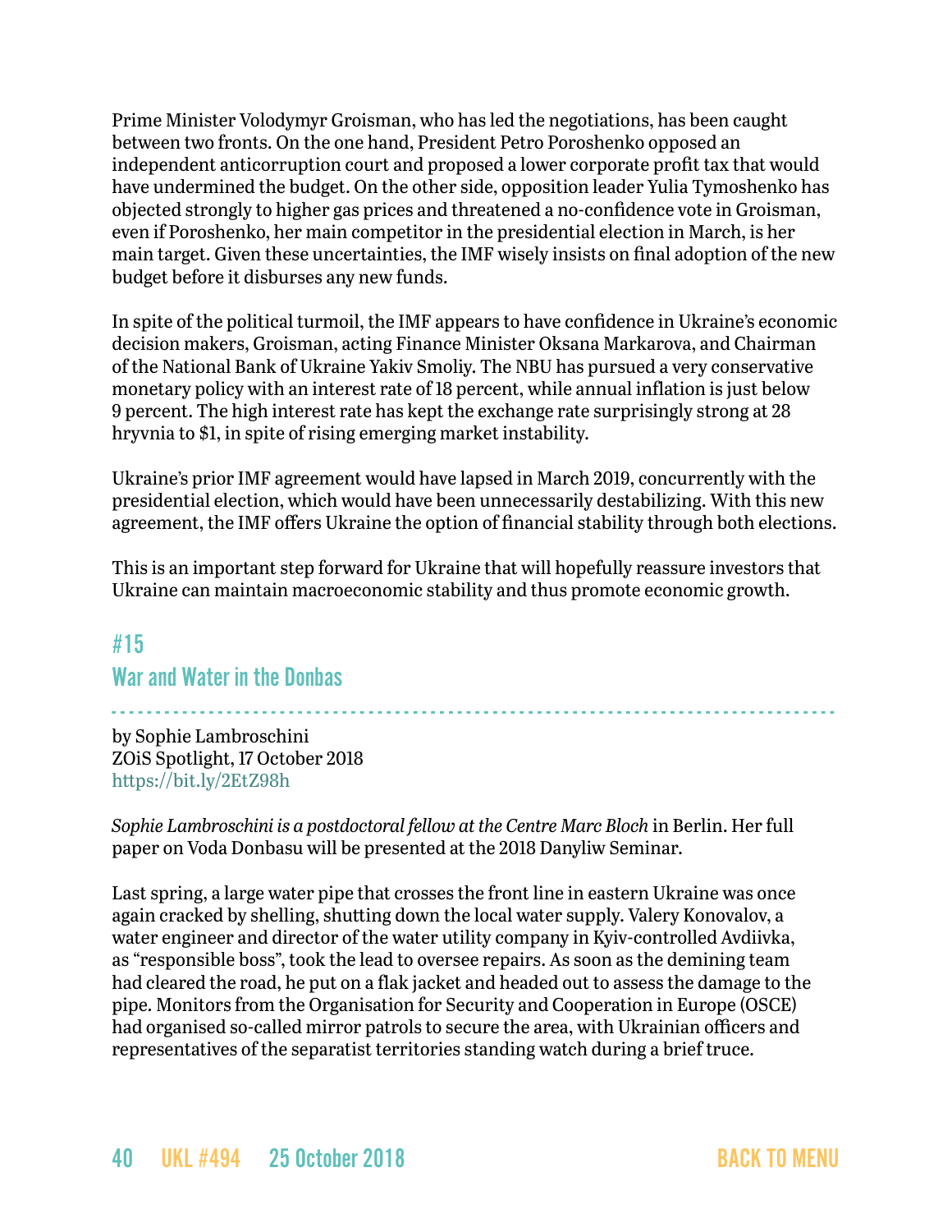Prime Minister Volodymyr Groisman, who has led the negotiations, has been caught between two fronts. On the one hand, President Petro Poroshenko opposed an independent anticorruption court and proposed a lower corporate profit tax that would have undermined the budget. On the other side, opposition leader Yulia Tymoshenko has objected strongly to higher gas prices and threatened a no-confidence vote in Groisman, even if Poroshenko, her main competitor in the presidential election in March, is her main target. Given these uncertainties, the IMF wisely insists on final adoption of the new budget before it disburses any new funds.

In spite of the political turmoil, the IMF appears to have confidence in Ukraine's economic decision makers, Groisman, acting Finance Minister Oksana Markarova, and Chairman of the National Bank of Ukraine Yakiv Smoliy. The NBU has pursued a very conservative monetary policy with an interest rate of 18 percent, while annual inflation is just below 9 percent. The high interest rate has kept the exchange rate surprisingly strong at 28 hryvnia to $1, in spite of rising emerging market instability.

Ukraine's prior IMF agreement would have lapsed in March 2019, concurrently with the presidential election, which would have been unnecessarily destabilizing. With this new agreement, the IMF offers Ukraine the option of financial stability through both elections.

This is an important step forward for Ukraine that will hopefully reassure investors that Ukraine can maintain macroeconomic stability and thus promote economic growth.

## #15
## War and Water in the Donbas

by Sophie Lambroschini
ZOiS Spotlight, 17 October 2018
https://bit.ly/2EtZ98h

*Sophie Lambroschini is a postdoctoral fellow at the Centre Marc Bloch* in Berlin. Her full paper on Voda Donbasu will be presented at the 2018 Danyliw Seminar.

Last spring, a large water pipe that crosses the front line in eastern Ukraine was once again cracked by shelling, shutting down the local water supply. Valery Konovalov, a water engineer and director of the water utility company in Kyiv-controlled Avdiivka, as "responsible boss", took the lead to oversee repairs. As soon as the demining team had cleared the road, he put on a flak jacket and headed out to assess the damage to the pipe. Monitors from the Organisation for Security and Cooperation in Europe (OSCE) had organised so-called mirror patrols to secure the area, with Ukrainian officers and representatives of the separatist territories standing watch during a brief truce.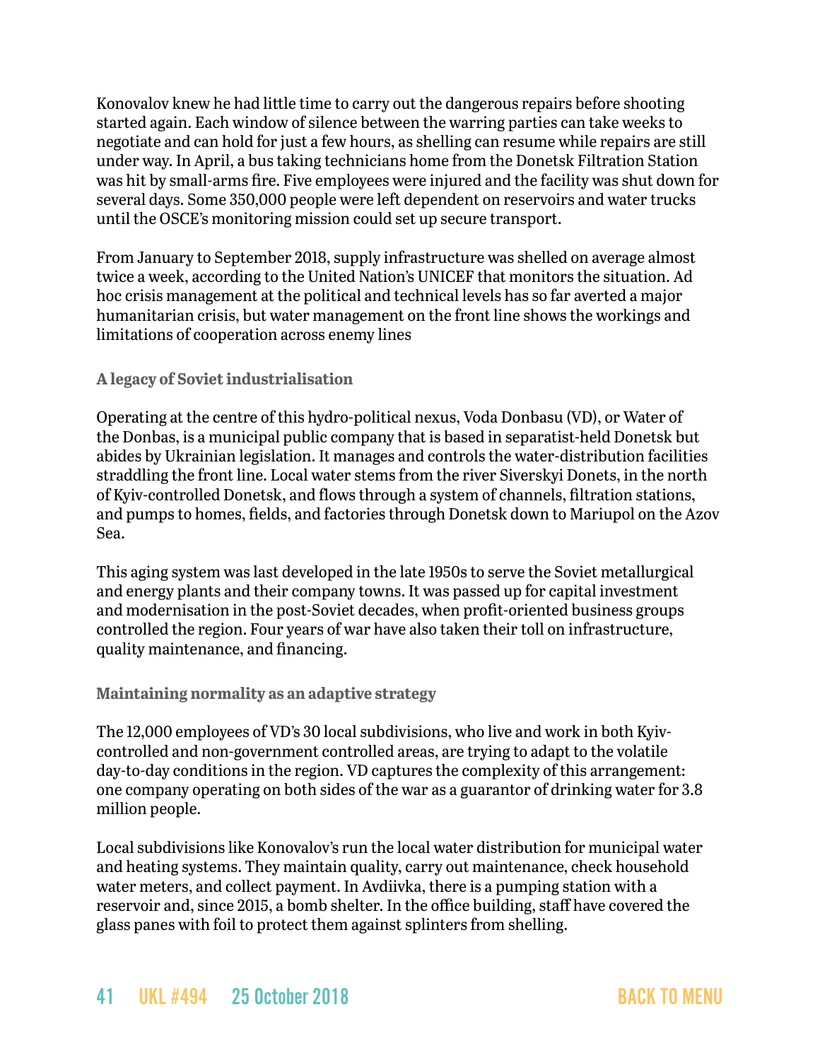Konovalov knew he had little time to carry out the dangerous repairs before shooting started again. Each window of silence between the warring parties can take weeks to negotiate and can hold for just a few hours, as shelling can resume while repairs are still under way. In April, a bus taking technicians home from the Donetsk Filtration Station was hit by small-arms fire. Five employees were injured and the facility was shut down for several days. Some 350,000 people were left dependent on reservoirs and water trucks until the OSCE's monitoring mission could set up secure transport.

From January to September 2018, supply infrastructure was shelled on average almost twice a week, according to the United Nation's UNICEF that monitors the situation. Ad hoc crisis management at the political and technical levels has so far averted a major humanitarian crisis, but water management on the front line shows the workings and limitations of cooperation across enemy lines

### A legacy of Soviet industrialisation

Operating at the centre of this hydro-political nexus, Voda Donbasu (VD), or Water of the Donbas, is a municipal public company that is based in separatist-held Donetsk but abides by Ukrainian legislation. It manages and controls the water-distribution facilities straddling the front line. Local water stems from the river Siverskyi Donets, in the north of Kyiv-controlled Donetsk, and flows through a system of channels, filtration stations, and pumps to homes, fields, and factories through Donetsk down to Mariupol on the Azov Sea.

This aging system was last developed in the late 1950s to serve the Soviet metallurgical and energy plants and their company towns. It was passed up for capital investment and modernisation in the post-Soviet decades, when profit-oriented business groups controlled the region. Four years of war have also taken their toll on infrastructure, quality maintenance, and financing.

### Maintaining normality as an adaptive strategy

The 12,000 employees of VD's 30 local subdivisions, who live and work in both Kyiv-controlled and non-government controlled areas, are trying to adapt to the volatile day-to-day conditions in the region. VD captures the complexity of this arrangement: one company operating on both sides of the war as a guarantor of drinking water for 3.8 million people.

Local subdivisions like Konovalov's run the local water distribution for municipal water and heating systems. They maintain quality, carry out maintenance, check household water meters, and collect payment. In Avdiivka, there is a pumping station with a reservoir and, since 2015, a bomb shelter. In the office building, staff have covered the glass panes with foil to protect them against splinters from shelling.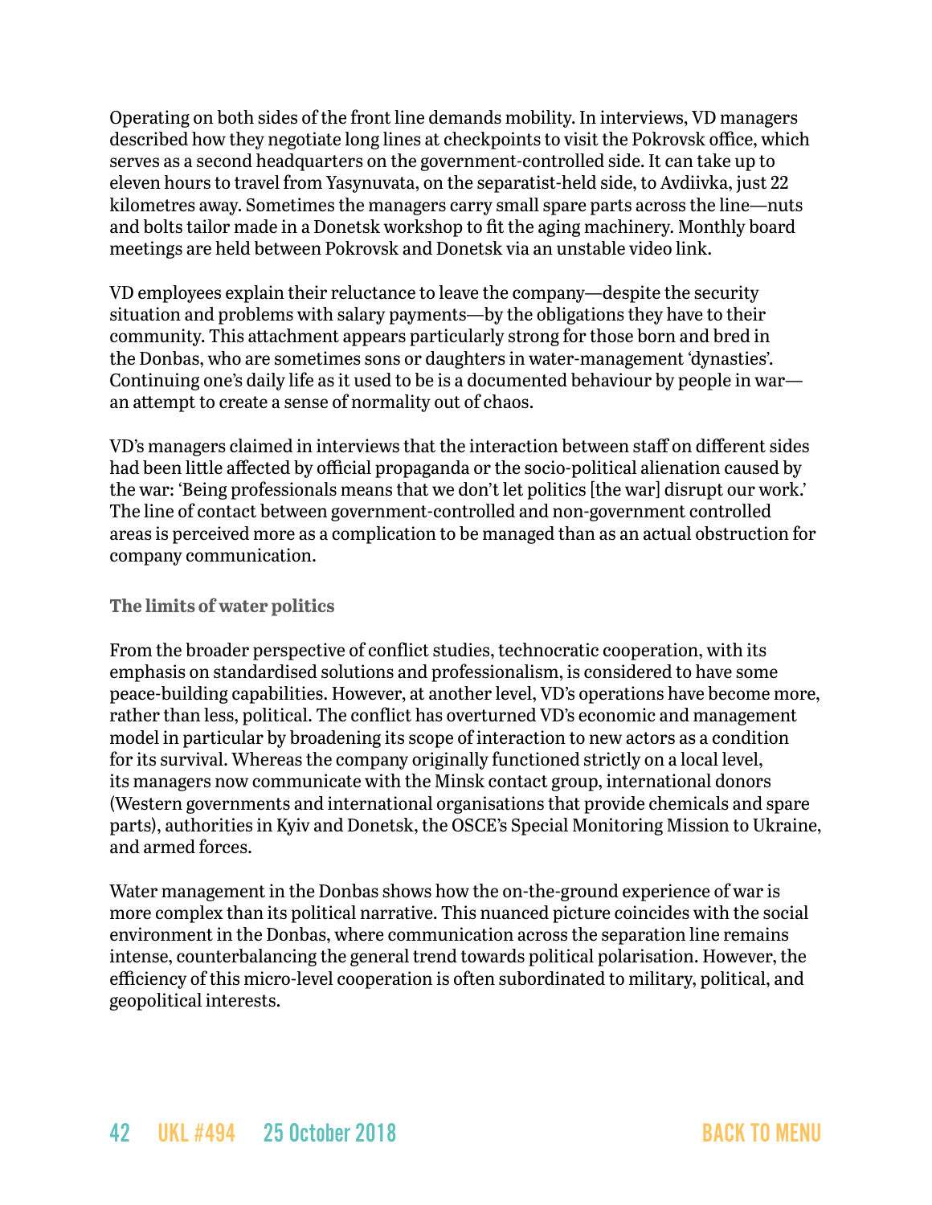Operating on both sides of the front line demands mobility. In interviews, VD managers described how they negotiate long lines at checkpoints to visit the Pokrovsk office, which serves as a second headquarters on the government-controlled side. It can take up to eleven hours to travel from Yasynuvata, on the separatist-held side, to Avdiivka, just 22 kilometres away. Sometimes the managers carry small spare parts across the line—nuts and bolts tailor made in a Donetsk workshop to fit the aging machinery. Monthly board meetings are held between Pokrovsk and Donetsk via an unstable video link.

VD employees explain their reluctance to leave the company—despite the security situation and problems with salary payments—by the obligations they have to their community. This attachment appears particularly strong for those born and bred in the Donbas, who are sometimes sons or daughters in water-management 'dynasties'. Continuing one's daily life as it used to be is a documented behaviour by people in war—an attempt to create a sense of normality out of chaos.

VD's managers claimed in interviews that the interaction between staff on different sides had been little affected by official propaganda or the socio-political alienation caused by the war: 'Being professionals means that we don't let politics [the war] disrupt our work.' The line of contact between government-controlled and non-government controlled areas is perceived more as a complication to be managed than as an actual obstruction for company communication.

### The limits of water politics

From the broader perspective of conflict studies, technocratic cooperation, with its emphasis on standardised solutions and professionalism, is considered to have some peace-building capabilities. However, at another level, VD's operations have become more, rather than less, political. The conflict has overturned VD's economic and management model in particular by broadening its scope of interaction to new actors as a condition for its survival. Whereas the company originally functioned strictly on a local level, its managers now communicate with the Minsk contact group, international donors (Western governments and international organisations that provide chemicals and spare parts), authorities in Kyiv and Donetsk, the OSCE's Special Monitoring Mission to Ukraine, and armed forces.

Water management in the Donbas shows how the on-the-ground experience of war is more complex than its political narrative. This nuanced picture coincides with the social environment in the Donbas, where communication across the separation line remains intense, counterbalancing the general trend towards political polarisation. However, the efficiency of this micro-level cooperation is often subordinated to military, political, and geopolitical interests.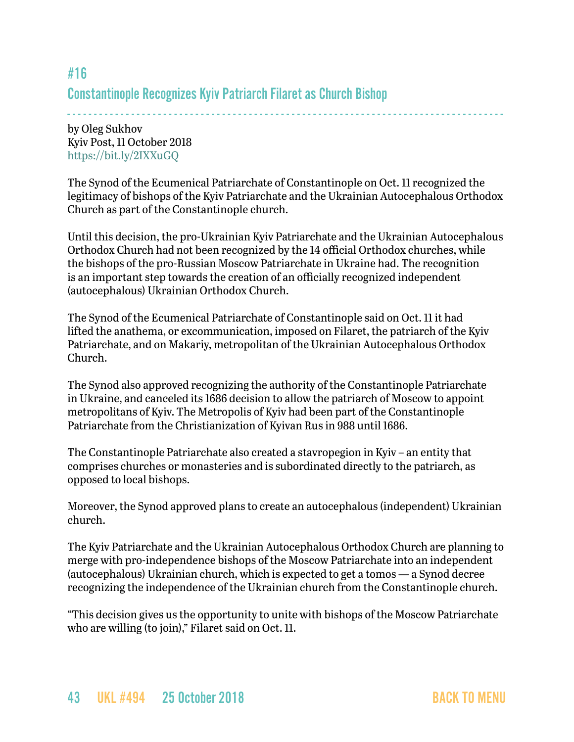## #16

## Constantinople Recognizes Kyiv Patriarch Filaret as Church Bishop

by Oleg Sukhov
Kyiv Post, 11 October 2018
https://bit.ly/2IXXuGQ

The Synod of the Ecumenical Patriarchate of Constantinople on Oct. 11 recognized the legitimacy of bishops of the Kyiv Patriarchate and the Ukrainian Autocephalous Orthodox Church as part of the Constantinople church.

Until this decision, the pro-Ukrainian Kyiv Patriarchate and the Ukrainian Autocephalous Orthodox Church had not been recognized by the 14 official Orthodox churches, while the bishops of the pro-Russian Moscow Patriarchate in Ukraine had. The recognition is an important step towards the creation of an officially recognized independent (autocephalous) Ukrainian Orthodox Church.

The Synod of the Ecumenical Patriarchate of Constantinople said on Oct. 11 it had lifted the anathema, or excommunication, imposed on Filaret, the patriarch of the Kyiv Patriarchate, and on Makariy, metropolitan of the Ukrainian Autocephalous Orthodox Church.

The Synod also approved recognizing the authority of the Constantinople Patriarchate in Ukraine, and canceled its 1686 decision to allow the patriarch of Moscow to appoint metropolitans of Kyiv. The Metropolis of Kyiv had been part of the Constantinople Patriarchate from the Christianization of Kyivan Rus in 988 until 1686.

The Constantinople Patriarchate also created a stavropegion in Kyiv – an entity that comprises churches or monasteries and is subordinated directly to the patriarch, as opposed to local bishops.

Moreover, the Synod approved plans to create an autocephalous (independent) Ukrainian church.

The Kyiv Patriarchate and the Ukrainian Autocephalous Orthodox Church are planning to merge with pro-independence bishops of the Moscow Patriarchate into an independent (autocephalous) Ukrainian church, which is expected to get a tomos — a Synod decree recognizing the independence of the Ukrainian church from the Constantinople church.

"This decision gives us the opportunity to unite with bishops of the Moscow Patriarchate who are willing (to join)," Filaret said on Oct. 11.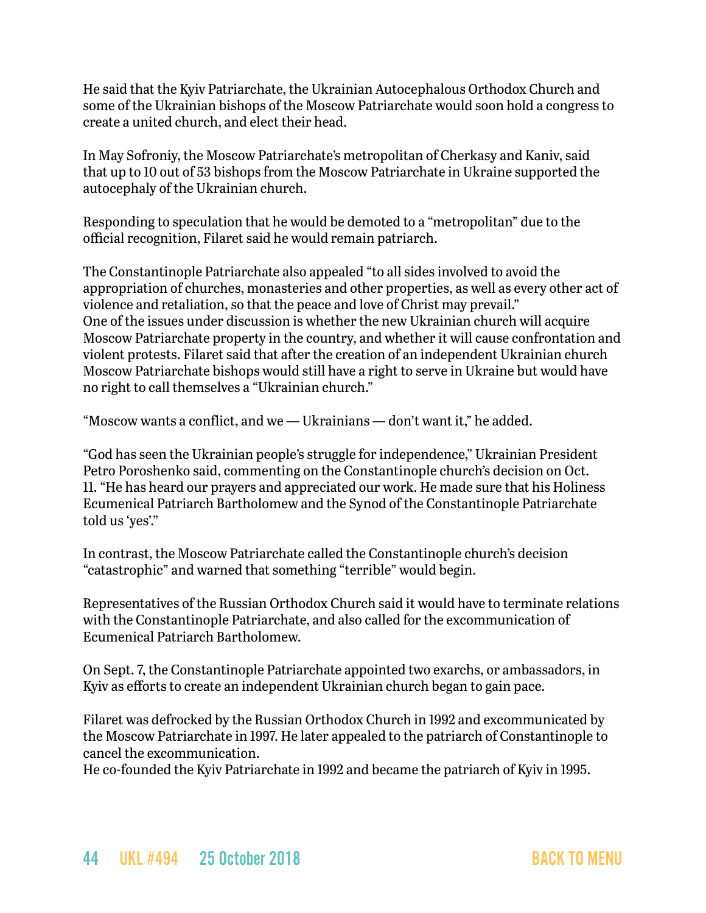He said that the Kyiv Patriarchate, the Ukrainian Autocephalous Orthodox Church and some of the Ukrainian bishops of the Moscow Patriarchate would soon hold a congress to create a united church, and elect their head.

In May Sofroniy, the Moscow Patriarchate's metropolitan of Cherkasy and Kaniv, said that up to 10 out of 53 bishops from the Moscow Patriarchate in Ukraine supported the autocephaly of the Ukrainian church.

Responding to speculation that he would be demoted to a "metropolitan" due to the official recognition, Filaret said he would remain patriarch.

The Constantinople Patriarchate also appealed "to all sides involved to avoid the appropriation of churches, monasteries and other properties, as well as every other act of violence and retaliation, so that the peace and love of Christ may prevail."
One of the issues under discussion is whether the new Ukrainian church will acquire Moscow Patriarchate property in the country, and whether it will cause confrontation and violent protests. Filaret said that after the creation of an independent Ukrainian church Moscow Patriarchate bishops would still have a right to serve in Ukraine but would have no right to call themselves a "Ukrainian church."

"Moscow wants a conflict, and we — Ukrainians — don't want it," he added.

"God has seen the Ukrainian people's struggle for independence," Ukrainian President Petro Poroshenko said, commenting on the Constantinople church's decision on Oct. 11. "He has heard our prayers and appreciated our work. He made sure that his Holiness Ecumenical Patriarch Bartholomew and the Synod of the Constantinople Patriarchate told us 'yes'."

In contrast, the Moscow Patriarchate called the Constantinople church's decision "catastrophic" and warned that something "terrible" would begin.

Representatives of the Russian Orthodox Church said it would have to terminate relations with the Constantinople Patriarchate, and also called for the excommunication of Ecumenical Patriarch Bartholomew.

On Sept. 7, the Constantinople Patriarchate appointed two exarchs, or ambassadors, in Kyiv as efforts to create an independent Ukrainian church began to gain pace.

Filaret was defrocked by the Russian Orthodox Church in 1992 and excommunicated by the Moscow Patriarchate in 1997. He later appealed to the patriarch of Constantinople to cancel the excommunication.
He co-founded the Kyiv Patriarchate in 1992 and became the patriarch of Kyiv in 1995.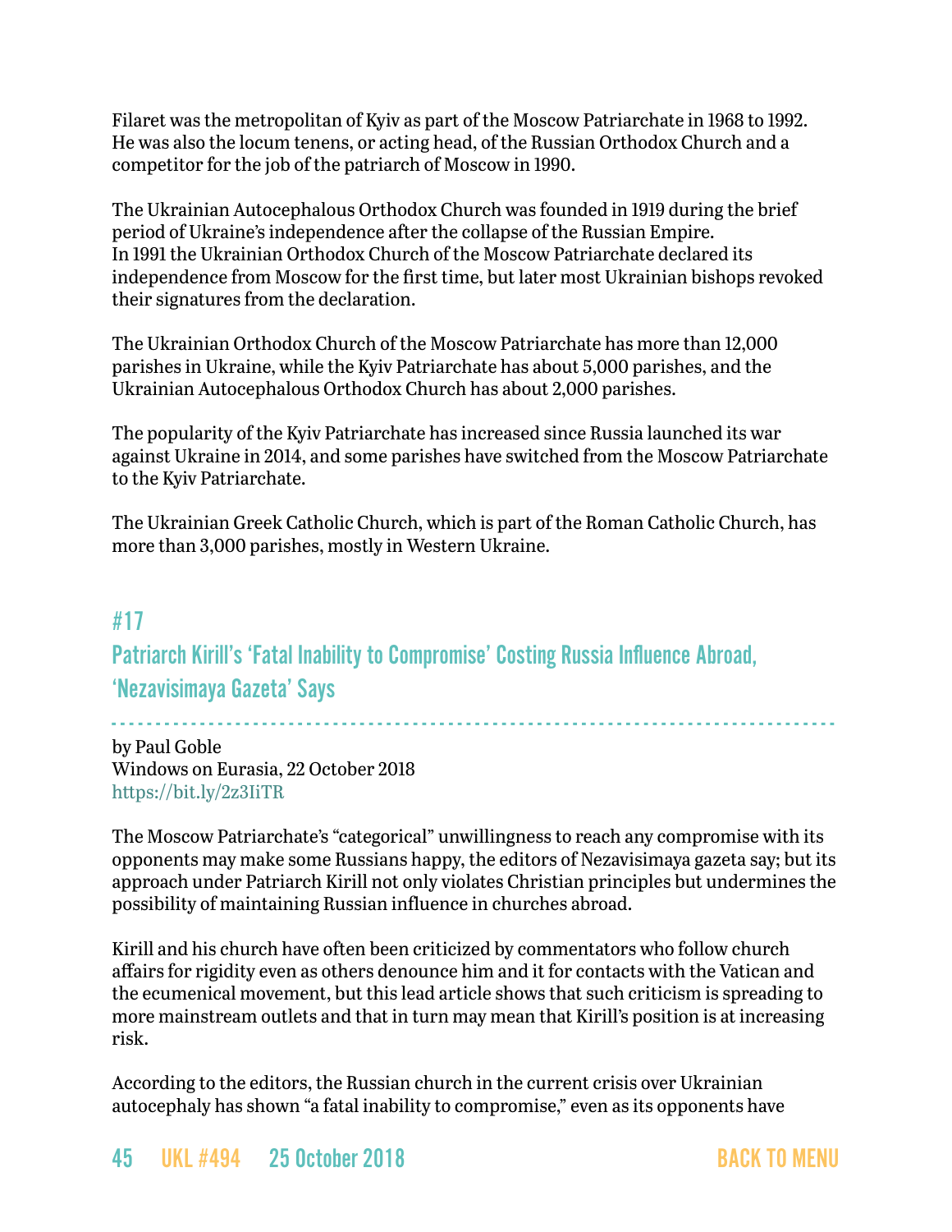Filaret was the metropolitan of Kyiv as part of the Moscow Patriarchate in 1968 to 1992. He was also the locum tenens, or acting head, of the Russian Orthodox Church and a competitor for the job of the patriarch of Moscow in 1990.

The Ukrainian Autocephalous Orthodox Church was founded in 1919 during the brief period of Ukraine's independence after the collapse of the Russian Empire. In 1991 the Ukrainian Orthodox Church of the Moscow Patriarchate declared its independence from Moscow for the first time, but later most Ukrainian bishops revoked their signatures from the declaration.

The Ukrainian Orthodox Church of the Moscow Patriarchate has more than 12,000 parishes in Ukraine, while the Kyiv Patriarchate has about 5,000 parishes, and the Ukrainian Autocephalous Orthodox Church has about 2,000 parishes.

The popularity of the Kyiv Patriarchate has increased since Russia launched its war against Ukraine in 2014, and some parishes have switched from the Moscow Patriarchate to the Kyiv Patriarchate.

The Ukrainian Greek Catholic Church, which is part of the Roman Catholic Church, has more than 3,000 parishes, mostly in Western Ukraine.

## #17
## Patriarch Kirill's 'Fatal Inability to Compromise' Costing Russia Influence Abroad, 'Nezavisimaya Gazeta' Says

by Paul Goble
Windows on Eurasia, 22 October 2018
https://bit.ly/2z3IiTR

The Moscow Patriarchate's "categorical" unwillingness to reach any compromise with its opponents may make some Russians happy, the editors of Nezavisimaya gazeta say; but its approach under Patriarch Kirill not only violates Christian principles but undermines the possibility of maintaining Russian influence in churches abroad.

Kirill and his church have often been criticized by commentators who follow church affairs for rigidity even as others denounce him and it for contacts with the Vatican and the ecumenical movement, but this lead article shows that such criticism is spreading to more mainstream outlets and that in turn may mean that Kirill's position is at increasing risk.

According to the editors, the Russian church in the current crisis over Ukrainian autocephaly has shown "a fatal inability to compromise," even as its opponents have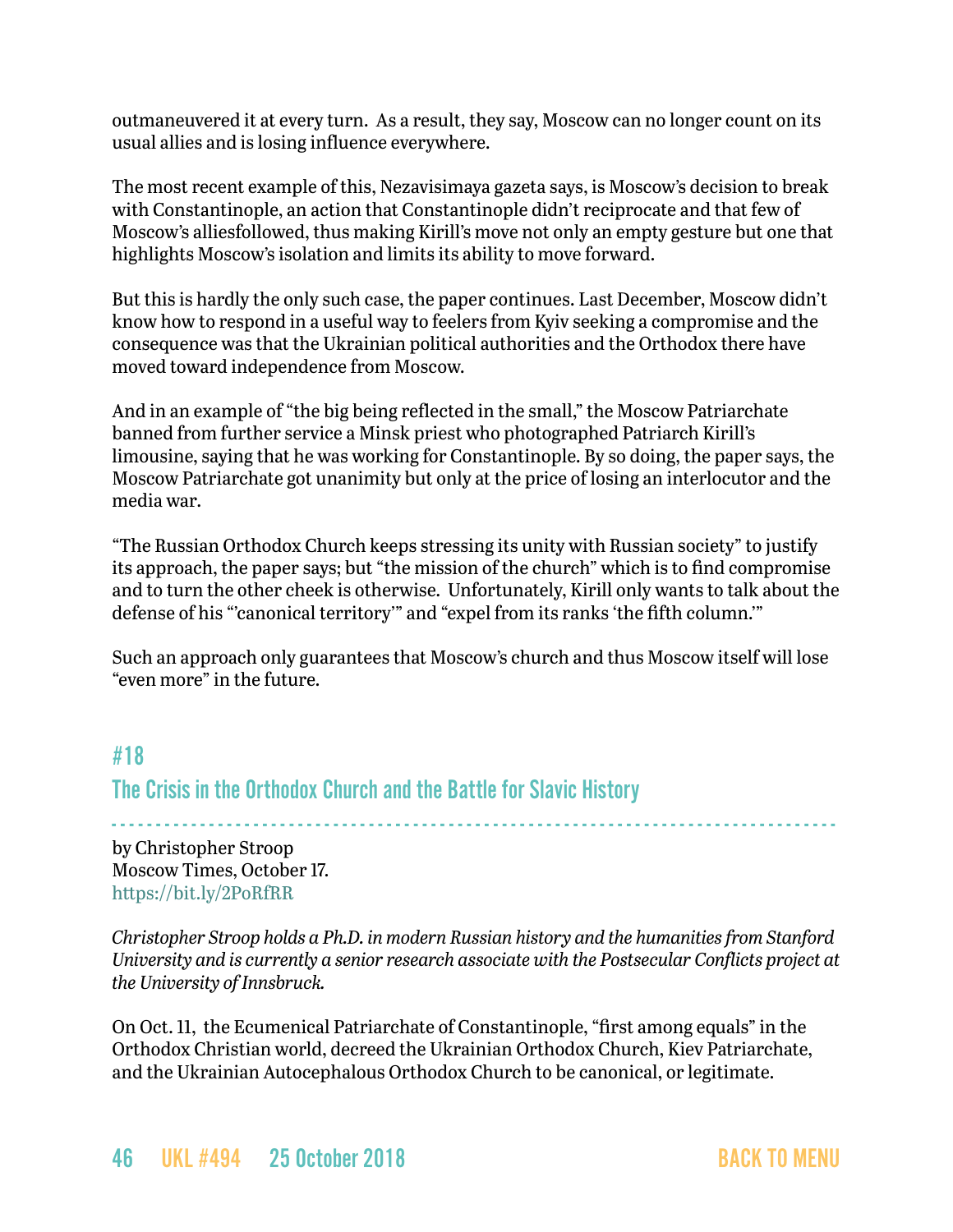outmaneuvered it at every turn.  As a result, they say, Moscow can no longer count on its usual allies and is losing influence everywhere.

The most recent example of this, Nezavisimaya gazeta says, is Moscow's decision to break with Constantinople, an action that Constantinople didn't reciprocate and that few of Moscow's alliesfollowed, thus making Kirill's move not only an empty gesture but one that highlights Moscow's isolation and limits its ability to move forward.

But this is hardly the only such case, the paper continues. Last December, Moscow didn't know how to respond in a useful way to feelers from Kyiv seeking a compromise and the consequence was that the Ukrainian political authorities and the Orthodox there have moved toward independence from Moscow.

And in an example of "the big being reflected in the small," the Moscow Patriarchate banned from further service a Minsk priest who photographed Patriarch Kirill's limousine, saying that he was working for Constantinople. By so doing, the paper says, the Moscow Patriarchate got unanimity but only at the price of losing an interlocutor and the media war.

"The Russian Orthodox Church keeps stressing its unity with Russian society" to justify its approach, the paper says; but "the mission of the church" which is to find compromise and to turn the other cheek is otherwise.  Unfortunately, Kirill only wants to talk about the defense of his "'canonical territory'" and "expel from its ranks 'the fifth column.'"

Such an approach only guarantees that Moscow's church and thus Moscow itself will lose "even more" in the future.

## #18

## The Crisis in the Orthodox Church and the Battle for Slavic History

by Christopher Stroop
Moscow Times, October 17.
https://bit.ly/2PoRfRR

*Christopher Stroop holds a Ph.D. in modern Russian history and the humanities from Stanford University and is currently a senior research associate with the Postsecular Conflicts project at the University of Innsbruck.*

On Oct. 11,  the Ecumenical Patriarchate of Constantinople, "first among equals" in the Orthodox Christian world, decreed the Ukrainian Orthodox Church, Kiev Patriarchate, and the Ukrainian Autocephalous Orthodox Church to be canonical, or legitimate.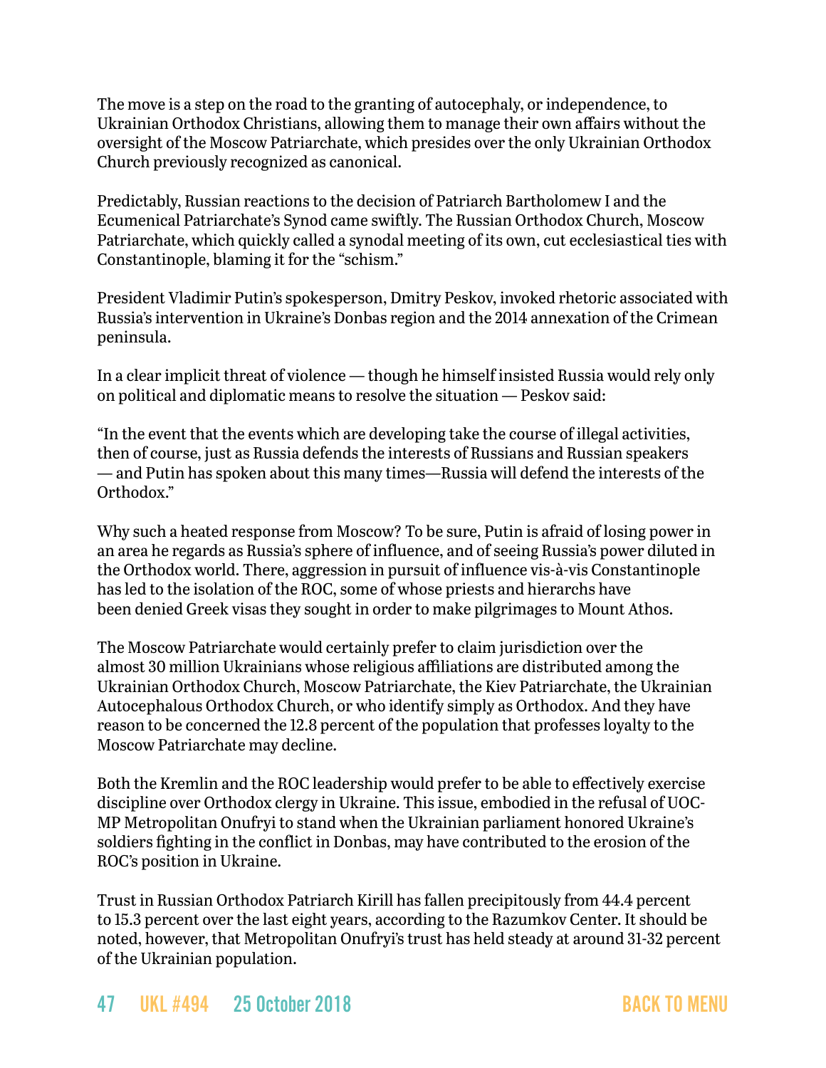The move is a step on the road to the granting of autocephaly, or independence, to Ukrainian Orthodox Christians, allowing them to manage their own affairs without the oversight of the Moscow Patriarchate, which presides over the only Ukrainian Orthodox Church previously recognized as canonical.

Predictably, Russian reactions to the decision of Patriarch Bartholomew I and the Ecumenical Patriarchate's Synod came swiftly. The Russian Orthodox Church, Moscow Patriarchate, which quickly called a synodal meeting of its own, cut ecclesiastical ties with Constantinople, blaming it for the "schism."

President Vladimir Putin's spokesperson, Dmitry Peskov, invoked rhetoric associated with Russia's intervention in Ukraine's Donbas region and the 2014 annexation of the Crimean peninsula.

In a clear implicit threat of violence — though he himself insisted Russia would rely only on political and diplomatic means to resolve the situation — Peskov said:

"In the event that the events which are developing take the course of illegal activities, then of course, just as Russia defends the interests of Russians and Russian speakers — and Putin has spoken about this many times—Russia will defend the interests of the Orthodox."

Why such a heated response from Moscow? To be sure, Putin is afraid of losing power in an area he regards as Russia's sphere of influence, and of seeing Russia's power diluted in the Orthodox world. There, aggression in pursuit of influence vis-à-vis Constantinople has led to the isolation of the ROC, some of whose priests and hierarchs have been denied Greek visas they sought in order to make pilgrimages to Mount Athos.

The Moscow Patriarchate would certainly prefer to claim jurisdiction over the almost 30 million Ukrainians whose religious affiliations are distributed among the Ukrainian Orthodox Church, Moscow Patriarchate, the Kiev Patriarchate, the Ukrainian Autocephalous Orthodox Church, or who identify simply as Orthodox. And they have reason to be concerned the 12.8 percent of the population that professes loyalty to the Moscow Patriarchate may decline.

Both the Kremlin and the ROC leadership would prefer to be able to effectively exercise discipline over Orthodox clergy in Ukraine. This issue, embodied in the refusal of UOC-MP Metropolitan Onufryi to stand when the Ukrainian parliament honored Ukraine's soldiers fighting in the conflict in Donbas, may have contributed to the erosion of the ROC's position in Ukraine.

Trust in Russian Orthodox Patriarch Kirill has fallen precipitously from 44.4 percent to 15.3 percent over the last eight years, according to the Razumkov Center. It should be noted, however, that Metropolitan Onufryi's trust has held steady at around 31-32 percent of the Ukrainian population.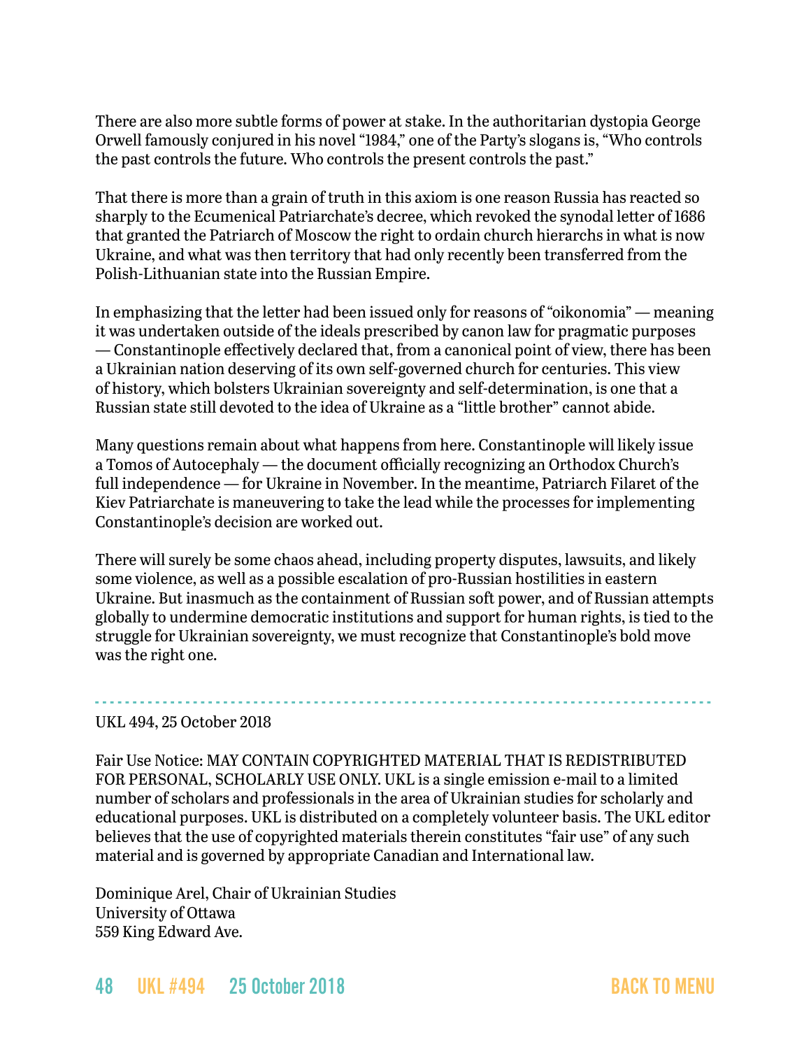There are also more subtle forms of power at stake. In the authoritarian dystopia George Orwell famously conjured in his novel "1984," one of the Party's slogans is, "Who controls the past controls the future. Who controls the present controls the past."

That there is more than a grain of truth in this axiom is one reason Russia has reacted so sharply to the Ecumenical Patriarchate's decree, which revoked the synodal letter of 1686 that granted the Patriarch of Moscow the right to ordain church hierarchs in what is now Ukraine, and what was then territory that had only recently been transferred from the Polish-Lithuanian state into the Russian Empire.

In emphasizing that the letter had been issued only for reasons of "oikonomia" — meaning it was undertaken outside of the ideals prescribed by canon law for pragmatic purposes — Constantinople effectively declared that, from a canonical point of view, there has been a Ukrainian nation deserving of its own self-governed church for centuries. This view of history, which bolsters Ukrainian sovereignty and self-determination, is one that a Russian state still devoted to the idea of Ukraine as a "little brother" cannot abide.

Many questions remain about what happens from here. Constantinople will likely issue a Tomos of Autocephaly — the document officially recognizing an Orthodox Church's full independence — for Ukraine in November. In the meantime, Patriarch Filaret of the Kiev Patriarchate is maneuvering to take the lead while the processes for implementing Constantinople's decision are worked out.

There will surely be some chaos ahead, including property disputes, lawsuits, and likely some violence, as well as a possible escalation of pro-Russian hostilities in eastern Ukraine. But inasmuch as the containment of Russian soft power, and of Russian attempts globally to undermine democratic institutions and support for human rights, is tied to the struggle for Ukrainian sovereignty, we must recognize that Constantinople's bold move was the right one.

---

UKL 494, 25 October 2018

Fair Use Notice: MAY CONTAIN COPYRIGHTED MATERIAL THAT IS REDISTRIBUTED FOR PERSONAL, SCHOLARLY USE ONLY. UKL is a single emission e-mail to a limited number of scholars and professionals in the area of Ukrainian studies for scholarly and educational purposes. UKL is distributed on a completely volunteer basis. The UKL editor believes that the use of copyrighted materials therein constitutes "fair use" of any such material and is governed by appropriate Canadian and International law.

Dominique Arel, Chair of Ukrainian Studies
University of Ottawa
559 King Edward Ave.